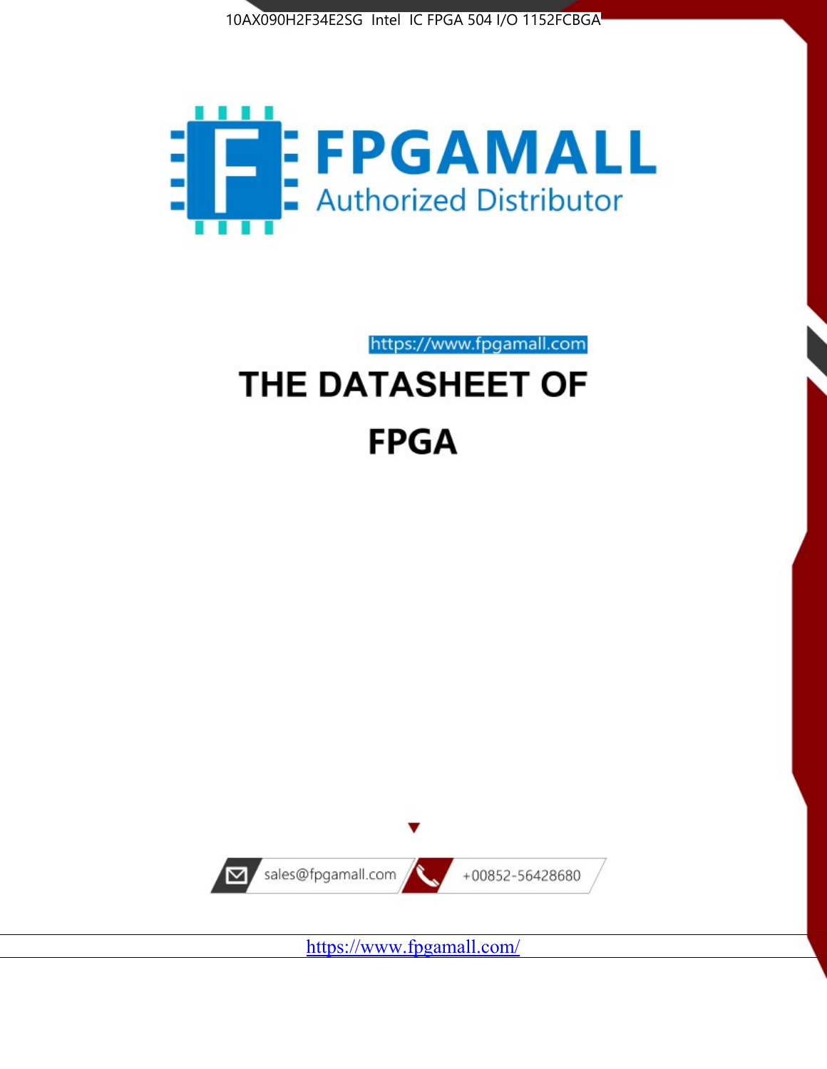10AX090H2F34E2SG Intel IC FPGA 504 I/O 1152FCBGA

FPGAMALL

Authorized Distributor

https://www.fpgamall.com

# THE DATASHEET OF

# FPGA

sales@fpgamall.com

+00852-56428680

https://www.fpgamall.com/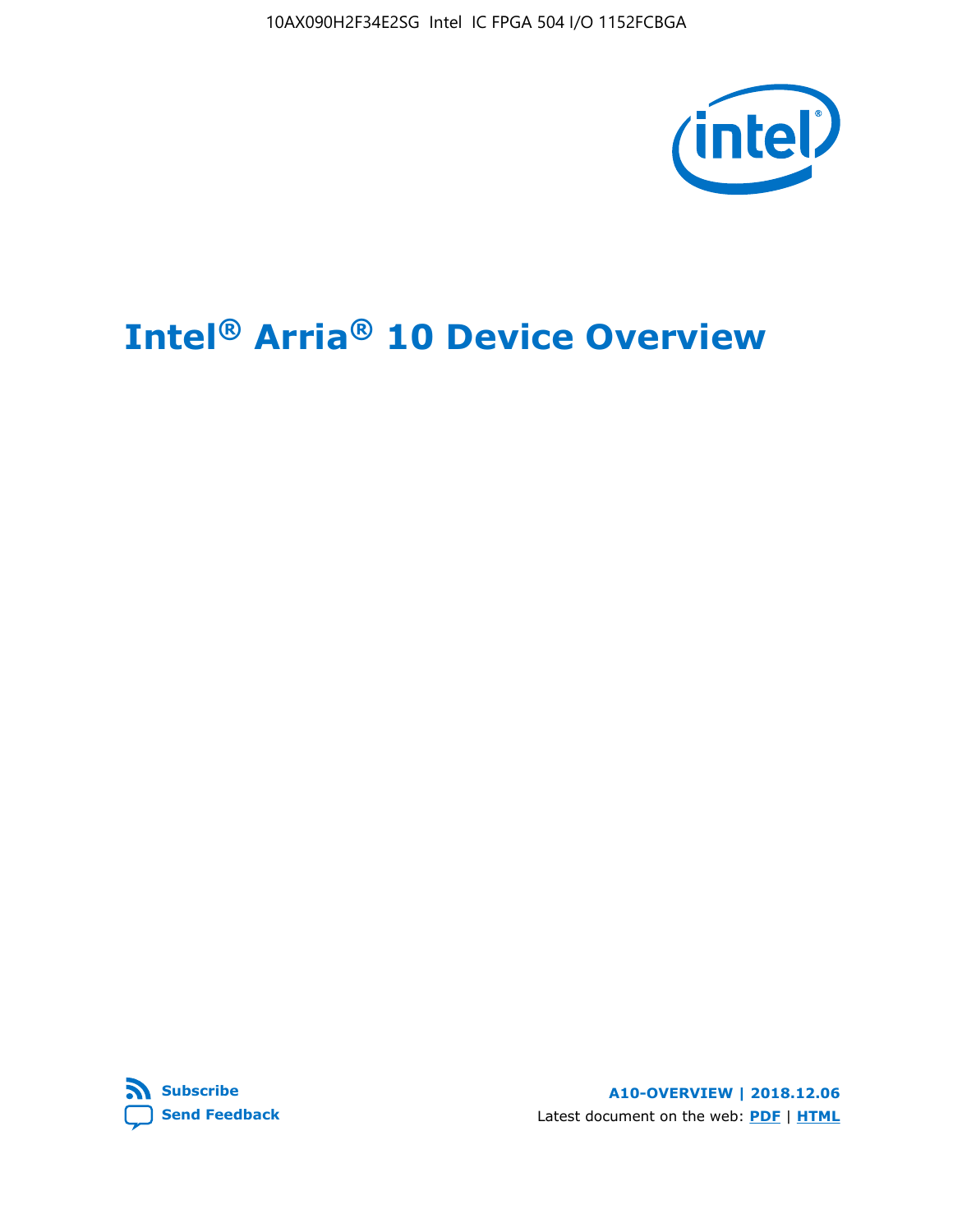# Intel® Arria® 10 Device Overview

Subscribe

Send Feedback

A10-OVERVIEW | 2018.12.06

Latest document on the web: PDF | HTML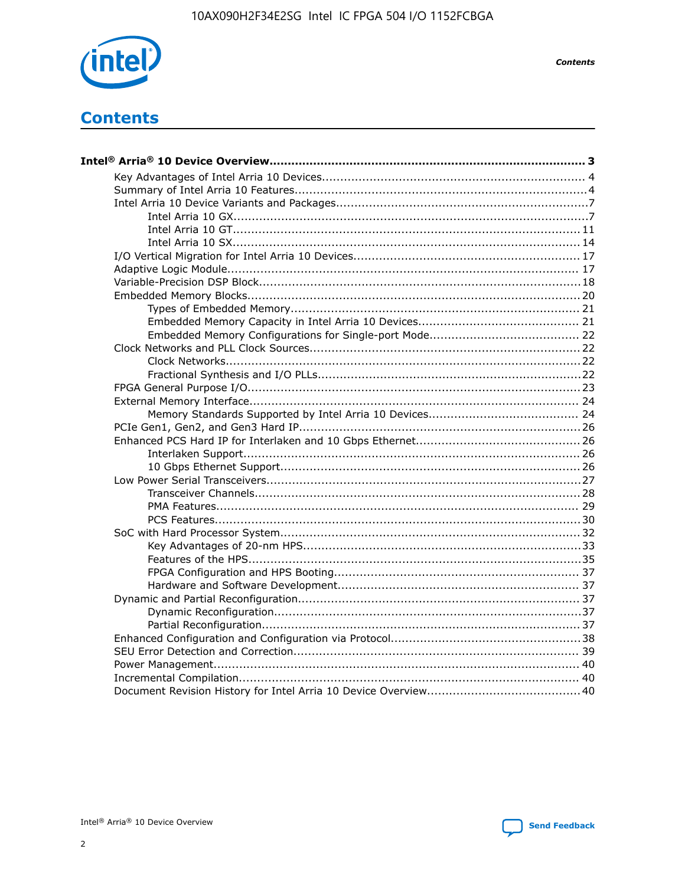# Contents

**Intel® Arria® 10 Device Overview....................................................................................... 3**

- Key Advantages of Intel Arria 10 Devices........................................................................ 4
- Summary of Intel Arria 10 Features................................................................................4
- Intel Arria 10 Device Variants and Packages.....................................................................7
    - Intel Arria 10 GX.................................................................................................7
    - Intel Arria 10 GT............................................................................................... 11
    - Intel Arria 10 SX............................................................................................... 14
- I/O Vertical Migration for Intel Arria 10 Devices.............................................................. 17
- Adaptive Logic Module................................................................................................ 17
- Variable-Precision DSP Block........................................................................................18
- Embedded Memory Blocks........................................................................................... 20
    - Types of Embedded Memory............................................................................... 21
    - Embedded Memory Capacity in Intel Arria 10 Devices............................................ 21
    - Embedded Memory Configurations for Single-port Mode......................................... 22
- Clock Networks and PLL Clock Sources.......................................................................... 22
    - Clock Networks.................................................................................................22
    - Fractional Synthesis and I/O PLLs........................................................................22
- FPGA General Purpose I/O.......................................................................................... 23
- External Memory Interface.......................................................................................... 24
    - Memory Standards Supported by Intel Arria 10 Devices......................................... 24
- PCIe Gen1, Gen2, and Gen3 Hard IP.............................................................................26
- Enhanced PCS Hard IP for Interlaken and 10 Gbps Ethernet.............................................26
    - Interlaken Support............................................................................................ 26
    - 10 Gbps Ethernet Support.................................................................................. 26
- Low Power Serial Transceivers.....................................................................................27
    - Transceiver Channels.........................................................................................28
    - PMA Features................................................................................................... 29
    - PCS Features....................................................................................................30
- SoC with Hard Processor System..................................................................................32
    - Key Advantages of 20-nm HPS............................................................................33
    - Features of the HPS...........................................................................................35
    - FPGA Configuration and HPS Booting................................................................... 37
    - Hardware and Software Development.................................................................. 37
- Dynamic and Partial Reconfiguration.............................................................................37
    - Dynamic Reconfiguration....................................................................................37
    - Partial Reconfiguration.......................................................................................37
- Enhanced Configuration and Configuration via Protocol....................................................38
- SEU Error Detection and Correction.............................................................................. 39
- Power Management.................................................................................................... 40
- Incremental Compilation............................................................................................. 40
- Document Revision History for Intel Arria 10 Device Overview..........................................40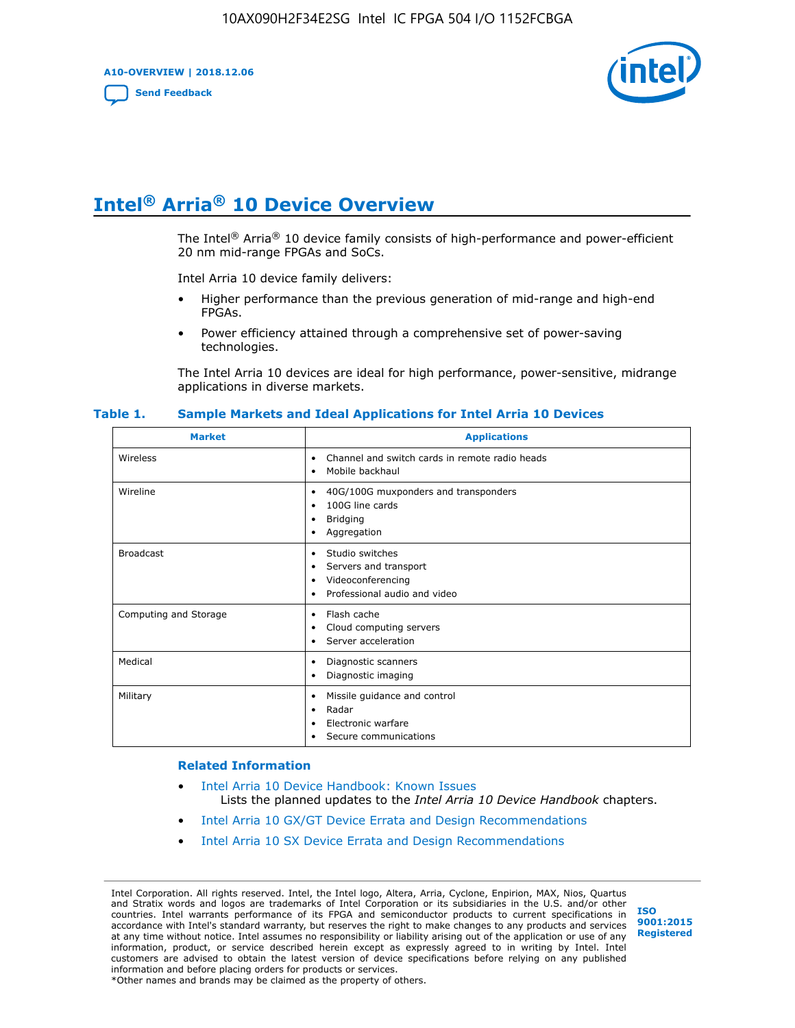# Intel® Arria® 10 Device Overview

The Intel® Arria® 10 device family consists of high-performance and power-efficient 20 nm mid-range FPGAs and SoCs.

Intel Arria 10 device family delivers:

- Higher performance than the previous generation of mid-range and high-end FPGAs.
- Power efficiency attained through a comprehensive set of power-saving technologies.

The Intel Arria 10 devices are ideal for high performance, power-sensitive, midrange applications in diverse markets.

**Table 1. Sample Markets and Ideal Applications for Intel Arria 10 Devices**

| Market | Applications |
|---|---|
| Wireless | • Channel and switch cards in remote radio heads<br>• Mobile backhaul |
| Wireline | • 40G/100G muxponders and transponders<br>• 100G line cards<br>• Bridging<br>• Aggregation |
| Broadcast | • Studio switches<br>• Servers and transport<br>• Videoconferencing<br>• Professional audio and video |
| Computing and Storage | • Flash cache<br>• Cloud computing servers<br>• Server acceleration |
| Medical | • Diagnostic scanners<br>• Diagnostic imaging |
| Military | • Missile guidance and control<br>• Radar<br>• Electronic warfare<br>• Secure communications |

### Related Information

- Intel Arria 10 Device Handbook: Known Issues
  Lists the planned updates to the *Intel Arria 10 Device Handbook* chapters.
- Intel Arria 10 GX/GT Device Errata and Design Recommendations
- Intel Arria 10 SX Device Errata and Design Recommendations

Intel Corporation. All rights reserved. Intel, the Intel logo, Altera, Arria, Cyclone, Enpirion, MAX, Nios, Quartus and Stratix words and logos are trademarks of Intel Corporation or its subsidiaries in the U.S. and/or other countries. Intel warrants performance of its FPGA and semiconductor products to current specifications in accordance with Intel's standard warranty, but reserves the right to make changes to any products and services at any time without notice. Intel assumes no responsibility or liability arising out of the application or use of any information, product, or service described herein except as expressly agreed to in writing by Intel. Intel customers are advised to obtain the latest version of device specifications before relying on any published information and before placing orders for products or services.
*Other names and brands may be claimed as the property of others.

ISO 9001:2015 Registered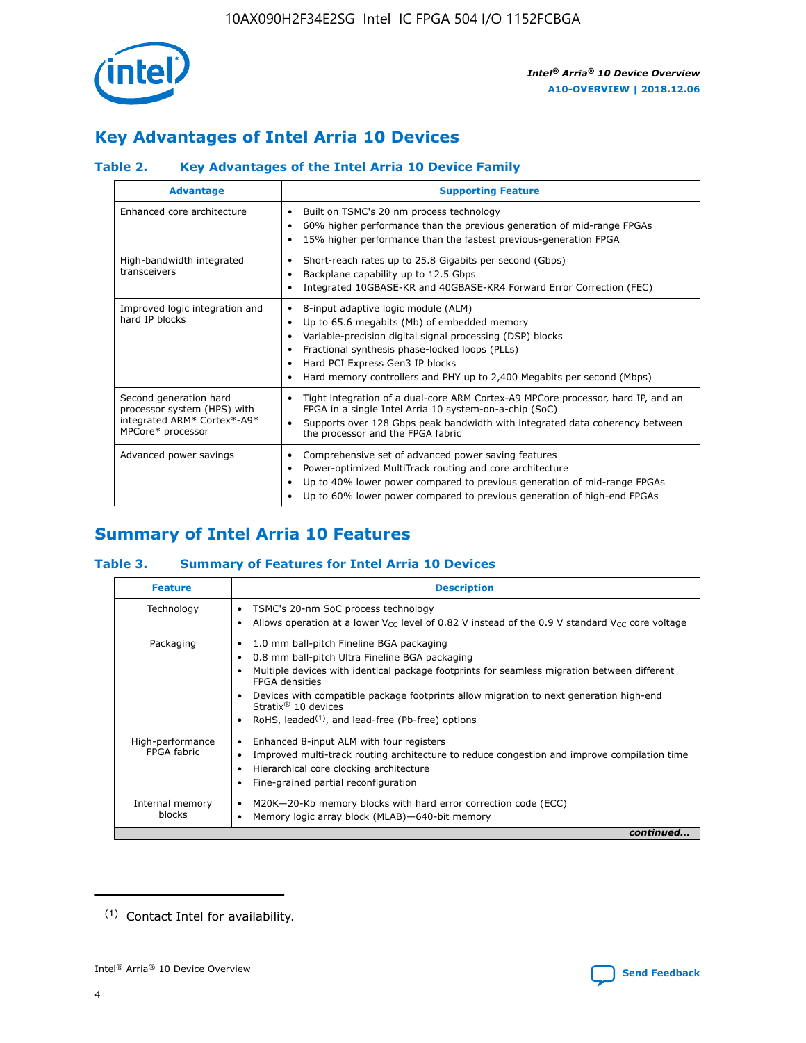## Key Advantages of Intel Arria 10 Devices

### Table 2. Key Advantages of the Intel Arria 10 Device Family

| Advantage | Supporting Feature |
|---|---|
| Enhanced core architecture | • Built on TSMC's 20 nm process technology<br>• 60% higher performance than the previous generation of mid-range FPGAs<br>• 15% higher performance than the fastest previous-generation FPGA |
| High-bandwidth integrated transceivers | • Short-reach rates up to 25.8 Gigabits per second (Gbps)<br>• Backplane capability up to 12.5 Gbps<br>• Integrated 10GBASE-KR and 40GBASE-KR4 Forward Error Correction (FEC) |
| Improved logic integration and hard IP blocks | • 8-input adaptive logic module (ALM)<br>• Up to 65.6 megabits (Mb) of embedded memory<br>• Variable-precision digital signal processing (DSP) blocks<br>• Fractional synthesis phase-locked loops (PLLs)<br>• Hard PCI Express Gen3 IP blocks<br>• Hard memory controllers and PHY up to 2,400 Megabits per second (Mbps) |
| Second generation hard processor system (HPS) with integrated ARM* Cortex*-A9* MPCore* processor | • Tight integration of a dual-core ARM Cortex-A9 MPCore processor, hard IP, and an FPGA in a single Intel Arria 10 system-on-a-chip (SoC)<br>• Supports over 128 Gbps peak bandwidth with integrated data coherency between the processor and the FPGA fabric |
| Advanced power savings | • Comprehensive set of advanced power saving features<br>• Power-optimized MultiTrack routing and core architecture<br>• Up to 40% lower power compared to previous generation of mid-range FPGAs<br>• Up to 60% lower power compared to previous generation of high-end FPGAs |

## Summary of Intel Arria 10 Features

### Table 3. Summary of Features for Intel Arria 10 Devices

| Feature | Description |
|---|---|
| Technology | • TSMC's 20-nm SoC process technology<br>• Allows operation at a lower $V_{CC}$ level of 0.82 V instead of the 0.9 V standard $V_{CC}$ core voltage |
| Packaging | • 1.0 mm ball-pitch Fineline BGA packaging<br>• 0.8 mm ball-pitch Ultra Fineline BGA packaging<br>• Multiple devices with identical package footprints for seamless migration between different FPGA densities<br>• Devices with compatible package footprints allow migration to next generation high-end Stratix® 10 devices<br>• RoHS, leaded[(1)], and lead-free (Pb-free) options |
| High-performance FPGA fabric | • Enhanced 8-input ALM with four registers<br>• Improved multi-track routing architecture to reduce congestion and improve compilation time<br>• Hierarchical core clocking architecture<br>• Fine-grained partial reconfiguration |
| Internal memory blocks | • M20K—20-Kb memory blocks with hard error correction code (ECC)<br>• Memory logic array block (MLAB)—640-bit memory |

*continued...*

(1) Contact Intel for availability.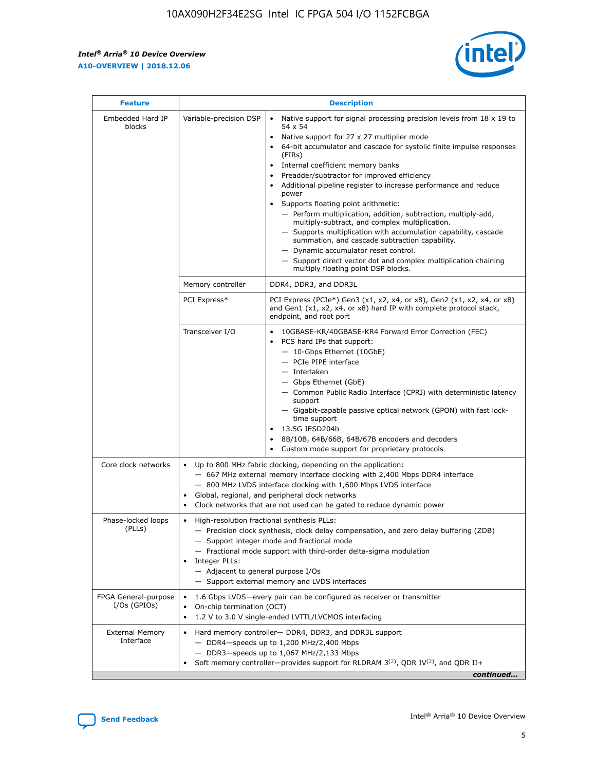| Feature | Description | |
| --- | --- | --- |
| Embedded Hard IP blocks | Variable-precision DSP | • Native support for signal processing precision levels from 18 x 19 to 54 x 54<br>• Native support for 27 x 27 multiplier mode<br>• 64-bit accumulator and cascade for systolic finite impulse responses (FIRs)<br>• Internal coefficient memory banks<br>• Preadder/subtractor for improved efficiency<br>• Additional pipeline register to increase performance and reduce power<br>• Supports floating point arithmetic:<br>— Perform multiplication, addition, subtraction, multiply-add, multiply-subtract, and complex multiplication.<br>— Supports multiplication with accumulation capability, cascade summation, and cascade subtraction capability.<br>— Dynamic accumulator reset control.<br>— Support direct vector dot and complex multiplication chaining multiply floating point DSP blocks. |
| | Memory controller | DDR4, DDR3, and DDR3L |
| | PCI Express* | PCI Express (PCIe*) Gen3 (x1, x2, x4, or x8), Gen2 (x1, x2, x4, or x8) and Gen1 (x1, x2, x4, or x8) hard IP with complete protocol stack, endpoint, and root port |
| | Transceiver I/O | • 10GBASE-KR/40GBASE-KR4 Forward Error Correction (FEC)<br>• PCS hard IPs that support:<br>— 10-Gbps Ethernet (10GbE)<br>— PCIe PIPE interface<br>— Interlaken<br>— Gbps Ethernet (GbE)<br>— Common Public Radio Interface (CPRI) with deterministic latency support<br>— Gigabit-capable passive optical network (GPON) with fast lock-time support<br>• 13.5G JESD204b<br>• 8B/10B, 64B/66B, 64B/67B encoders and decoders<br>• Custom mode support for proprietary protocols |
| Core clock networks | • Up to 800 MHz fabric clocking, depending on the application:<br>— 667 MHz external memory interface clocking with 2,400 Mbps DDR4 interface<br>— 800 MHz LVDS interface clocking with 1,600 Mbps LVDS interface<br>• Global, regional, and peripheral clock networks<br>• Clock networks that are not used can be gated to reduce dynamic power | |
| Phase-locked loops (PLLs) | • High-resolution fractional synthesis PLLs:<br>— Precision clock synthesis, clock delay compensation, and zero delay buffering (ZDB)<br>— Support integer mode and fractional mode<br>— Fractional mode support with third-order delta-sigma modulation<br>• Integer PLLs:<br>— Adjacent to general purpose I/Os<br>— Support external memory and LVDS interfaces | |
| FPGA General-purpose I/Os (GPIOs) | • 1.6 Gbps LVDS—every pair can be configured as receiver or transmitter<br>• On-chip termination (OCT)<br>• 1.2 V to 3.0 V single-ended LVTTL/LVCMOS interfacing | |
| External Memory Interface | • Hard memory controller— DDR4, DDR3, and DDR3L support<br>— DDR4—speeds up to 1,200 MHz/2,400 Mbps<br>— DDR3—speeds up to 1,067 MHz/2,133 Mbps<br>• Soft memory controller—provides support for RLDRAM 3[(2)], QDR IV[(2)], and QDR II+ | |

*continued...*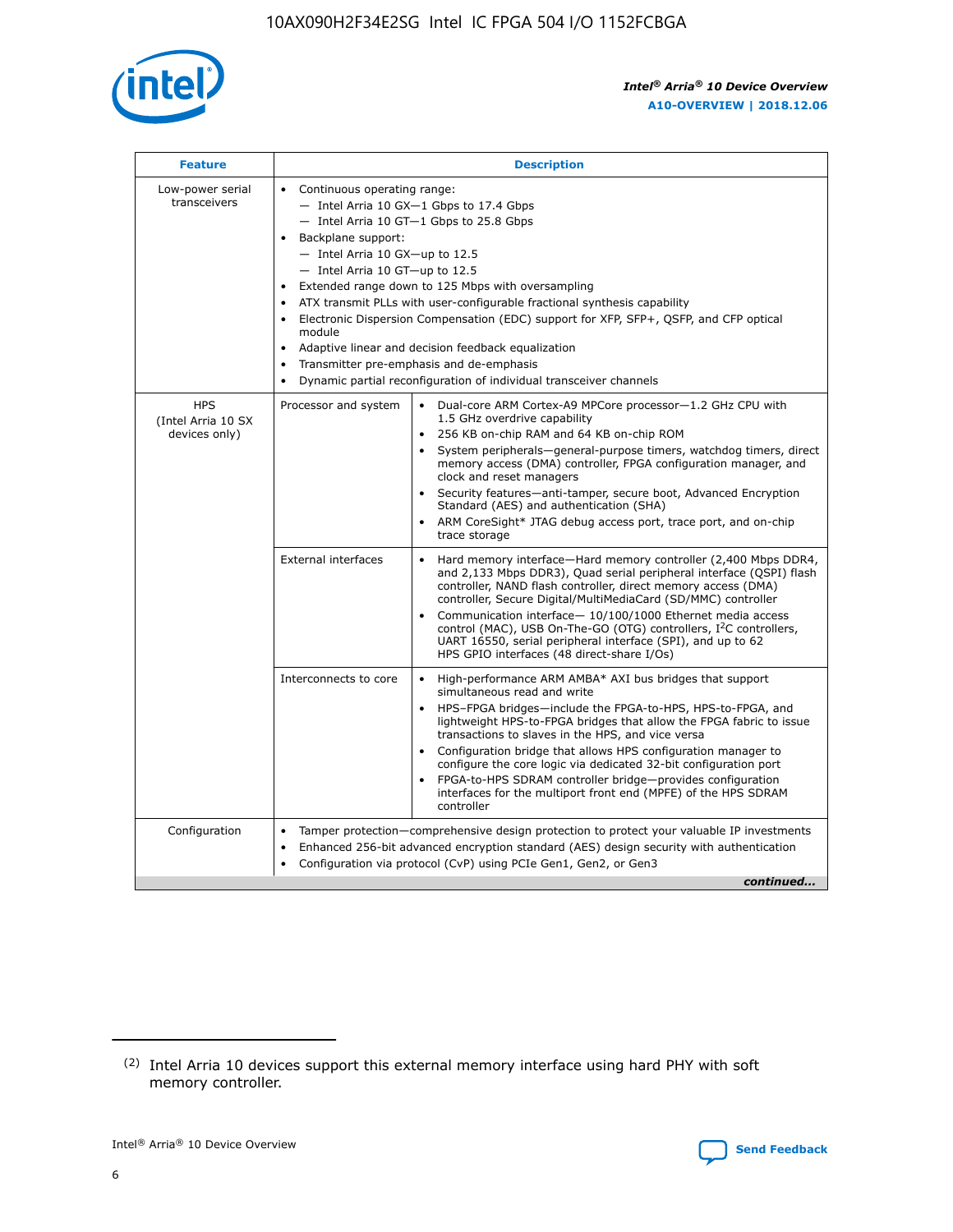| Feature | Description | |
| --- | --- | --- |
| Low-power serial transceivers | • Continuous operating range:<br>— Intel Arria 10 GX—1 Gbps to 17.4 Gbps<br>— Intel Arria 10 GT—1 Gbps to 25.8 Gbps<br>• Backplane support:<br>— Intel Arria 10 GX—up to 12.5<br>— Intel Arria 10 GT—up to 12.5<br>• Extended range down to 125 Mbps with oversampling<br>• ATX transmit PLLs with user-configurable fractional synthesis capability<br>• Electronic Dispersion Compensation (EDC) support for XFP, SFP+, QSFP, and CFP optical module<br>• Adaptive linear and decision feedback equalization<br>• Transmitter pre-emphasis and de-emphasis<br>• Dynamic partial reconfiguration of individual transceiver channels | |
| HPS (Intel Arria 10 SX devices only) | Processor and system | • Dual-core ARM Cortex-A9 MPCore processor—1.2 GHz CPU with 1.5 GHz overdrive capability<br>• 256 KB on-chip RAM and 64 KB on-chip ROM<br>• System peripherals—general-purpose timers, watchdog timers, direct memory access (DMA) controller, FPGA configuration manager, and clock and reset managers<br>• Security features—anti-tamper, secure boot, Advanced Encryption Standard (AES) and authentication (SHA)<br>• ARM CoreSight* JTAG debug access port, trace port, and on-chip trace storage |
| | External interfaces | • Hard memory interface—Hard memory controller (2,400 Mbps DDR4, and 2,133 Mbps DDR3), Quad serial peripheral interface (QSPI) flash controller, NAND flash controller, direct memory access (DMA) controller, Secure Digital/MultiMediaCard (SD/MMC) controller<br>• Communication interface— 10/100/1000 Ethernet media access control (MAC), USB On-The-GO (OTG) controllers, I²C controllers, UART 16550, serial peripheral interface (SPI), and up to 62 HPS GPIO interfaces (48 direct-share I/Os) |
| | Interconnects to core | • High-performance ARM AMBA* AXI bus bridges that support simultaneous read and write<br>• HPS–FPGA bridges—include the FPGA-to-HPS, HPS-to-FPGA, and lightweight HPS-to-FPGA bridges that allow the FPGA fabric to issue transactions to slaves in the HPS, and vice versa<br>• Configuration bridge that allows HPS configuration manager to configure the core logic via dedicated 32-bit configuration port<br>• FPGA-to-HPS SDRAM controller bridge—provides configuration interfaces for the multiport front end (MPFE) of the HPS SDRAM controller |
| Configuration | • Tamper protection—comprehensive design protection to protect your valuable IP investments<br>• Enhanced 256-bit advanced encryption standard (AES) design security with authentication<br>• Configuration via protocol (CvP) using PCIe Gen1, Gen2, or Gen3 | |

*continued...*

(2) Intel Arria 10 devices support this external memory interface using hard PHY with soft memory controller.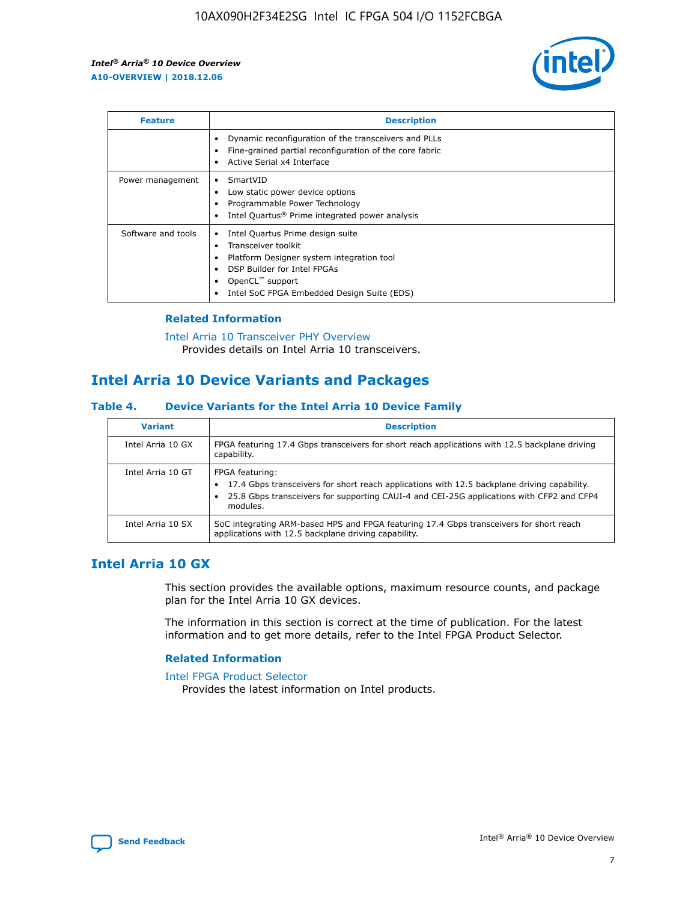| Feature | Description |
| --- | --- |
|  | • Dynamic reconfiguration of the transceivers and PLLs<br>• Fine-grained partial reconfiguration of the core fabric<br>• Active Serial x4 Interface |
| Power management | • SmartVID<br>• Low static power device options<br>• Programmable Power Technology<br>• Intel Quartus® Prime integrated power analysis |
| Software and tools | • Intel Quartus Prime design suite<br>• Transceiver toolkit<br>• Platform Designer system integration tool<br>• DSP Builder for Intel FPGAs<br>• OpenCL™ support<br>• Intel SoC FPGA Embedded Design Suite (EDS) |

### Related Information

Intel Arria 10 Transceiver PHY Overview
Provides details on Intel Arria 10 transceivers.

## Intel Arria 10 Device Variants and Packages

#### Table 4. Device Variants for the Intel Arria 10 Device Family

| Variant | Description |
| --- | --- |
| Intel Arria 10 GX | FPGA featuring 17.4 Gbps transceivers for short reach applications with 12.5 backplane driving capability. |
| Intel Arria 10 GT | FPGA featuring:<br>• 17.4 Gbps transceivers for short reach applications with 12.5 backplane driving capability.<br>• 25.8 Gbps transceivers for supporting CAUI-4 and CEI-25G applications with CFP2 and CFP4 modules. |
| Intel Arria 10 SX | SoC integrating ARM-based HPS and FPGA featuring 17.4 Gbps transceivers for short reach applications with 12.5 backplane driving capability. |

## Intel Arria 10 GX

This section provides the available options, maximum resource counts, and package plan for the Intel Arria 10 GX devices.

The information in this section is correct at the time of publication. For the latest information and to get more details, refer to the Intel FPGA Product Selector.

### Related Information

Intel FPGA Product Selector
Provides the latest information on Intel products.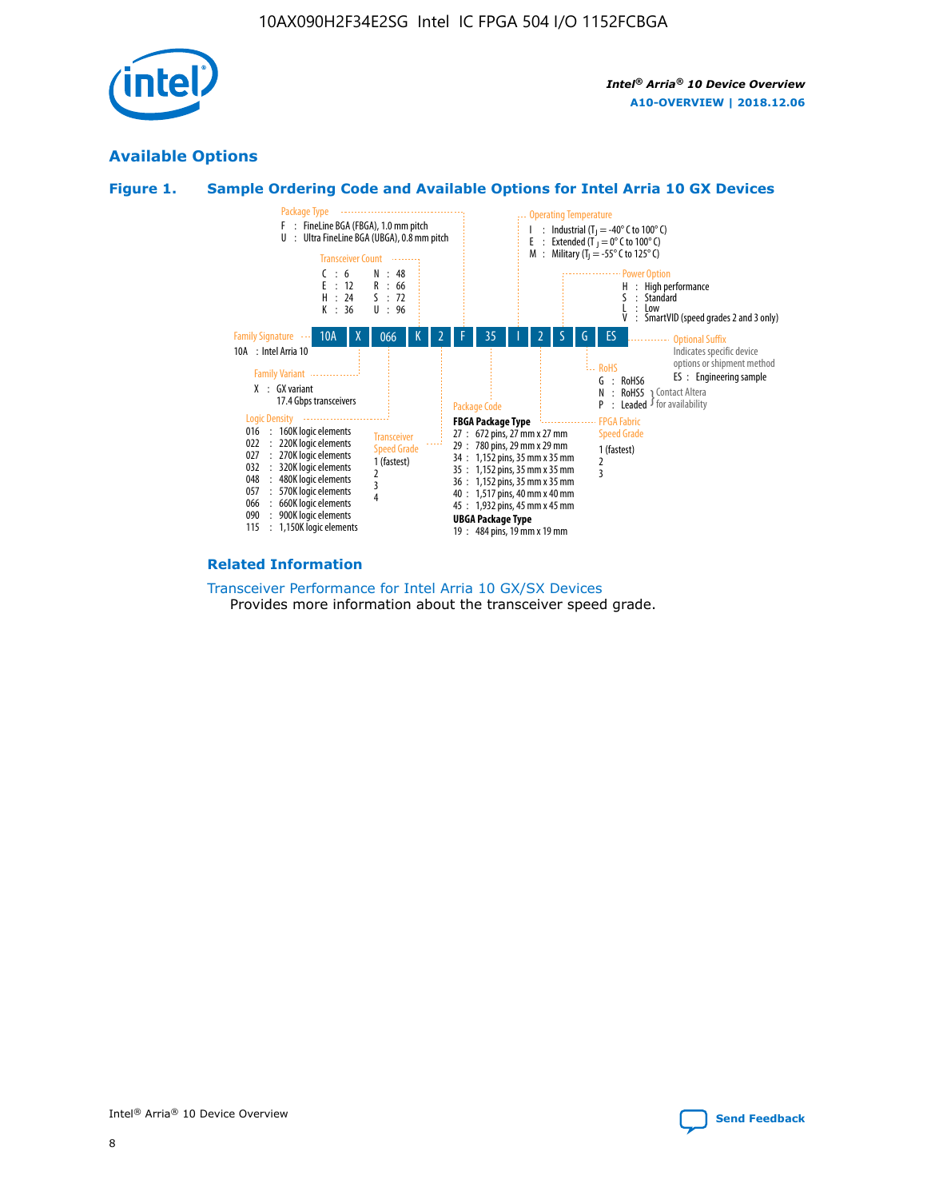## Available Options

### Figure 1. Sample Ordering Code and Available Options for Intel Arria 10 GX Devices

| 10A | X | 066 | K | 2 | F | 35 | I | 2 | S | G | ES |
|---|---|---|---|---|---|---|---|---|---|---|---|

**Family Signature**
10A : Intel Arria 10

**Family Variant**
X : GX variant
17.4 Gbps transceivers

**Logic Density**
- 016 : 160K logic elements
- 022 : 220K logic elements
- 027 : 270K logic elements
- 032 : 320K logic elements
- 048 : 480K logic elements
- 057 : 570K logic elements
- 066 : 660K logic elements
- 090 : 900K logic elements
- 115 : 1,150K logic elements

**Transceiver Count**
- C : 6
- E : 12
- H : 24
- K : 36
- N : 48
- R : 66
- S : 72
- U : 96

**Transceiver Speed Grade**
1 (fastest)
2
3
4

**Package Type**
- F : FineLine BGA (FBGA), 1.0 mm pitch
- U : Ultra FineLine BGA (UBGA), 0.8 mm pitch

**Package Code**

**FBGA Package Type**
- 27 : 672 pins, 27 mm x 27 mm
- 29 : 780 pins, 29 mm x 29 mm
- 34 : 1,152 pins, 35 mm x 35 mm
- 35 : 1,152 pins, 35 mm x 35 mm
- 36 : 1,152 pins, 35 mm x 35 mm
- 40 : 1,517 pins, 40 mm x 40 mm
- 45 : 1,932 pins, 45 mm x 45 mm

**UBGA Package Type**
- 19 : 484 pins, 19 mm x 19 mm

**Operating Temperature**
- I : Industrial ($T_J$ = -40° C to 100° C)
- E : Extended ($T_J$ = 0° C to 100° C)
- M : Military ($T_J$ = -55° C to 125° C)

**FPGA Fabric Speed Grade**
1 (fastest)
2
3

**Power Option**
- H : High performance
- S : Standard
- L : Low
- V : SmartVID (speed grades 2 and 3 only)

**RoHS**
- G : RoHS6
- N : RoHS5 } Contact Altera for availability
- P : Leaded } Contact Altera for availability

**Optional Suffix**
Indicates specific device options or shipment method
- ES : Engineering sample

### Related Information

Transceiver Performance for Intel Arria 10 GX/SX Devices
Provides more information about the transceiver speed grade.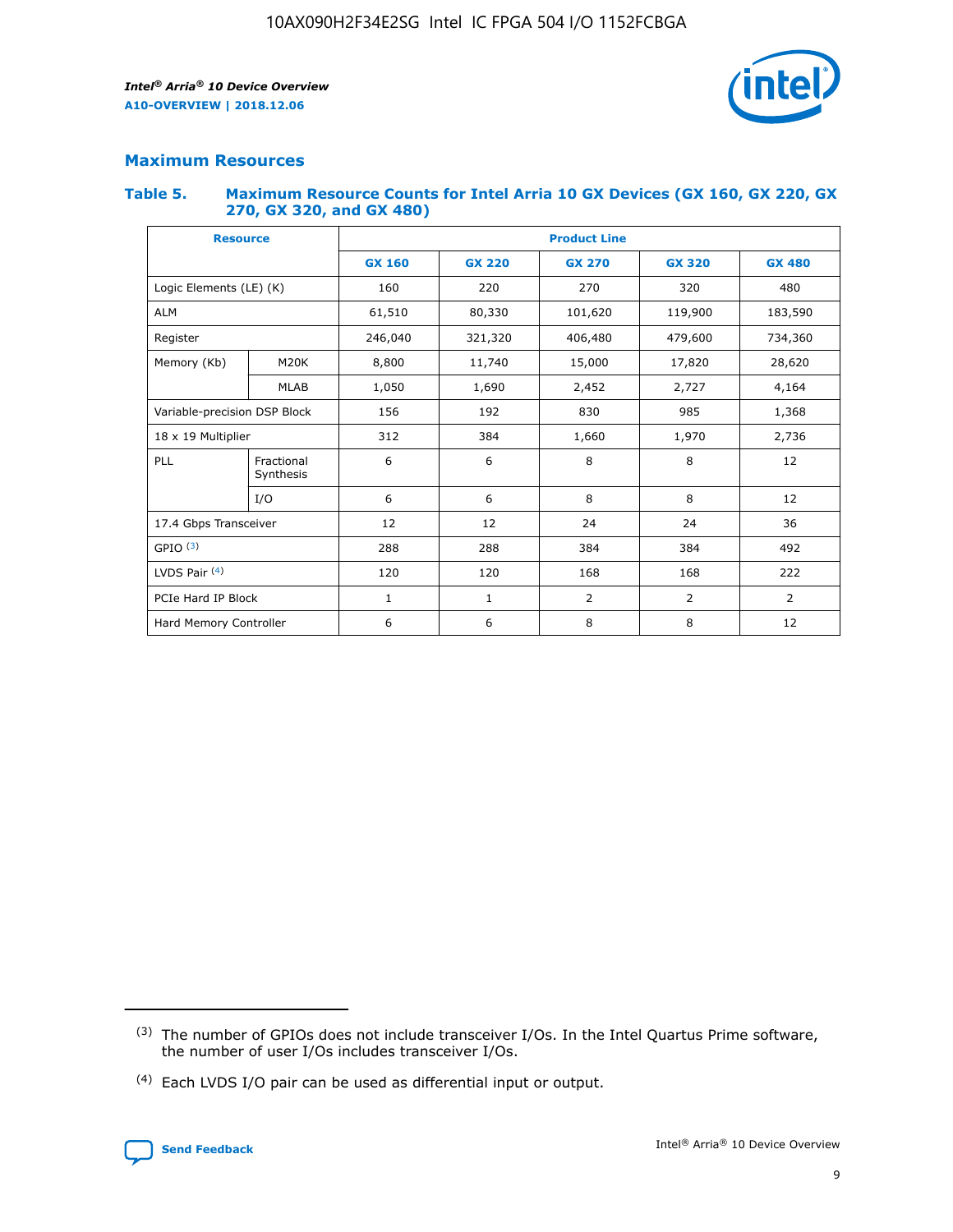## Maximum Resources

### Table 5. Maximum Resource Counts for Intel Arria 10 GX Devices (GX 160, GX 220, GX 270, GX 320, and GX 480)

| Resource | | Product Line | | | | |
|---|---|---|---|---|---|---|
| | | GX 160 | GX 220 | GX 270 | GX 320 | GX 480 |
| Logic Elements (LE) (K) | | 160 | 220 | 270 | 320 | 480 |
| ALM | | 61,510 | 80,330 | 101,620 | 119,900 | 183,590 |
| Register | | 246,040 | 321,320 | 406,480 | 479,600 | 734,360 |
| Memory (Kb) | M20K | 8,800 | 11,740 | 15,000 | 17,820 | 28,620 |
| | MLAB | 1,050 | 1,690 | 2,452 | 2,727 | 4,164 |
| Variable-precision DSP Block | | 156 | 192 | 830 | 985 | 1,368 |
| 18 x 19 Multiplier | | 312 | 384 | 1,660 | 1,970 | 2,736 |
| PLL | Fractional Synthesis | 6 | 6 | 8 | 8 | 12 |
| | I/O | 6 | 6 | 8 | 8 | 12 |
| 17.4 Gbps Transceiver | | 12 | 12 | 24 | 24 | 36 |
| GPIO [3] | | 288 | 288 | 384 | 384 | 492 |
| LVDS Pair [4] | | 120 | 120 | 168 | 168 | 222 |
| PCIe Hard IP Block | | 1 | 1 | 2 | 2 | 2 |
| Hard Memory Controller | | 6 | 6 | 8 | 8 | 12 |

(3) The number of GPIOs does not include transceiver I/Os. In the Intel Quartus Prime software, the number of user I/Os includes transceiver I/Os.

(4) Each LVDS I/O pair can be used as differential input or output.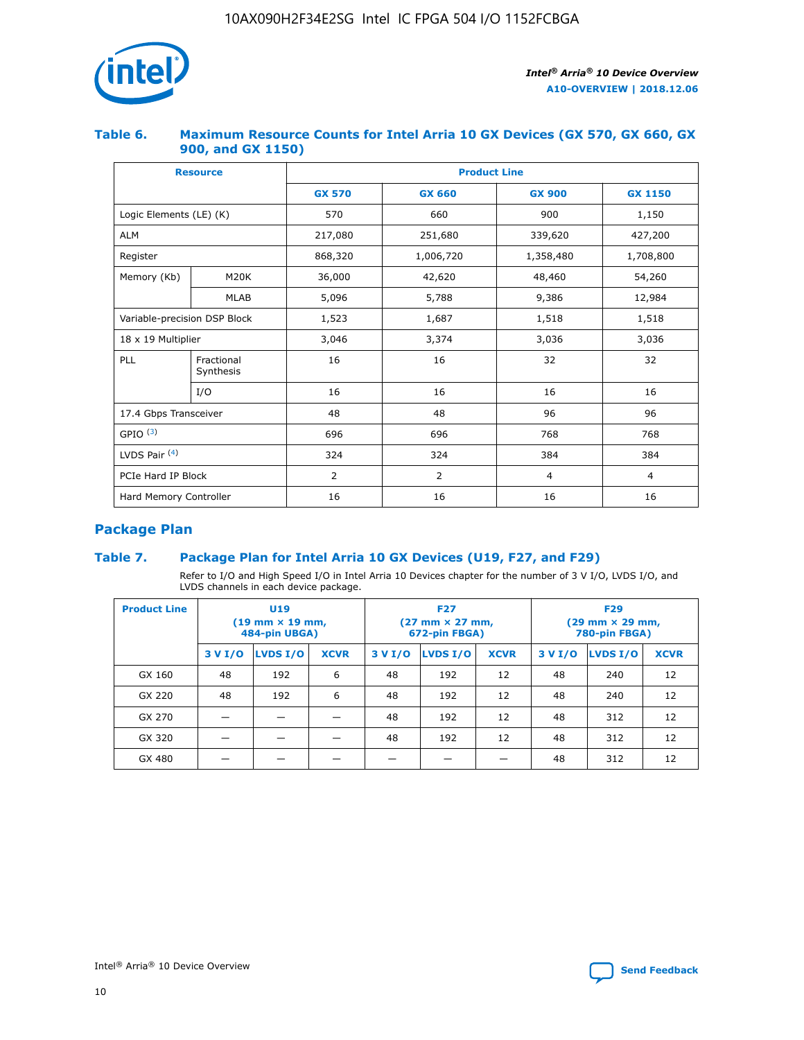### Table 6. Maximum Resource Counts for Intel Arria 10 GX Devices (GX 570, GX 660, GX 900, and GX 1150)

| Resource | | Product Line | | | |
|---|---|---|---|---|---|
| | | GX 570 | GX 660 | GX 900 | GX 1150 |
| Logic Elements (LE) (K) | | 570 | 660 | 900 | 1,150 |
| ALM | | 217,080 | 251,680 | 339,620 | 427,200 |
| Register | | 868,320 | 1,006,720 | 1,358,480 | 1,708,800 |
| Memory (Kb) | M20K | 36,000 | 42,620 | 48,460 | 54,260 |
| | MLAB | 5,096 | 5,788 | 9,386 | 12,984 |
| Variable-precision DSP Block | | 1,523 | 1,687 | 1,518 | 1,518 |
| 18 x 19 Multiplier | | 3,046 | 3,374 | 3,036 | 3,036 |
| PLL | Fractional Synthesis | 16 | 16 | 32 | 32 |
| | I/O | 16 | 16 | 16 | 16 |
| 17.4 Gbps Transceiver | | 48 | 48 | 96 | 96 |
| GPIO [(3)] | | 696 | 696 | 768 | 768 |
| LVDS Pair [(4)] | | 324 | 324 | 384 | 384 |
| PCIe Hard IP Block | | 2 | 2 | 4 | 4 |
| Hard Memory Controller | | 16 | 16 | 16 | 16 |

## Package Plan

### Table 7. Package Plan for Intel Arria 10 GX Devices (U19, F27, and F29)

Refer to I/O and High Speed I/O in Intel Arria 10 Devices chapter for the number of 3 V I/O, LVDS I/O, and LVDS channels in each device package.

| Product Line | U19 (19 mm × 19 mm, 484-pin UBGA) | | | F27 (27 mm × 27 mm, 672-pin FBGA) | | | F29 (29 mm × 29 mm, 780-pin FBGA) | | |
|---|---|---|---|---|---|---|---|---|---|
| | 3 V I/O | LVDS I/O | XCVR | 3 V I/O | LVDS I/O | XCVR | 3 V I/O | LVDS I/O | XCVR |
| GX 160 | 48 | 192 | 6 | 48 | 192 | 12 | 48 | 240 | 12 |
| GX 220 | 48 | 192 | 6 | 48 | 192 | 12 | 48 | 240 | 12 |
| GX 270 | — | — | — | 48 | 192 | 12 | 48 | 312 | 12 |
| GX 320 | — | — | — | 48 | 192 | 12 | 48 | 312 | 12 |
| GX 480 | — | — | — | — | — | — | 48 | 312 | 12 |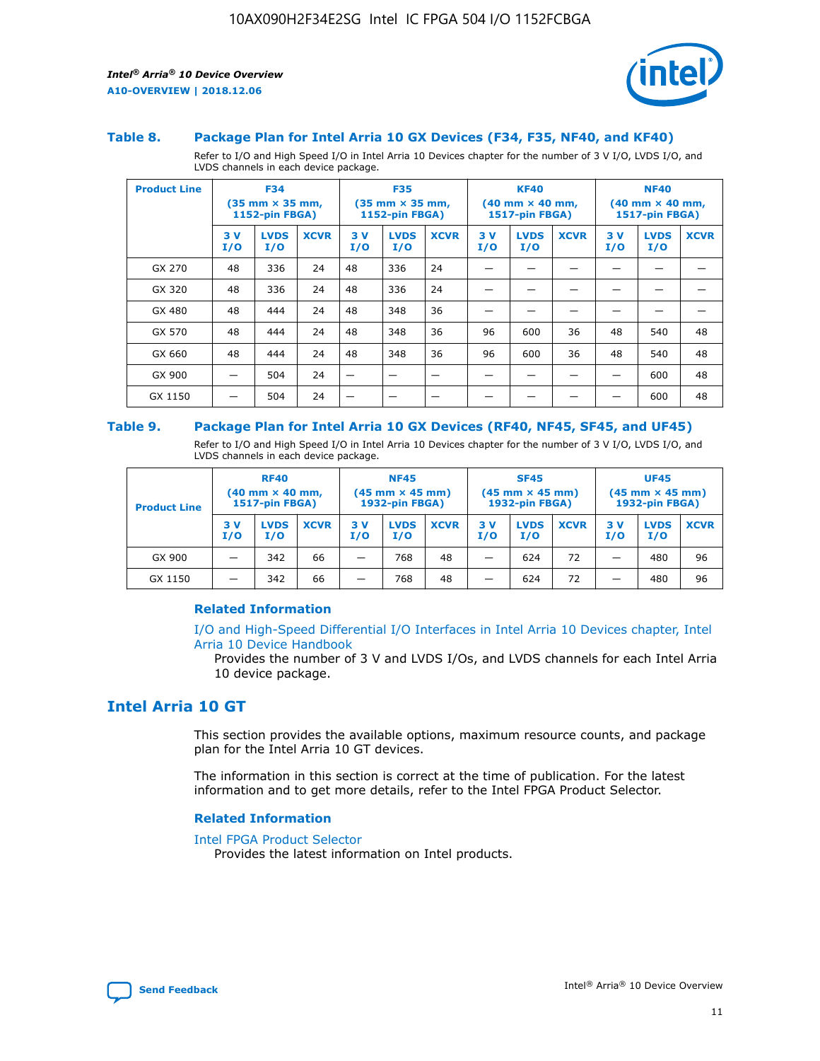#### Table 8. Package Plan for Intel Arria 10 GX Devices (F34, F35, NF40, and KF40)

Refer to I/O and High Speed I/O in Intel Arria 10 Devices chapter for the number of 3 V I/O, LVDS I/O, and LVDS channels in each device package.

| Product Line | F34 (35 mm × 35 mm, 1152-pin FBGA) | | | F35 (35 mm × 35 mm, 1152-pin FBGA) | | | KF40 (40 mm × 40 mm, 1517-pin FBGA) | | | NF40 (40 mm × 40 mm, 1517-pin FBGA) | | |
|---|---|---|---|---|---|---|---|---|---|---|---|---|
| | 3 V I/O | LVDS I/O | XCVR | 3 V I/O | LVDS I/O | XCVR | 3 V I/O | LVDS I/O | XCVR | 3 V I/O | LVDS I/O | XCVR |
| GX 270 | 48 | 336 | 24 | 48 | 336 | 24 | — | — | — | — | — | — |
| GX 320 | 48 | 336 | 24 | 48 | 336 | 24 | — | — | — | — | — | — |
| GX 480 | 48 | 444 | 24 | 48 | 348 | 36 | — | — | — | — | — | — |
| GX 570 | 48 | 444 | 24 | 48 | 348 | 36 | 96 | 600 | 36 | 48 | 540 | 48 |
| GX 660 | 48 | 444 | 24 | 48 | 348 | 36 | 96 | 600 | 36 | 48 | 540 | 48 |
| GX 900 | — | 504 | 24 | — | — | — | — | — | — | — | 600 | 48 |
| GX 1150 | — | 504 | 24 | — | — | — | — | — | — | — | 600 | 48 |

#### Table 9. Package Plan for Intel Arria 10 GX Devices (RF40, NF45, SF45, and UF45)

Refer to I/O and High Speed I/O in Intel Arria 10 Devices chapter for the number of 3 V I/O, LVDS I/O, and LVDS channels in each device package.

| Product Line | RF40 (40 mm × 40 mm, 1517-pin FBGA) | | | NF45 (45 mm × 45 mm) 1932-pin FBGA) | | | SF45 (45 mm × 45 mm) 1932-pin FBGA) | | | UF45 (45 mm × 45 mm) 1932-pin FBGA) | | |
|---|---|---|---|---|---|---|---|---|---|---|---|---|
| | 3 V I/O | LVDS I/O | XCVR | 3 V I/O | LVDS I/O | XCVR | 3 V I/O | LVDS I/O | XCVR | 3 V I/O | LVDS I/O | XCVR |
| GX 900 | — | 342 | 66 | — | 768 | 48 | — | 624 | 72 | — | 480 | 96 |
| GX 1150 | — | 342 | 66 | — | 768 | 48 | — | 624 | 72 | — | 480 | 96 |

### Related Information

I/O and High-Speed Differential I/O Interfaces in Intel Arria 10 Devices chapter, Intel Arria 10 Device Handbook

Provides the number of 3 V and LVDS I/Os, and LVDS channels for each Intel Arria 10 device package.

## Intel Arria 10 GT

This section provides the available options, maximum resource counts, and package plan for the Intel Arria 10 GT devices.

The information in this section is correct at the time of publication. For the latest information and to get more details, refer to the Intel FPGA Product Selector.

### Related Information

Intel FPGA Product Selector

Provides the latest information on Intel products.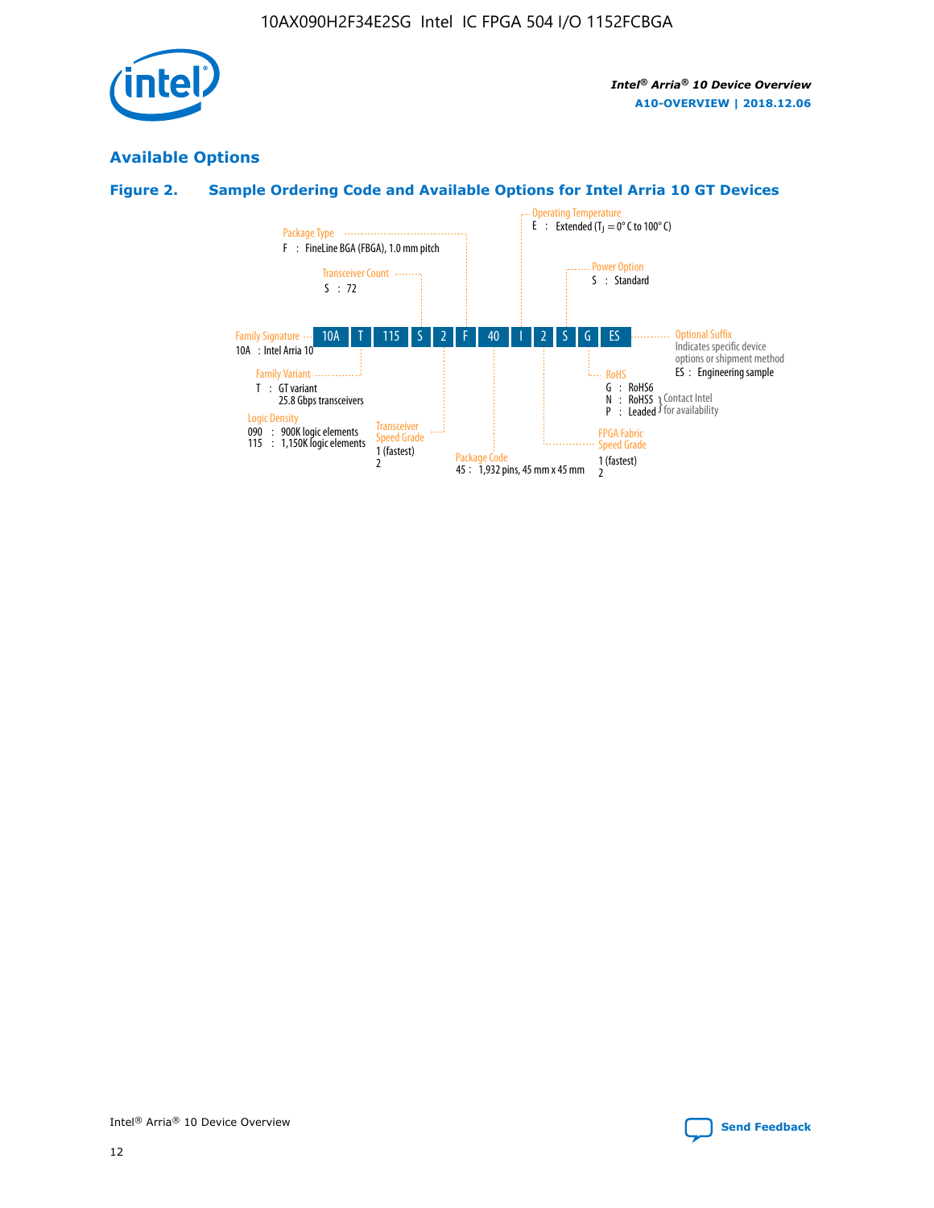## Available Options

### Figure 2. Sample Ordering Code and Available Options for Intel Arria 10 GT Devices

Sample ordering code: 10A T 115 S 2 F 40 I 2 S G ES

- **Family Signature**
  - 10A : Intel Arria 10
- **Family Variant**
  - T : GT variant, 25.8 Gbps transceivers
- **Logic Density**
  - 090 : 900K logic elements
  - 115 : 1,150K logic elements
- **Transceiver Count**
  - S : 72
- **Transceiver Speed Grade**
  - 1 (fastest)
  - 2
- **Package Type**
  - F : FineLine BGA (FBGA), 1.0 mm pitch
- **Package Code**
  - 45 : 1,932 pins, 45 mm x 45 mm
- **Operating Temperature**
  - E : Extended ($T_J$ = 0° C to 100° C)
- **FPGA Fabric Speed Grade**
  - 1 (fastest)
  - 2
- **Power Option**
  - S : Standard
- **RoHS**
  - G : RoHS6
  - N : RoHS5 (Contact Intel for availability)
  - P : Leaded (Contact Intel for availability)
- **Optional Suffix**
  - Indicates specific device options or shipment method
  - ES : Engineering sample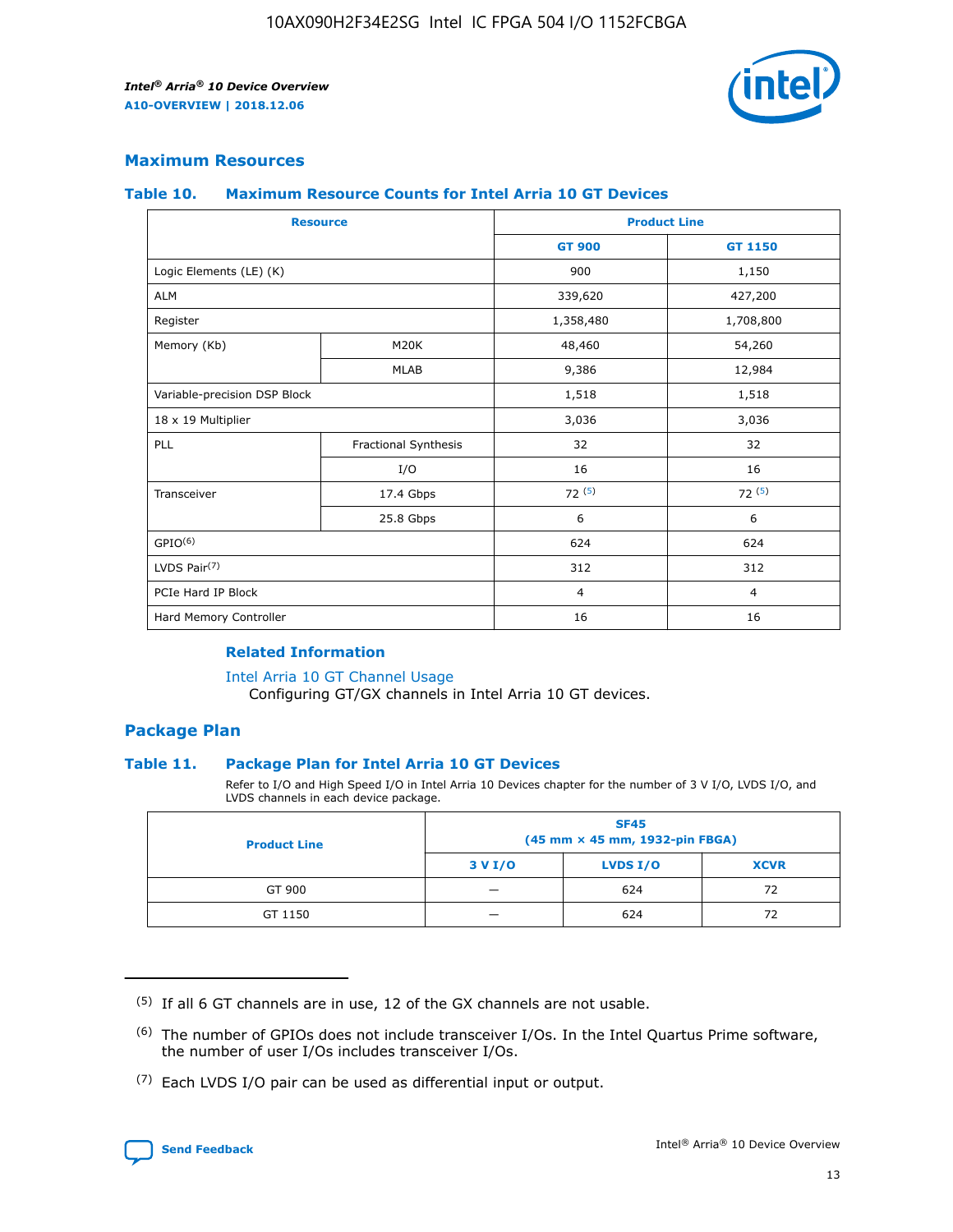## Maximum Resources

### Table 10. Maximum Resource Counts for Intel Arria 10 GT Devices

| Resource | | Product Line | |
|---|---|---|---|
| | | GT 900 | GT 1150 |
| Logic Elements (LE) (K) | | 900 | 1,150 |
| ALM | | 339,620 | 427,200 |
| Register | | 1,358,480 | 1,708,800 |
| Memory (Kb) | M20K | 48,460 | 54,260 |
| | MLAB | 9,386 | 12,984 |
| Variable-precision DSP Block | | 1,518 | 1,518 |
| 18 x 19 Multiplier | | 3,036 | 3,036 |
| PLL | Fractional Synthesis | 32 | 32 |
| | I/O | 16 | 16 |
| Transceiver | 17.4 Gbps | 72 (5) | 72 (5) |
| | 25.8 Gbps | 6 | 6 |
| GPIO(6) | | 624 | 624 |
| LVDS Pair(7) | | 312 | 312 |
| PCIe Hard IP Block | | 4 | 4 |
| Hard Memory Controller | | 16 | 16 |

#### Related Information

Intel Arria 10 GT Channel Usage
Configuring GT/GX channels in Intel Arria 10 GT devices.

## Package Plan

### Table 11. Package Plan for Intel Arria 10 GT Devices

Refer to I/O and High Speed I/O in Intel Arria 10 Devices chapter for the number of 3 V I/O, LVDS I/O, and LVDS channels in each device package.

| Product Line | SF45 (45 mm × 45 mm, 1932-pin FBGA) | | |
|---|---|---|---|
| | 3 V I/O | LVDS I/O | XCVR |
| GT 900 | — | 624 | 72 |
| GT 1150 | — | 624 | 72 |

(5) If all 6 GT channels are in use, 12 of the GX channels are not usable.

(6) The number of GPIOs does not include transceiver I/Os. In the Intel Quartus Prime software, the number of user I/Os includes transceiver I/Os.

(7) Each LVDS I/O pair can be used as differential input or output.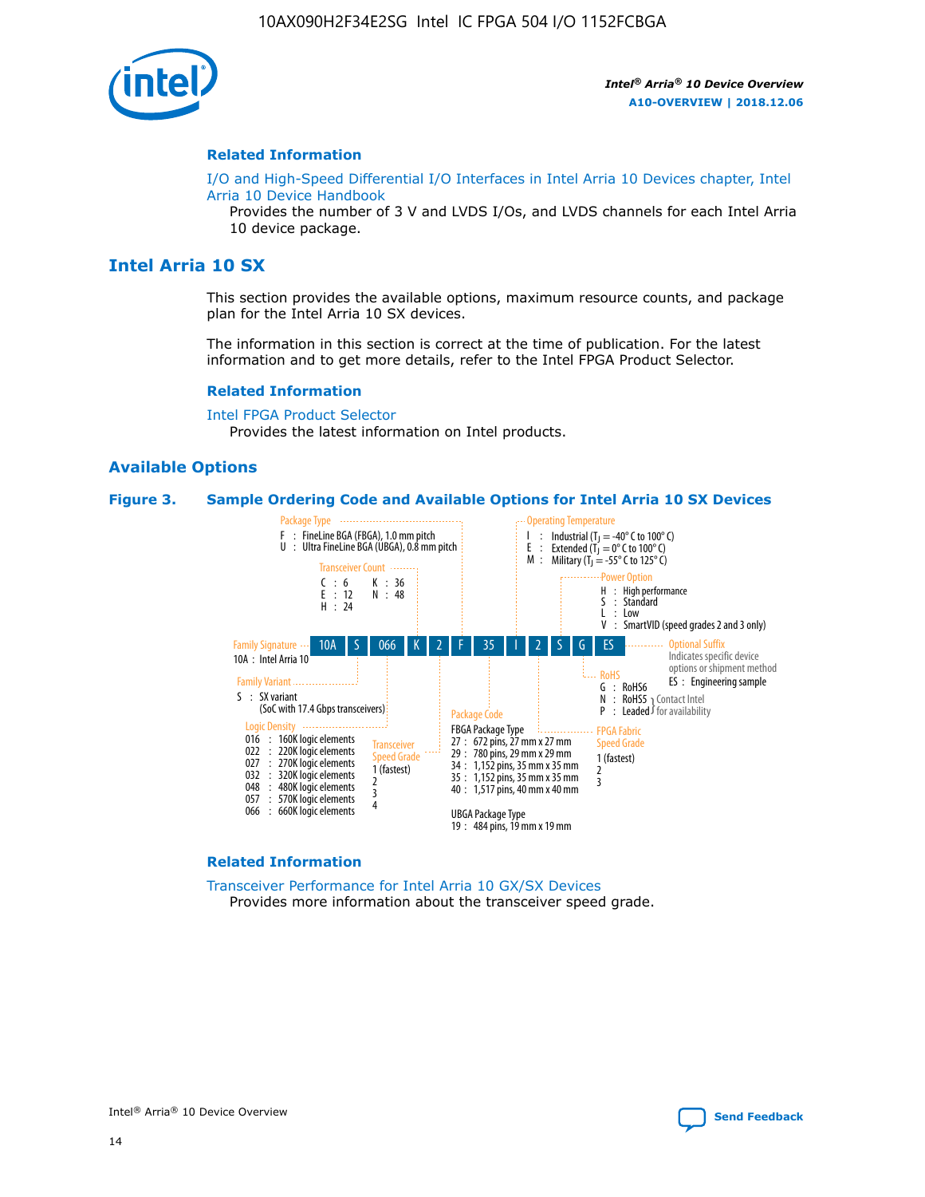## Related Information

I/O and High-Speed Differential I/O Interfaces in Intel Arria 10 Devices chapter, Intel Arria 10 Device Handbook

Provides the number of 3 V and LVDS I/Os, and LVDS channels for each Intel Arria 10 device package.

# Intel Arria 10 SX

This section provides the available options, maximum resource counts, and package plan for the Intel Arria 10 SX devices.

The information in this section is correct at the time of publication. For the latest information and to get more details, refer to the Intel FPGA Product Selector.

## Related Information

Intel FPGA Product Selector

Provides the latest information on Intel products.

## Available Options

**Figure 3. Sample Ordering Code and Available Options for Intel Arria 10 SX Devices**

Sample ordering code: 10A S 066 K 2 F 35 I 2 S G ES

- **Family Signature**: 10A : Intel Arria 10
- **Family Variant**: S : SX variant (SoC with 17.4 Gbps transceivers)
- **Logic Density**:
  - 016 : 160K logic elements
  - 022 : 220K logic elements
  - 027 : 270K logic elements
  - 032 : 320K logic elements
  - 048 : 480K logic elements
  - 057 : 570K logic elements
  - 066 : 660K logic elements
- **Transceiver Count**:
  - C : 6
  - E : 12
  - H : 24
  - K : 36
  - N : 48
- **Transceiver Speed Grade**: 1 (fastest), 2, 3, 4
- **Package Type**:
  - F : FineLine BGA (FBGA), 1.0 mm pitch
  - U : Ultra FineLine BGA (UBGA), 0.8 mm pitch
- **Package Code**:
  - FBGA Package Type
    - 27 : 672 pins, 27 mm x 27 mm
    - 29 : 780 pins, 29 mm x 29 mm
    - 34 : 1,152 pins, 35 mm x 35 mm
    - 35 : 1,152 pins, 35 mm x 35 mm
    - 40 : 1,517 pins, 40 mm x 40 mm
  - UBGA Package Type
    - 19 : 484 pins, 19 mm x 19 mm
- **Operating Temperature**:
  - I : Industrial ($T_J$ = -40° C to 100° C)
  - E : Extended ($T_J$ = 0° C to 100° C)
  - M : Military ($T_J$ = -55° C to 125° C)
- **FPGA Fabric Speed Grade**: 1 (fastest), 2, 3
- **Power Option**:
  - H : High performance
  - S : Standard
  - L : Low
  - V : SmartVID (speed grades 2 and 3 only)
- **RoHS**:
  - G : RoHS6
  - N : RoHS5 (Contact Intel for availability)
  - P : Leaded (Contact Intel for availability)
- **Optional Suffix**: Indicates specific device options or shipment method
  - ES : Engineering sample

## Related Information

Transceiver Performance for Intel Arria 10 GX/SX Devices

Provides more information about the transceiver speed grade.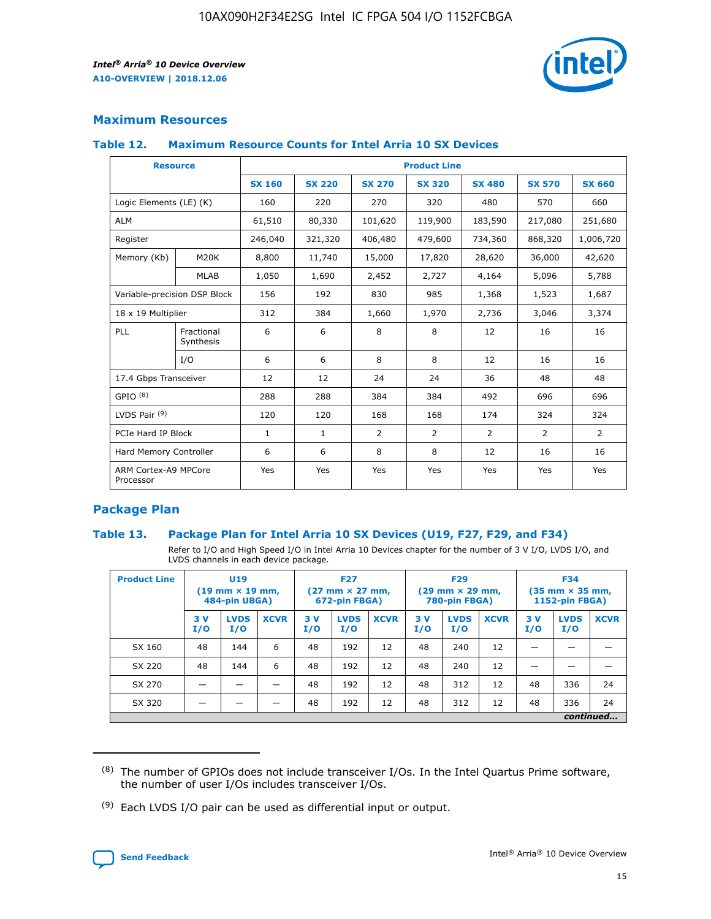## Maximum Resources

### Table 12. Maximum Resource Counts for Intel Arria 10 SX Devices

| Resource | | Product Line | | | | | | |
|---|---|---|---|---|---|---|---|---|
| | | SX 160 | SX 220 | SX 270 | SX 320 | SX 480 | SX 570 | SX 660 |
| Logic Elements (LE) (K) | | 160 | 220 | 270 | 320 | 480 | 570 | 660 |
| ALM | | 61,510 | 80,330 | 101,620 | 119,900 | 183,590 | 217,080 | 251,680 |
| Register | | 246,040 | 321,320 | 406,480 | 479,600 | 734,360 | 868,320 | 1,006,720 |
| Memory (Kb) | M20K | 8,800 | 11,740 | 15,000 | 17,820 | 28,620 | 36,000 | 42,620 |
| | MLAB | 1,050 | 1,690 | 2,452 | 2,727 | 4,164 | 5,096 | 5,788 |
| Variable-precision DSP Block | | 156 | 192 | 830 | 985 | 1,368 | 1,523 | 1,687 |
| 18 x 19 Multiplier | | 312 | 384 | 1,660 | 1,970 | 2,736 | 3,046 | 3,374 |
| PLL | Fractional Synthesis | 6 | 6 | 8 | 8 | 12 | 16 | 16 |
| | I/O | 6 | 6 | 8 | 8 | 12 | 16 | 16 |
| 17.4 Gbps Transceiver | | 12 | 12 | 24 | 24 | 36 | 48 | 48 |
| GPIO [8] | | 288 | 288 | 384 | 384 | 492 | 696 | 696 |
| LVDS Pair [9] | | 120 | 120 | 168 | 168 | 174 | 324 | 324 |
| PCIe Hard IP Block | | 1 | 1 | 2 | 2 | 2 | 2 | 2 |
| Hard Memory Controller | | 6 | 6 | 8 | 8 | 12 | 16 | 16 |
| ARM Cortex-A9 MPCore Processor | | Yes | Yes | Yes | Yes | Yes | Yes | Yes |

## Package Plan

### Table 13. Package Plan for Intel Arria 10 SX Devices (U19, F27, F29, and F34)

Refer to I/O and High Speed I/O in Intel Arria 10 Devices chapter for the number of 3 V I/O, LVDS I/O, and LVDS channels in each device package.

| Product Line | U19 (19 mm × 19 mm, 484-pin UBGA) | | | F27 (27 mm × 27 mm, 672-pin FBGA) | | | F29 (29 mm × 29 mm, 780-pin FBGA) | | | F34 (35 mm × 35 mm, 1152-pin FBGA) | | |
|---|---|---|---|---|---|---|---|---|---|---|---|---|
| | 3 V I/O | LVDS I/O | XCVR | 3 V I/O | LVDS I/O | XCVR | 3 V I/O | LVDS I/O | XCVR | 3 V I/O | LVDS I/O | XCVR |
| SX 160 | 48 | 144 | 6 | 48 | 192 | 12 | 48 | 240 | 12 | — | — | — |
| SX 220 | 48 | 144 | 6 | 48 | 192 | 12 | 48 | 240 | 12 | — | — | — |
| SX 270 | — | — | — | 48 | 192 | 12 | 48 | 312 | 12 | 48 | 336 | 24 |
| SX 320 | — | — | — | 48 | 192 | 12 | 48 | 312 | 12 | 48 | 336 | 24 |

*continued...*

(8) The number of GPIOs does not include transceiver I/Os. In the Intel Quartus Prime software, the number of user I/Os includes transceiver I/Os.

(9) Each LVDS I/O pair can be used as differential input or output.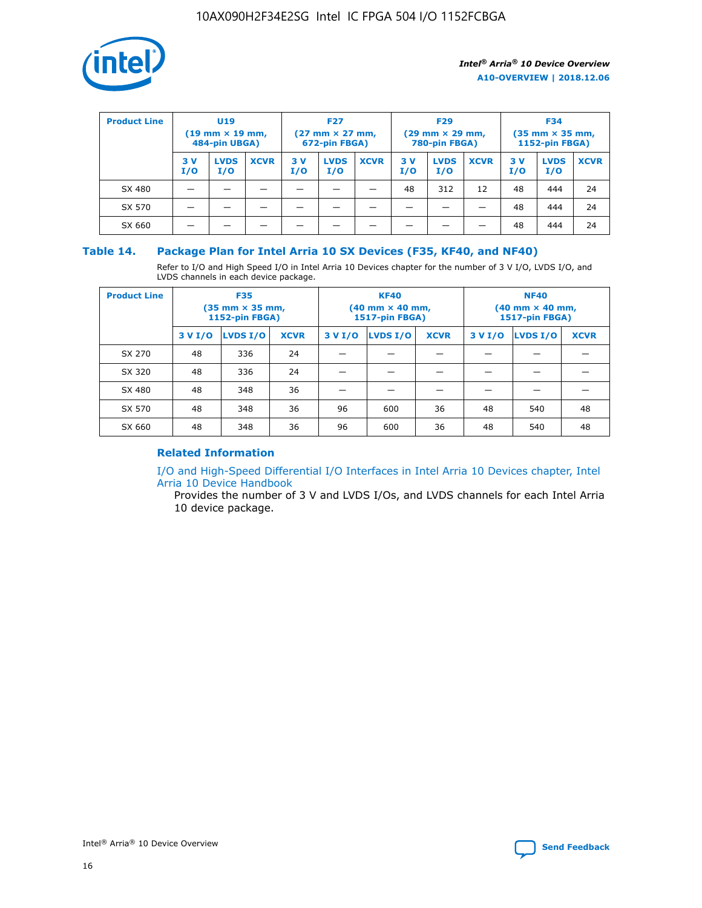| Product Line | U19 (19 mm × 19 mm, 484-pin UBGA) | | | F27 (27 mm × 27 mm, 672-pin FBGA) | | | F29 (29 mm × 29 mm, 780-pin FBGA) | | | F34 (35 mm × 35 mm, 1152-pin FBGA) | | |
|---|---|---|---|---|---|---|---|---|---|---|---|---|
| | 3 V I/O | LVDS I/O | XCVR | 3 V I/O | LVDS I/O | XCVR | 3 V I/O | LVDS I/O | XCVR | 3 V I/O | LVDS I/O | XCVR |
| SX 480 | — | — | — | — | — | — | 48 | 312 | 12 | 48 | 444 | 24 |
| SX 570 | — | — | — | — | — | — | — | — | — | 48 | 444 | 24 |
| SX 660 | — | — | — | — | — | — | — | — | — | 48 | 444 | 24 |

## Table 14. Package Plan for Intel Arria 10 SX Devices (F35, KF40, and NF40)

Refer to I/O and High Speed I/O in Intel Arria 10 Devices chapter for the number of 3 V I/O, LVDS I/O, and LVDS channels in each device package.

| Product Line | F35 (35 mm × 35 mm, 1152-pin FBGA) | | | KF40 (40 mm × 40 mm, 1517-pin FBGA) | | | NF40 (40 mm × 40 mm, 1517-pin FBGA) | | |
|---|---|---|---|---|---|---|---|---|---|
| | 3 V I/O | LVDS I/O | XCVR | 3 V I/O | LVDS I/O | XCVR | 3 V I/O | LVDS I/O | XCVR |
| SX 270 | 48 | 336 | 24 | — | — | — | — | — | — |
| SX 320 | 48 | 336 | 24 | — | — | — | — | — | — |
| SX 480 | 48 | 348 | 36 | — | — | — | — | — | — |
| SX 570 | 48 | 348 | 36 | 96 | 600 | 36 | 48 | 540 | 48 |
| SX 660 | 48 | 348 | 36 | 96 | 600 | 36 | 48 | 540 | 48 |

### Related Information

I/O and High-Speed Differential I/O Interfaces in Intel Arria 10 Devices chapter, Intel Arria 10 Device Handbook

Provides the number of 3 V and LVDS I/Os, and LVDS channels for each Intel Arria 10 device package.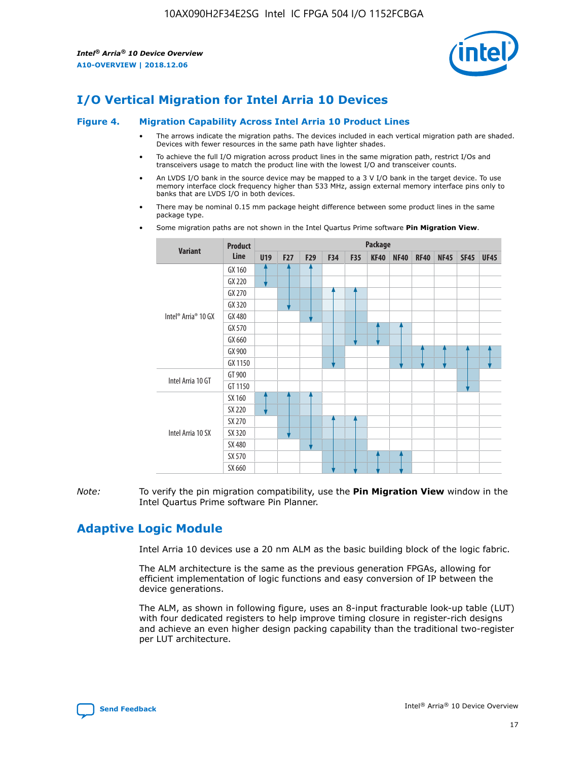# I/O Vertical Migration for Intel Arria 10 Devices

**Figure 4. Migration Capability Across Intel Arria 10 Product Lines**

- The arrows indicate the migration paths. The devices included in each vertical migration path are shaded. Devices with fewer resources in the same path have lighter shades.
- To achieve the full I/O migration across product lines in the same migration path, restrict I/Os and transceivers usage to match the product line with the lowest I/O and transceiver counts.
- An LVDS I/O bank in the source device may be mapped to a 3 V I/O bank in the target device. To use memory interface clock frequency higher than 533 MHz, assign external memory interface pins only to banks that are LVDS I/O in both devices.
- There may be nominal 0.15 mm package height difference between some product lines in the same package type.
- Some migration paths are not shown in the Intel Quartus Prime software **Pin Migration View**.

| Variant | Product Line | U19 | F27 | F29 | F34 | F35 | KF40 | NF40 | RF40 | NF45 | SF45 | UF45 |
|---|---|---|---|---|---|---|---|---|---|---|---|---|
| Intel® Arria® 10 GX | GX 160 | | | | | | | | | | | |
| | GX 220 | | | | | | | | | | | |
| | GX 270 | | | | | | | | | | | |
| | GX 320 | | | | | | | | | | | |
| | GX 480 | | | | | | | | | | | |
| | GX 570 | | | | | | | | | | | |
| | GX 660 | | | | | | | | | | | |
| | GX 900 | | | | | | | | | | | |
| | GX 1150 | | | | | | | | | | | |
| Intel Arria 10 GT | GT 900 | | | | | | | | | | | |
| | GT 1150 | | | | | | | | | | | |
| Intel Arria 10 SX | SX 160 | | | | | | | | | | | |
| | SX 220 | | | | | | | | | | | |
| | SX 270 | | | | | | | | | | | |
| | SX 320 | | | | | | | | | | | |
| | SX 480 | | | | | | | | | | | |
| | SX 570 | | | | | | | | | | | |
| | SX 660 | | | | | | | | | | | |

*Note:* To verify the pin migration compatibility, use the **Pin Migration View** window in the Intel Quartus Prime software Pin Planner.

# Adaptive Logic Module

Intel Arria 10 devices use a 20 nm ALM as the basic building block of the logic fabric.

The ALM architecture is the same as the previous generation FPGAs, allowing for efficient implementation of logic functions and easy conversion of IP between the device generations.

The ALM, as shown in following figure, uses an 8-input fracturable look-up table (LUT) with four dedicated registers to help improve timing closure in register-rich designs and achieve an even higher design packing capability than the traditional two-register per LUT architecture.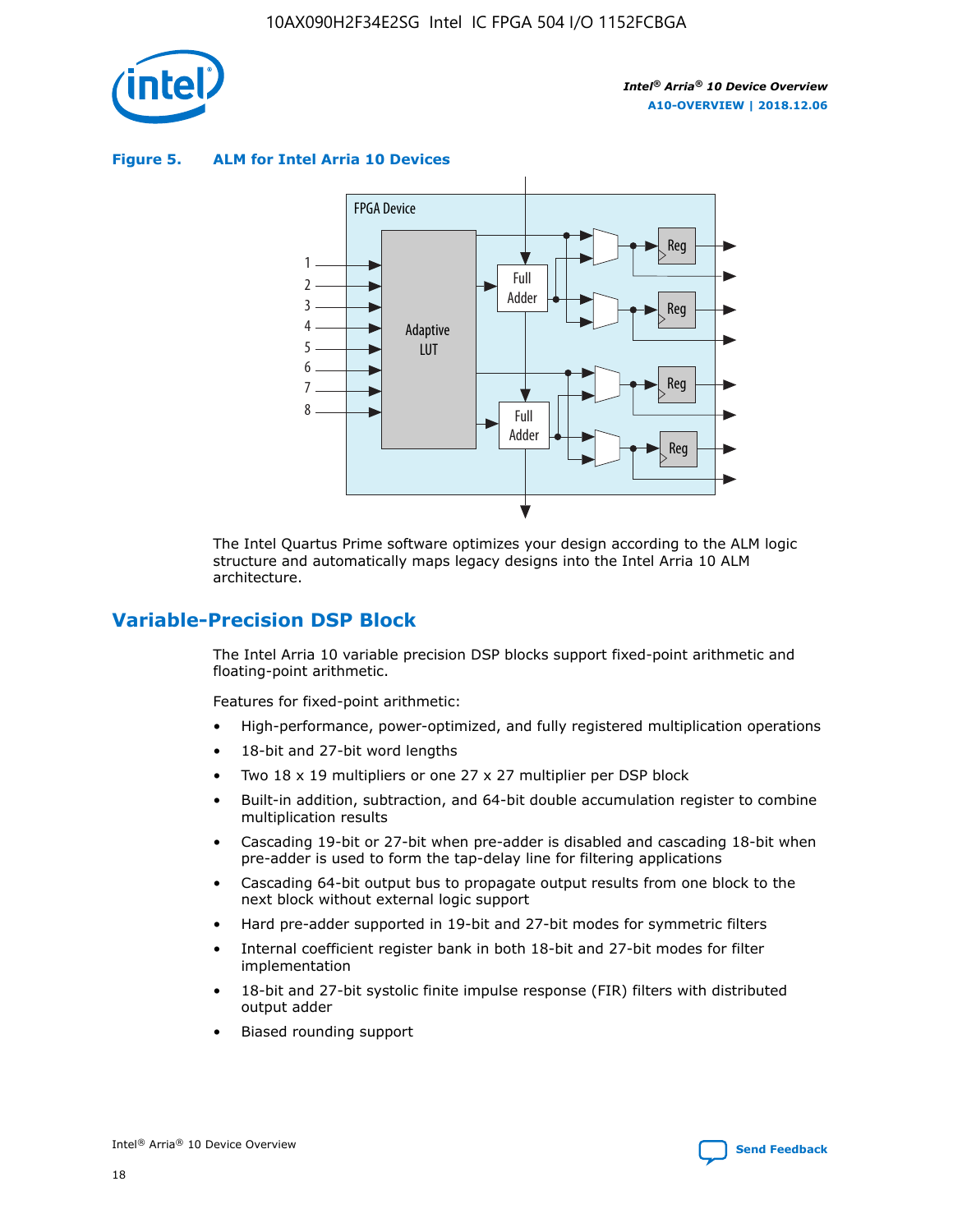**Figure 5. ALM for Intel Arria 10 Devices**

The Intel Quartus Prime software optimizes your design according to the ALM logic structure and automatically maps legacy designs into the Intel Arria 10 ALM architecture.

## Variable-Precision DSP Block

The Intel Arria 10 variable precision DSP blocks support fixed-point arithmetic and floating-point arithmetic.

Features for fixed-point arithmetic:

- High-performance, power-optimized, and fully registered multiplication operations
- 18-bit and 27-bit word lengths
- Two 18 x 19 multipliers or one 27 x 27 multiplier per DSP block
- Built-in addition, subtraction, and 64-bit double accumulation register to combine multiplication results
- Cascading 19-bit or 27-bit when pre-adder is disabled and cascading 18-bit when pre-adder is used to form the tap-delay line for filtering applications
- Cascading 64-bit output bus to propagate output results from one block to the next block without external logic support
- Hard pre-adder supported in 19-bit and 27-bit modes for symmetric filters
- Internal coefficient register bank in both 18-bit and 27-bit modes for filter implementation
- 18-bit and 27-bit systolic finite impulse response (FIR) filters with distributed output adder
- Biased rounding support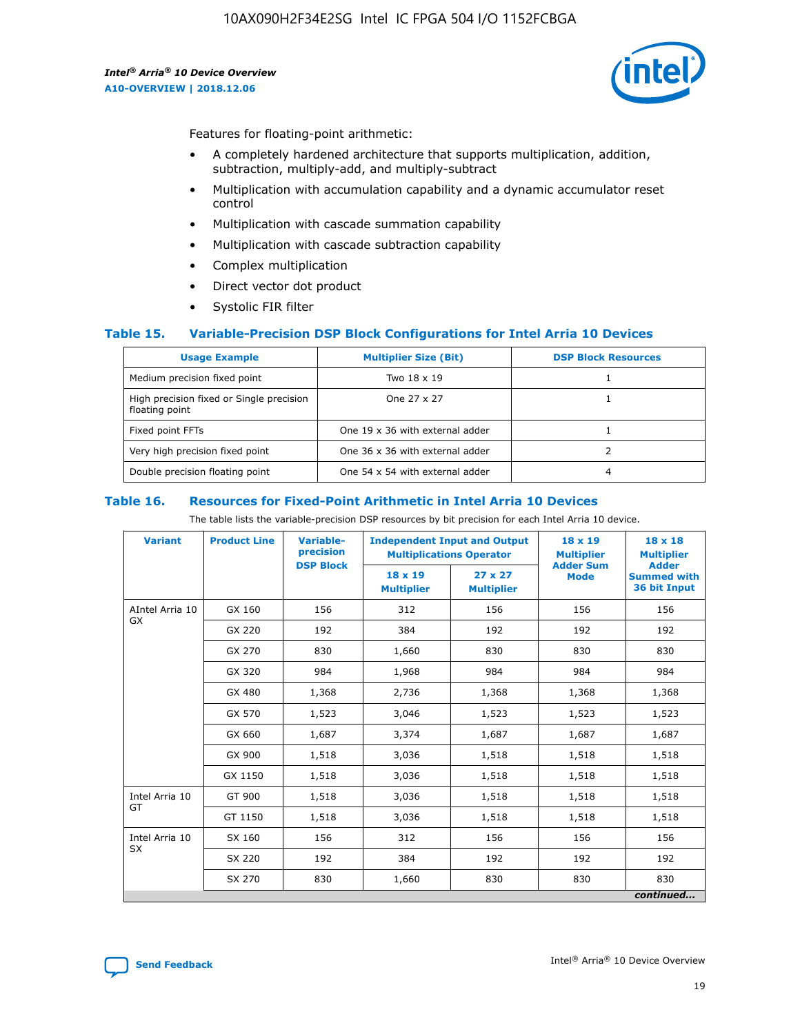Features for floating-point arithmetic:

- A completely hardened architecture that supports multiplication, addition, subtraction, multiply-add, and multiply-subtract
- Multiplication with accumulation capability and a dynamic accumulator reset control
- Multiplication with cascade summation capability
- Multiplication with cascade subtraction capability
- Complex multiplication
- Direct vector dot product
- Systolic FIR filter

### Table 15. Variable-Precision DSP Block Configurations for Intel Arria 10 Devices

| Usage Example | Multiplier Size (Bit) | DSP Block Resources |
|---|---|---|
| Medium precision fixed point | Two 18 x 19 | 1 |
| High precision fixed or Single precision floating point | One 27 x 27 | 1 |
| Fixed point FFTs | One 19 x 36 with external adder | 1 |
| Very high precision fixed point | One 36 x 36 with external adder | 2 |
| Double precision floating point | One 54 x 54 with external adder | 4 |

### Table 16. Resources for Fixed-Point Arithmetic in Intel Arria 10 Devices

The table lists the variable-precision DSP resources by bit precision for each Intel Arria 10 device.

| Variant | Product Line | Variable-precision DSP Block | Independent Input and Output Multiplications Operator | | 18 x 19 Multiplier Adder Sum Mode | 18 x 18 Multiplier Adder Summed with 36 bit Input |
|---|---|---|---|---|---|---|
| | | | 18 x 19 Multiplier | 27 x 27 Multiplier | | |
| AIntel Arria 10 GX | GX 160 | 156 | 312 | 156 | 156 | 156 |
| | GX 220 | 192 | 384 | 192 | 192 | 192 |
| | GX 270 | 830 | 1,660 | 830 | 830 | 830 |
| | GX 320 | 984 | 1,968 | 984 | 984 | 984 |
| | GX 480 | 1,368 | 2,736 | 1,368 | 1,368 | 1,368 |
| | GX 570 | 1,523 | 3,046 | 1,523 | 1,523 | 1,523 |
| | GX 660 | 1,687 | 3,374 | 1,687 | 1,687 | 1,687 |
| | GX 900 | 1,518 | 3,036 | 1,518 | 1,518 | 1,518 |
| | GX 1150 | 1,518 | 3,036 | 1,518 | 1,518 | 1,518 |
| Intel Arria 10 GT | GT 900 | 1,518 | 3,036 | 1,518 | 1,518 | 1,518 |
| | GT 1150 | 1,518 | 3,036 | 1,518 | 1,518 | 1,518 |
| Intel Arria 10 SX | SX 160 | 156 | 312 | 156 | 156 | 156 |
| | SX 220 | 192 | 384 | 192 | 192 | 192 |
| | SX 270 | 830 | 1,660 | 830 | 830 | 830 |

*continued...*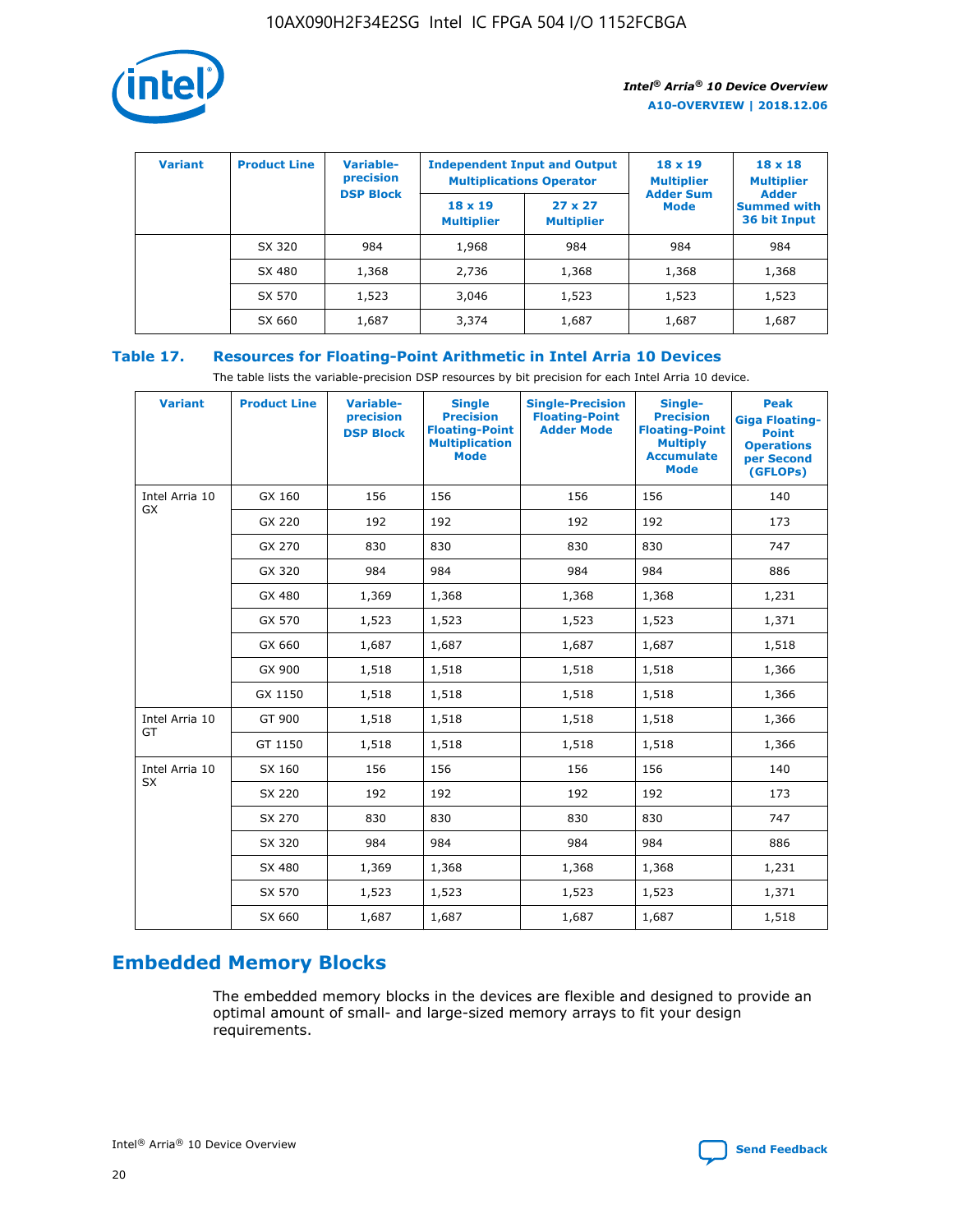| Variant | Product Line | Variable-precision DSP Block | Independent Input and Output Multiplications Operator | | 18 x 19 Multiplier Adder Sum Mode | 18 x 18 Multiplier Adder Summed with 36 bit Input |
|---|---|---|---|---|---|---|
| | | | 18 x 19 Multiplier | 27 x 27 Multiplier | | |
| | SX 320 | 984 | 1,968 | 984 | 984 | 984 |
| | SX 480 | 1,368 | 2,736 | 1,368 | 1,368 | 1,368 |
| | SX 570 | 1,523 | 3,046 | 1,523 | 1,523 | 1,523 |
| | SX 660 | 1,687 | 3,374 | 1,687 | 1,687 | 1,687 |

### Table 17. Resources for Floating-Point Arithmetic in Intel Arria 10 Devices

The table lists the variable-precision DSP resources by bit precision for each Intel Arria 10 device.

| Variant | Product Line | Variable-precision DSP Block | Single Precision Floating-Point Multiplication Mode | Single-Precision Floating-Point Adder Mode | Single-Precision Floating-Point Multiply Accumulate Mode | Peak Giga Floating-Point Operations per Second (GFLOPs) |
|---|---|---|---|---|---|---|
| Intel Arria 10 GX | GX 160 | 156 | 156 | 156 | 156 | 140 |
| | GX 220 | 192 | 192 | 192 | 192 | 173 |
| | GX 270 | 830 | 830 | 830 | 830 | 747 |
| | GX 320 | 984 | 984 | 984 | 984 | 886 |
| | GX 480 | 1,369 | 1,368 | 1,368 | 1,368 | 1,231 |
| | GX 570 | 1,523 | 1,523 | 1,523 | 1,523 | 1,371 |
| | GX 660 | 1,687 | 1,687 | 1,687 | 1,687 | 1,518 |
| | GX 900 | 1,518 | 1,518 | 1,518 | 1,518 | 1,366 |
| | GX 1150 | 1,518 | 1,518 | 1,518 | 1,518 | 1,366 |
| Intel Arria 10 GT | GT 900 | 1,518 | 1,518 | 1,518 | 1,518 | 1,366 |
| | GT 1150 | 1,518 | 1,518 | 1,518 | 1,518 | 1,366 |
| Intel Arria 10 SX | SX 160 | 156 | 156 | 156 | 156 | 140 |
| | SX 220 | 192 | 192 | 192 | 192 | 173 |
| | SX 270 | 830 | 830 | 830 | 830 | 747 |
| | SX 320 | 984 | 984 | 984 | 984 | 886 |
| | SX 480 | 1,369 | 1,368 | 1,368 | 1,368 | 1,231 |
| | SX 570 | 1,523 | 1,523 | 1,523 | 1,523 | 1,371 |
| | SX 660 | 1,687 | 1,687 | 1,687 | 1,687 | 1,518 |

## Embedded Memory Blocks

The embedded memory blocks in the devices are flexible and designed to provide an optimal amount of small- and large-sized memory arrays to fit your design requirements.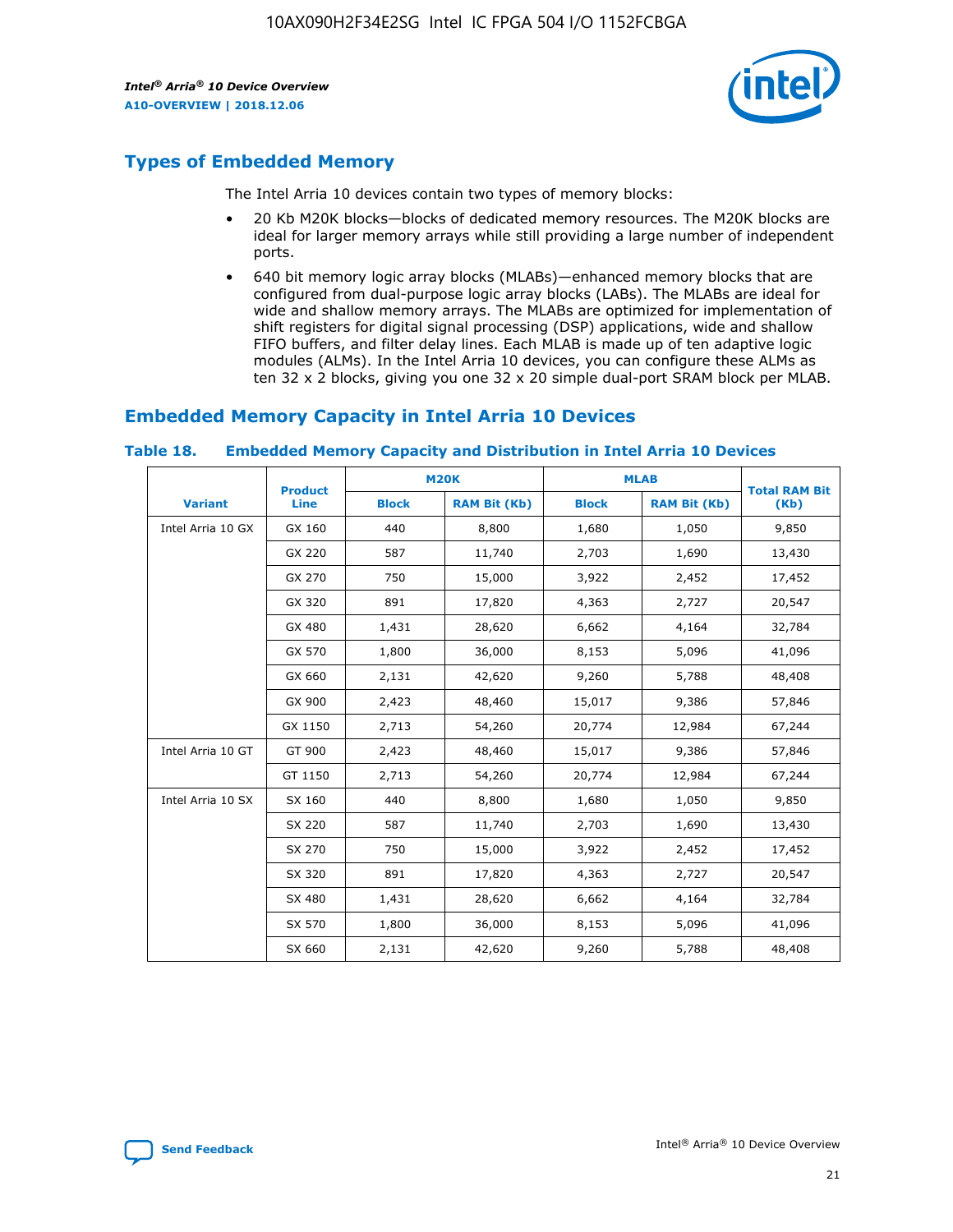## Types of Embedded Memory

The Intel Arria 10 devices contain two types of memory blocks:

- 20 Kb M20K blocks—blocks of dedicated memory resources. The M20K blocks are ideal for larger memory arrays while still providing a large number of independent ports.
- 640 bit memory logic array blocks (MLABs)—enhanced memory blocks that are configured from dual-purpose logic array blocks (LABs). The MLABs are ideal for wide and shallow memory arrays. The MLABs are optimized for implementation of shift registers for digital signal processing (DSP) applications, wide and shallow FIFO buffers, and filter delay lines. Each MLAB is made up of ten adaptive logic modules (ALMs). In the Intel Arria 10 devices, you can configure these ALMs as ten 32 x 2 blocks, giving you one 32 x 20 simple dual-port SRAM block per MLAB.

## Embedded Memory Capacity in Intel Arria 10 Devices

**Table 18. Embedded Memory Capacity and Distribution in Intel Arria 10 Devices**

| Variant | Product Line | M20K | | MLAB | | Total RAM Bit (Kb) |
|---|---|---|---|---|---|---|
| | | Block | RAM Bit (Kb) | Block | RAM Bit (Kb) | |
| Intel Arria 10 GX | GX 160 | 440 | 8,800 | 1,680 | 1,050 | 9,850 |
| | GX 220 | 587 | 11,740 | 2,703 | 1,690 | 13,430 |
| | GX 270 | 750 | 15,000 | 3,922 | 2,452 | 17,452 |
| | GX 320 | 891 | 17,820 | 4,363 | 2,727 | 20,547 |
| | GX 480 | 1,431 | 28,620 | 6,662 | 4,164 | 32,784 |
| | GX 570 | 1,800 | 36,000 | 8,153 | 5,096 | 41,096 |
| | GX 660 | 2,131 | 42,620 | 9,260 | 5,788 | 48,408 |
| | GX 900 | 2,423 | 48,460 | 15,017 | 9,386 | 57,846 |
| | GX 1150 | 2,713 | 54,260 | 20,774 | 12,984 | 67,244 |
| Intel Arria 10 GT | GT 900 | 2,423 | 48,460 | 15,017 | 9,386 | 57,846 |
| | GT 1150 | 2,713 | 54,260 | 20,774 | 12,984 | 67,244 |
| Intel Arria 10 SX | SX 160 | 440 | 8,800 | 1,680 | 1,050 | 9,850 |
| | SX 220 | 587 | 11,740 | 2,703 | 1,690 | 13,430 |
| | SX 270 | 750 | 15,000 | 3,922 | 2,452 | 17,452 |
| | SX 320 | 891 | 17,820 | 4,363 | 2,727 | 20,547 |
| | SX 480 | 1,431 | 28,620 | 6,662 | 4,164 | 32,784 |
| | SX 570 | 1,800 | 36,000 | 8,153 | 5,096 | 41,096 |
| | SX 660 | 2,131 | 42,620 | 9,260 | 5,788 | 48,408 |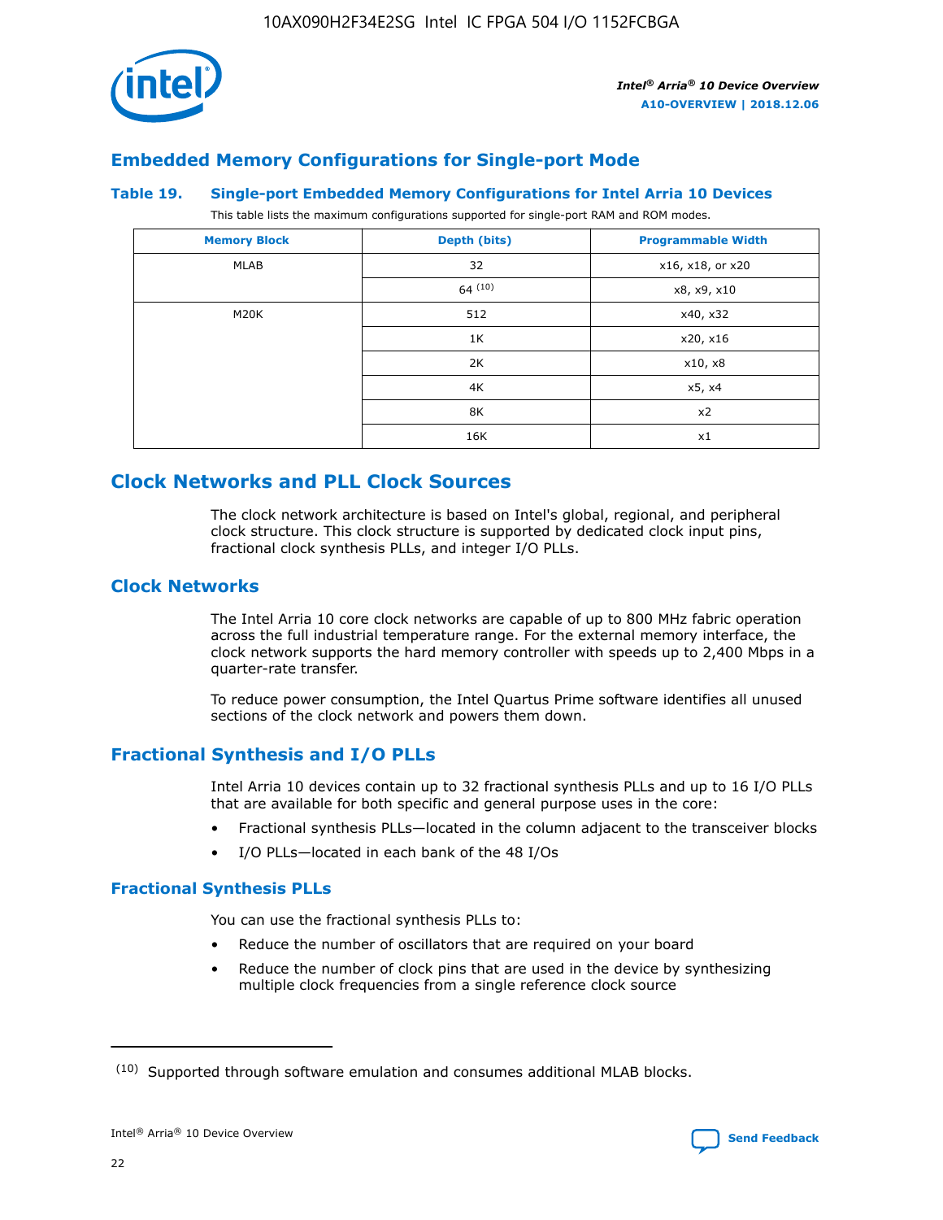## Embedded Memory Configurations for Single-port Mode

### Table 19. Single-port Embedded Memory Configurations for Intel Arria 10 Devices

This table lists the maximum configurations supported for single-port RAM and ROM modes.

| Memory Block | Depth (bits) | Programmable Width |
|---|---|---|
| MLAB | 32 | x16, x18, or x20 |
| | 64 (10) | x8, x9, x10 |
| M20K | 512 | x40, x32 |
| | 1K | x20, x16 |
| | 2K | x10, x8 |
| | 4K | x5, x4 |
| | 8K | x2 |
| | 16K | x1 |

# Clock Networks and PLL Clock Sources

The clock network architecture is based on Intel's global, regional, and peripheral clock structure. This clock structure is supported by dedicated clock input pins, fractional clock synthesis PLLs, and integer I/O PLLs.

## Clock Networks

The Intel Arria 10 core clock networks are capable of up to 800 MHz fabric operation across the full industrial temperature range. For the external memory interface, the clock network supports the hard memory controller with speeds up to 2,400 Mbps in a quarter-rate transfer.

To reduce power consumption, the Intel Quartus Prime software identifies all unused sections of the clock network and powers them down.

## Fractional Synthesis and I/O PLLs

Intel Arria 10 devices contain up to 32 fractional synthesis PLLs and up to 16 I/O PLLs that are available for both specific and general purpose uses in the core:

- Fractional synthesis PLLs—located in the column adjacent to the transceiver blocks
- I/O PLLs—located in each bank of the 48 I/Os

### Fractional Synthesis PLLs

You can use the fractional synthesis PLLs to:

- Reduce the number of oscillators that are required on your board
- Reduce the number of clock pins that are used in the device by synthesizing multiple clock frequencies from a single reference clock source

(10) Supported through software emulation and consumes additional MLAB blocks.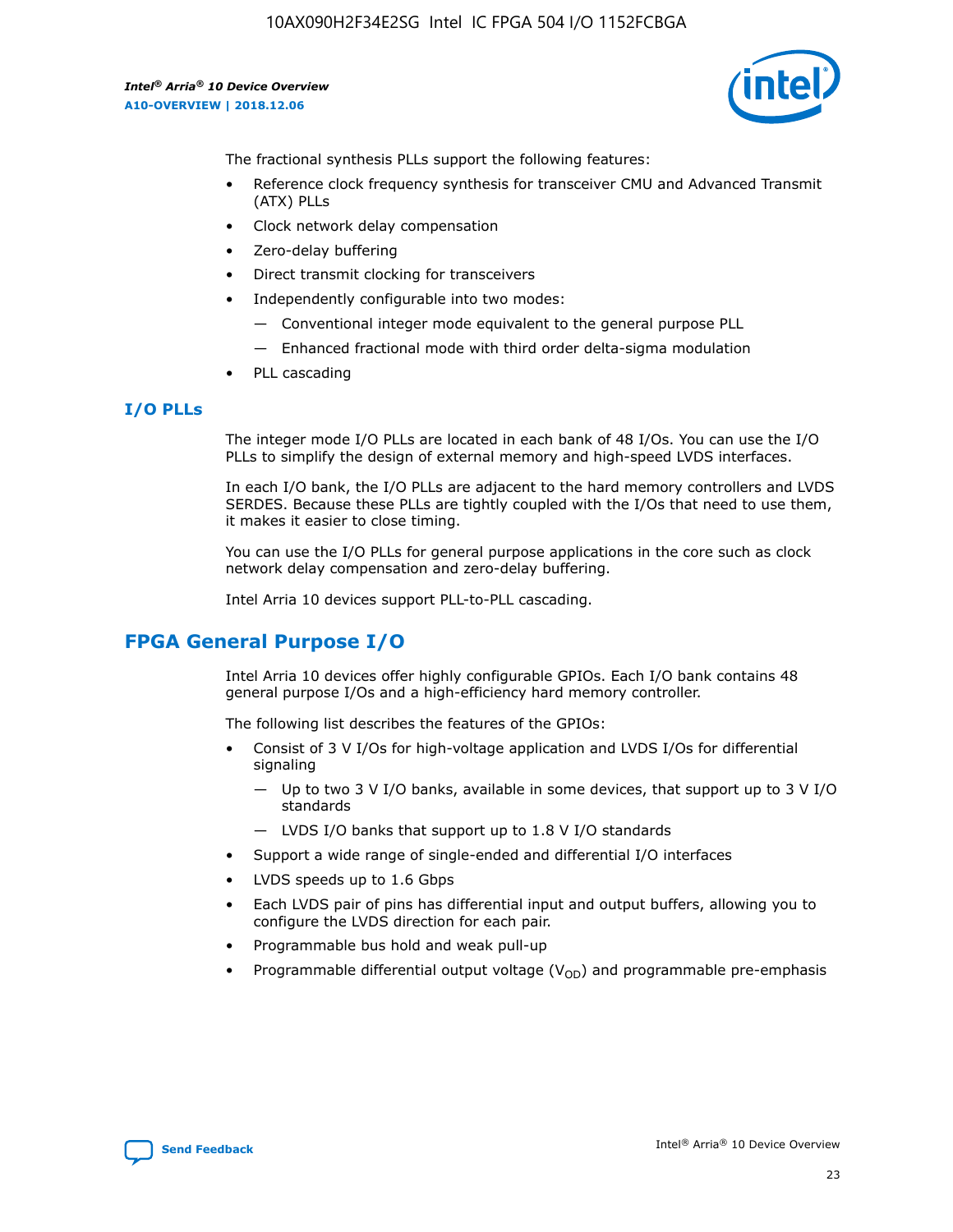The fractional synthesis PLLs support the following features:

- Reference clock frequency synthesis for transceiver CMU and Advanced Transmit (ATX) PLLs
- Clock network delay compensation
- Zero-delay buffering
- Direct transmit clocking for transceivers
- Independently configurable into two modes:
  - — Conventional integer mode equivalent to the general purpose PLL
  - — Enhanced fractional mode with third order delta-sigma modulation
- PLL cascading

### I/O PLLs

The integer mode I/O PLLs are located in each bank of 48 I/Os. You can use the I/O PLLs to simplify the design of external memory and high-speed LVDS interfaces.

In each I/O bank, the I/O PLLs are adjacent to the hard memory controllers and LVDS SERDES. Because these PLLs are tightly coupled with the I/Os that need to use them, it makes it easier to close timing.

You can use the I/O PLLs for general purpose applications in the core such as clock network delay compensation and zero-delay buffering.

Intel Arria 10 devices support PLL-to-PLL cascading.

## FPGA General Purpose I/O

Intel Arria 10 devices offer highly configurable GPIOs. Each I/O bank contains 48 general purpose I/Os and a high-efficiency hard memory controller.

The following list describes the features of the GPIOs:

- Consist of 3 V I/Os for high-voltage application and LVDS I/Os for differential signaling
  - — Up to two 3 V I/O banks, available in some devices, that support up to 3 V I/O standards
  - — LVDS I/O banks that support up to 1.8 V I/O standards
- Support a wide range of single-ended and differential I/O interfaces
- LVDS speeds up to 1.6 Gbps
- Each LVDS pair of pins has differential input and output buffers, allowing you to configure the LVDS direction for each pair.
- Programmable bus hold and weak pull-up
- Programmable differential output voltage ($V_{OD}$) and programmable pre-emphasis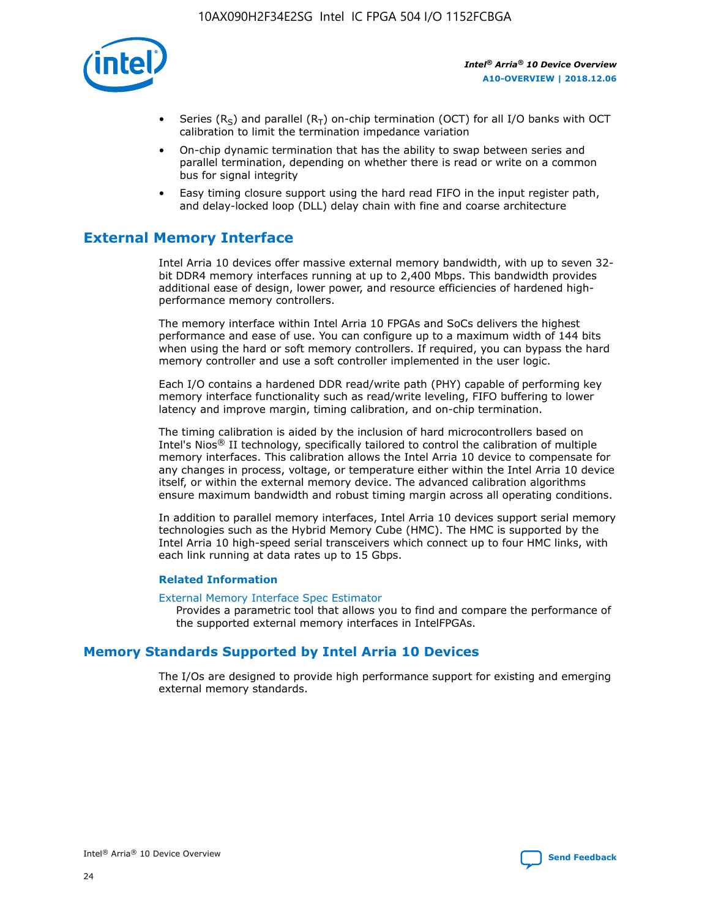- Series ($R_S$) and parallel ($R_T$) on-chip termination (OCT) for all I/O banks with OCT calibration to limit the termination impedance variation
- On-chip dynamic termination that has the ability to swap between series and parallel termination, depending on whether there is read or write on a common bus for signal integrity
- Easy timing closure support using the hard read FIFO in the input register path, and delay-locked loop (DLL) delay chain with fine and coarse architecture

## External Memory Interface

Intel Arria 10 devices offer massive external memory bandwidth, with up to seven 32-bit DDR4 memory interfaces running at up to 2,400 Mbps. This bandwidth provides additional ease of design, lower power, and resource efficiencies of hardened high-performance memory controllers.

The memory interface within Intel Arria 10 FPGAs and SoCs delivers the highest performance and ease of use. You can configure up to a maximum width of 144 bits when using the hard or soft memory controllers. If required, you can bypass the hard memory controller and use a soft controller implemented in the user logic.

Each I/O contains a hardened DDR read/write path (PHY) capable of performing key memory interface functionality such as read/write leveling, FIFO buffering to lower latency and improve margin, timing calibration, and on-chip termination.

The timing calibration is aided by the inclusion of hard microcontrollers based on Intel's Nios® II technology, specifically tailored to control the calibration of multiple memory interfaces. This calibration allows the Intel Arria 10 device to compensate for any changes in process, voltage, or temperature either within the Intel Arria 10 device itself, or within the external memory device. The advanced calibration algorithms ensure maximum bandwidth and robust timing margin across all operating conditions.

In addition to parallel memory interfaces, Intel Arria 10 devices support serial memory technologies such as the Hybrid Memory Cube (HMC). The HMC is supported by the Intel Arria 10 high-speed serial transceivers which connect up to four HMC links, with each link running at data rates up to 15 Gbps.

### Related Information

External Memory Interface Spec Estimator
Provides a parametric tool that allows you to find and compare the performance of the supported external memory interfaces in IntelFPGAs.

## Memory Standards Supported by Intel Arria 10 Devices

The I/Os are designed to provide high performance support for existing and emerging external memory standards.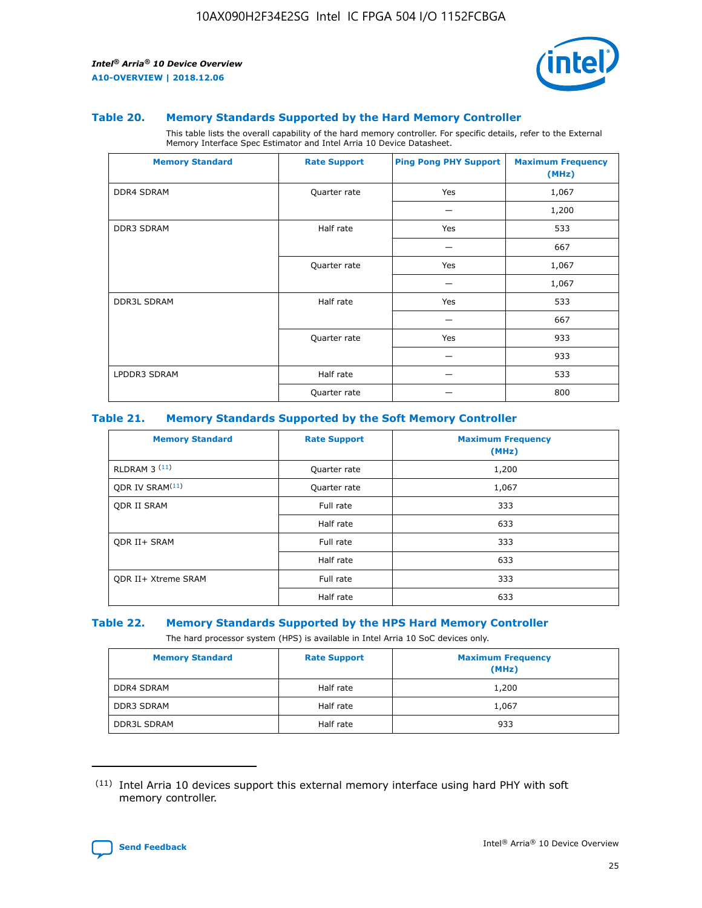### Table 20. Memory Standards Supported by the Hard Memory Controller

This table lists the overall capability of the hard memory controller. For specific details, refer to the External Memory Interface Spec Estimator and Intel Arria 10 Device Datasheet.

| Memory Standard | Rate Support | Ping Pong PHY Support | Maximum Frequency (MHz) |
|---|---|---|---|
| DDR4 SDRAM | Quarter rate | Yes | 1,067 |
| | | — | 1,200 |
| DDR3 SDRAM | Half rate | Yes | 533 |
| | | — | 667 |
| | Quarter rate | Yes | 1,067 |
| | | — | 1,067 |
| DDR3L SDRAM | Half rate | Yes | 533 |
| | | — | 667 |
| | Quarter rate | Yes | 933 |
| | | — | 933 |
| LPDDR3 SDRAM | Half rate | — | 533 |
| | Quarter rate | — | 800 |

### Table 21. Memory Standards Supported by the Soft Memory Controller

| Memory Standard | Rate Support | Maximum Frequency (MHz) |
|---|---|---|
| RLDRAM 3 (11) | Quarter rate | 1,200 |
| QDR IV SRAM(11) | Quarter rate | 1,067 |
| QDR II SRAM | Full rate | 333 |
| | Half rate | 633 |
| QDR II+ SRAM | Full rate | 333 |
| | Half rate | 633 |
| QDR II+ Xtreme SRAM | Full rate | 333 |
| | Half rate | 633 |

### Table 22. Memory Standards Supported by the HPS Hard Memory Controller

The hard processor system (HPS) is available in Intel Arria 10 SoC devices only.

| Memory Standard | Rate Support | Maximum Frequency (MHz) |
|---|---|---|
| DDR4 SDRAM | Half rate | 1,200 |
| DDR3 SDRAM | Half rate | 1,067 |
| DDR3L SDRAM | Half rate | 933 |

(11) Intel Arria 10 devices support this external memory interface using hard PHY with soft memory controller.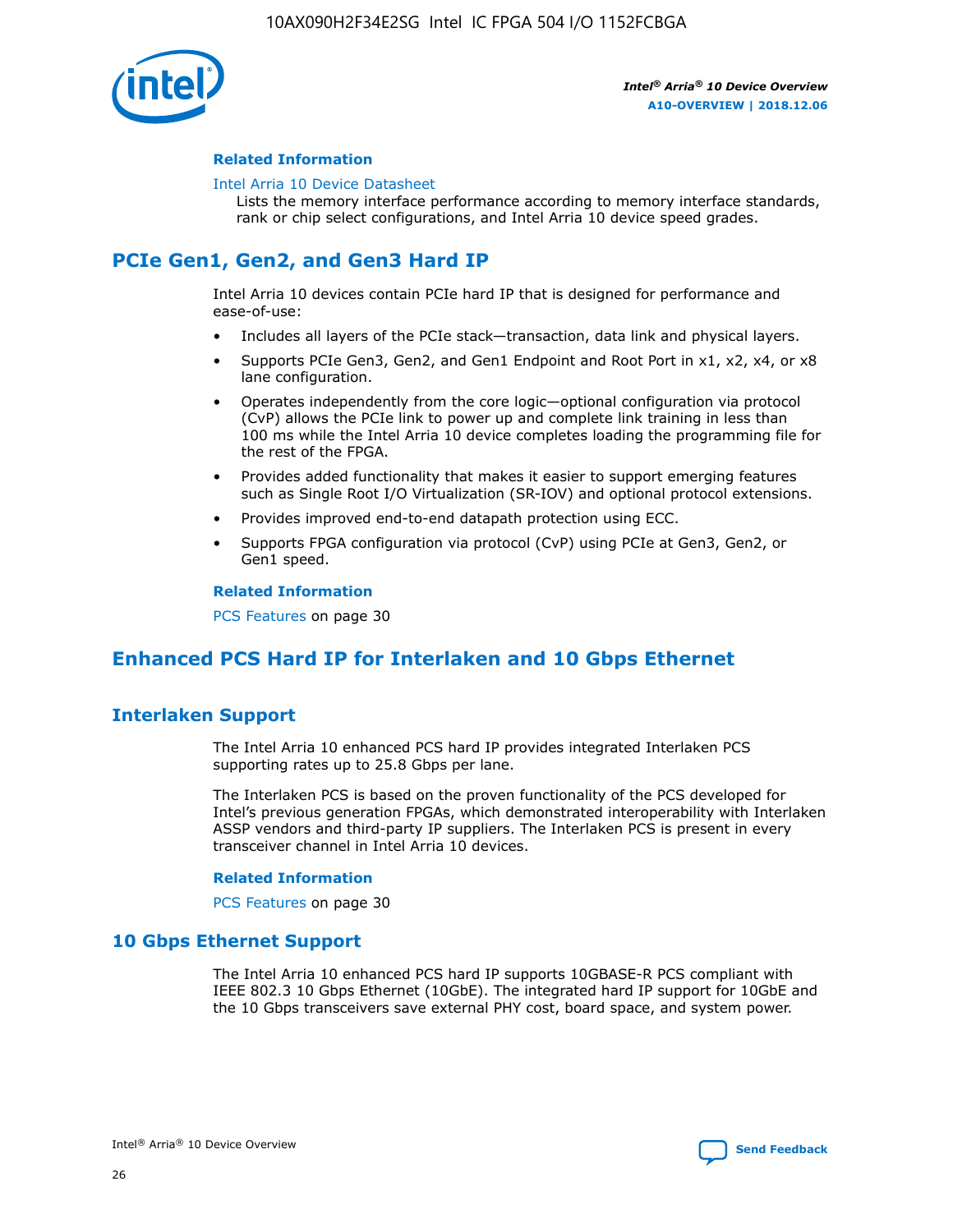### Related Information

Intel Arria 10 Device Datasheet
Lists the memory interface performance according to memory interface standards, rank or chip select configurations, and Intel Arria 10 device speed grades.

## PCIe Gen1, Gen2, and Gen3 Hard IP

Intel Arria 10 devices contain PCIe hard IP that is designed for performance and ease-of-use:

- Includes all layers of the PCIe stack—transaction, data link and physical layers.
- Supports PCIe Gen3, Gen2, and Gen1 Endpoint and Root Port in x1, x2, x4, or x8 lane configuration.
- Operates independently from the core logic—optional configuration via protocol (CvP) allows the PCIe link to power up and complete link training in less than 100 ms while the Intel Arria 10 device completes loading the programming file for the rest of the FPGA.
- Provides added functionality that makes it easier to support emerging features such as Single Root I/O Virtualization (SR-IOV) and optional protocol extensions.
- Provides improved end-to-end datapath protection using ECC.
- Supports FPGA configuration via protocol (CvP) using PCIe at Gen3, Gen2, or Gen1 speed.

### Related Information

PCS Features on page 30

## Enhanced PCS Hard IP for Interlaken and 10 Gbps Ethernet

## Interlaken Support

The Intel Arria 10 enhanced PCS hard IP provides integrated Interlaken PCS supporting rates up to 25.8 Gbps per lane.

The Interlaken PCS is based on the proven functionality of the PCS developed for Intel's previous generation FPGAs, which demonstrated interoperability with Interlaken ASSP vendors and third-party IP suppliers. The Interlaken PCS is present in every transceiver channel in Intel Arria 10 devices.

### Related Information

PCS Features on page 30

## 10 Gbps Ethernet Support

The Intel Arria 10 enhanced PCS hard IP supports 10GBASE-R PCS compliant with IEEE 802.3 10 Gbps Ethernet (10GbE). The integrated hard IP support for 10GbE and the 10 Gbps transceivers save external PHY cost, board space, and system power.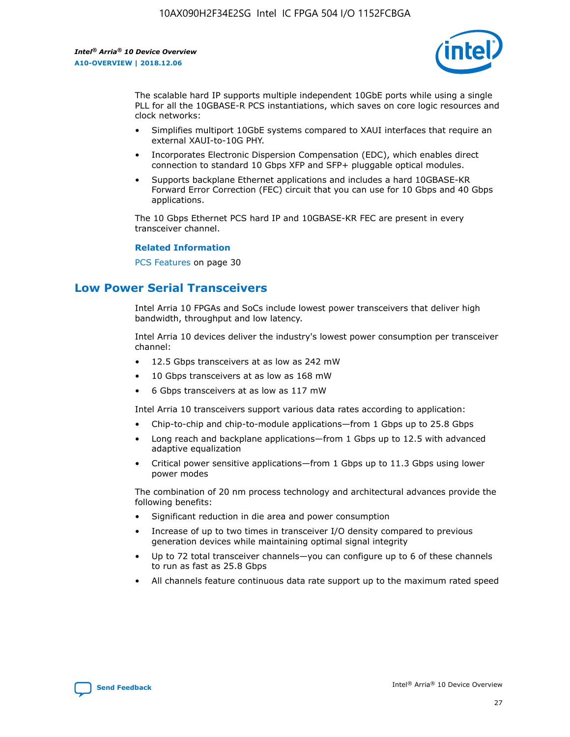The scalable hard IP supports multiple independent 10GbE ports while using a single PLL for all the 10GBASE-R PCS instantiations, which saves on core logic resources and clock networks:

- Simplifies multiport 10GbE systems compared to XAUI interfaces that require an external XAUI-to-10G PHY.
- Incorporates Electronic Dispersion Compensation (EDC), which enables direct connection to standard 10 Gbps XFP and SFP+ pluggable optical modules.
- Supports backplane Ethernet applications and includes a hard 10GBASE-KR Forward Error Correction (FEC) circuit that you can use for 10 Gbps and 40 Gbps applications.

The 10 Gbps Ethernet PCS hard IP and 10GBASE-KR FEC are present in every transceiver channel.

**Related Information**

PCS Features on page 30

## Low Power Serial Transceivers

Intel Arria 10 FPGAs and SoCs include lowest power transceivers that deliver high bandwidth, throughput and low latency.

Intel Arria 10 devices deliver the industry's lowest power consumption per transceiver channel:

- 12.5 Gbps transceivers at as low as 242 mW
- 10 Gbps transceivers at as low as 168 mW
- 6 Gbps transceivers at as low as 117 mW

Intel Arria 10 transceivers support various data rates according to application:

- Chip-to-chip and chip-to-module applications—from 1 Gbps up to 25.8 Gbps
- Long reach and backplane applications—from 1 Gbps up to 12.5 with advanced adaptive equalization
- Critical power sensitive applications—from 1 Gbps up to 11.3 Gbps using lower power modes

The combination of 20 nm process technology and architectural advances provide the following benefits:

- Significant reduction in die area and power consumption
- Increase of up to two times in transceiver I/O density compared to previous generation devices while maintaining optimal signal integrity
- Up to 72 total transceiver channels—you can configure up to 6 of these channels to run as fast as 25.8 Gbps
- All channels feature continuous data rate support up to the maximum rated speed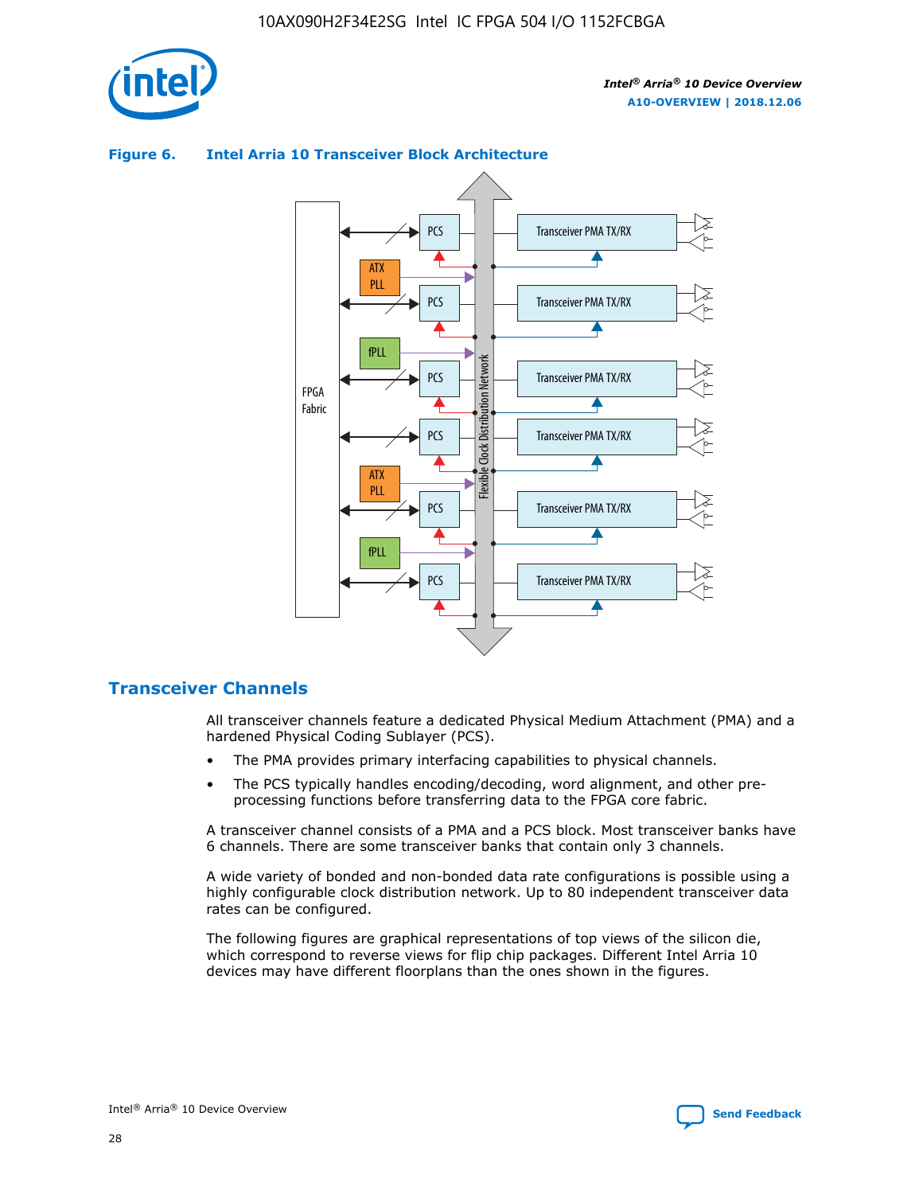**Figure 6. Intel Arria 10 Transceiver Block Architecture**

## Transceiver Channels

All transceiver channels feature a dedicated Physical Medium Attachment (PMA) and a hardened Physical Coding Sublayer (PCS).

- The PMA provides primary interfacing capabilities to physical channels.
- The PCS typically handles encoding/decoding, word alignment, and other pre-processing functions before transferring data to the FPGA core fabric.

A transceiver channel consists of a PMA and a PCS block. Most transceiver banks have 6 channels. There are some transceiver banks that contain only 3 channels.

A wide variety of bonded and non-bonded data rate configurations is possible using a highly configurable clock distribution network. Up to 80 independent transceiver data rates can be configured.

The following figures are graphical representations of top views of the silicon die, which correspond to reverse views for flip chip packages. Different Intel Arria 10 devices may have different floorplans than the ones shown in the figures.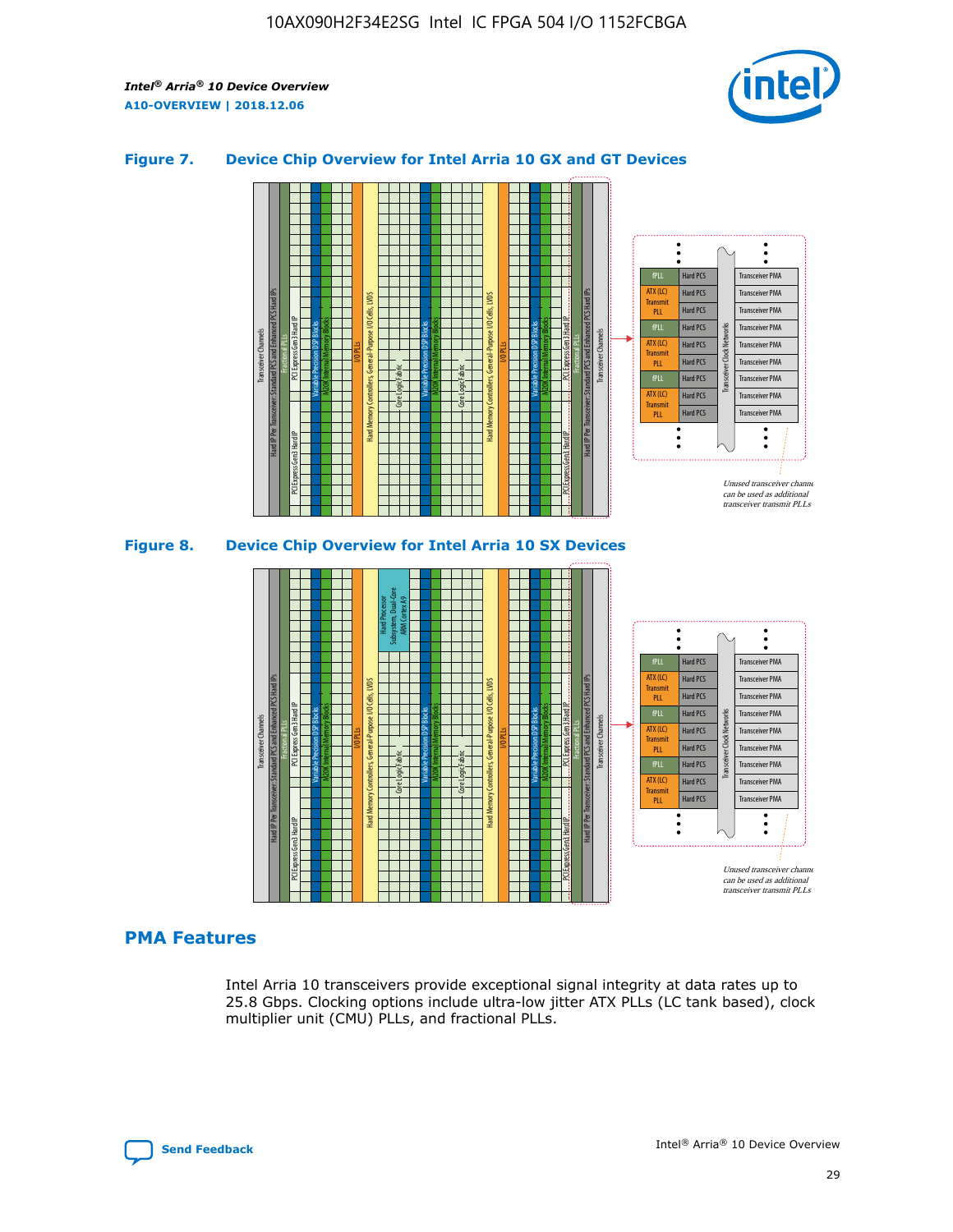## Figure 7. Device Chip Overview for Intel Arria 10 GX and GT Devices

## Figure 8. Device Chip Overview for Intel Arria 10 SX Devices

## PMA Features

Intel Arria 10 transceivers provide exceptional signal integrity at data rates up to 25.8 Gbps. Clocking options include ultra-low jitter ATX PLLs (LC tank based), clock multiplier unit (CMU) PLLs, and fractional PLLs.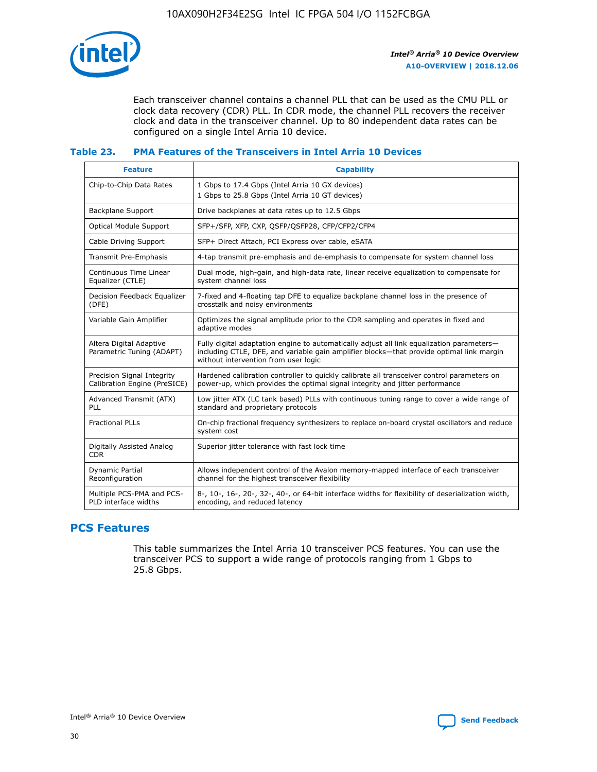Each transceiver channel contains a channel PLL that can be used as the CMU PLL or clock data recovery (CDR) PLL. In CDR mode, the channel PLL recovers the receiver clock and data in the transceiver channel. Up to 80 independent data rates can be configured on a single Intel Arria 10 device.

### Table 23. PMA Features of the Transceivers in Intel Arria 10 Devices

| Feature | Capability |
|---|---|
| Chip-to-Chip Data Rates | 1 Gbps to 17.4 Gbps (Intel Arria 10 GX devices)<br>1 Gbps to 25.8 Gbps (Intel Arria 10 GT devices) |
| Backplane Support | Drive backplanes at data rates up to 12.5 Gbps |
| Optical Module Support | SFP+/SFP, XFP, CXP, QSFP/QSFP28, CFP/CFP2/CFP4 |
| Cable Driving Support | SFP+ Direct Attach, PCI Express over cable, eSATA |
| Transmit Pre-Emphasis | 4-tap transmit pre-emphasis and de-emphasis to compensate for system channel loss |
| Continuous Time Linear Equalizer (CTLE) | Dual mode, high-gain, and high-data rate, linear receive equalization to compensate for system channel loss |
| Decision Feedback Equalizer (DFE) | 7-fixed and 4-floating tap DFE to equalize backplane channel loss in the presence of crosstalk and noisy environments |
| Variable Gain Amplifier | Optimizes the signal amplitude prior to the CDR sampling and operates in fixed and adaptive modes |
| Altera Digital Adaptive Parametric Tuning (ADAPT) | Fully digital adaptation engine to automatically adjust all link equalization parameters—including CTLE, DFE, and variable gain amplifier blocks—that provide optimal link margin without intervention from user logic |
| Precision Signal Integrity Calibration Engine (PreSICE) | Hardened calibration controller to quickly calibrate all transceiver control parameters on power-up, which provides the optimal signal integrity and jitter performance |
| Advanced Transmit (ATX) PLL | Low jitter ATX (LC tank based) PLLs with continuous tuning range to cover a wide range of standard and proprietary protocols |
| Fractional PLLs | On-chip fractional frequency synthesizers to replace on-board crystal oscillators and reduce system cost |
| Digitally Assisted Analog CDR | Superior jitter tolerance with fast lock time |
| Dynamic Partial Reconfiguration | Allows independent control of the Avalon memory-mapped interface of each transceiver channel for the highest transceiver flexibility |
| Multiple PCS-PMA and PCS-PLD interface widths | 8-, 10-, 16-, 20-, 32-, 40-, or 64-bit interface widths for flexibility of deserialization width, encoding, and reduced latency |

## PCS Features

This table summarizes the Intel Arria 10 transceiver PCS features. You can use the transceiver PCS to support a wide range of protocols ranging from 1 Gbps to 25.8 Gbps.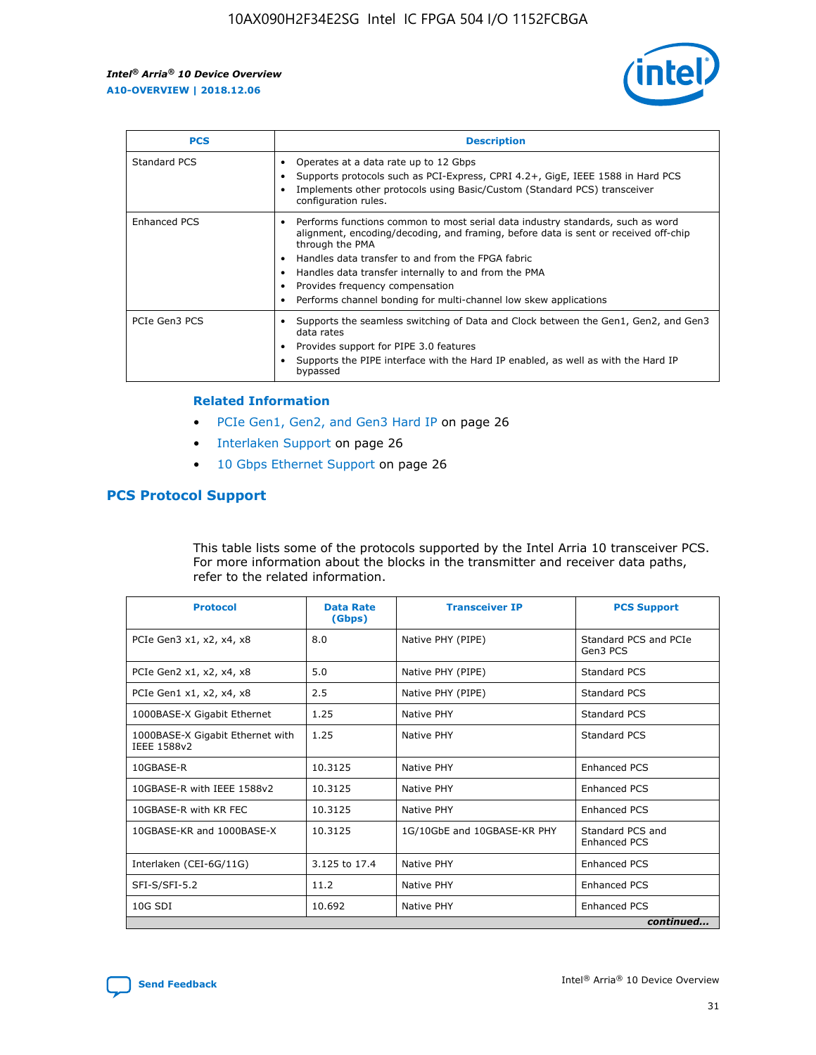| PCS | Description |
| --- | --- |
| Standard PCS | • Operates at a data rate up to 12 Gbps<br>• Supports protocols such as PCI-Express, CPRI 4.2+, GigE, IEEE 1588 in Hard PCS<br>• Implements other protocols using Basic/Custom (Standard PCS) transceiver configuration rules. |
| Enhanced PCS | • Performs functions common to most serial data industry standards, such as word alignment, encoding/decoding, and framing, before data is sent or received off-chip through the PMA<br>• Handles data transfer to and from the FPGA fabric<br>• Handles data transfer internally to and from the PMA<br>• Provides frequency compensation<br>• Performs channel bonding for multi-channel low skew applications |
| PCIe Gen3 PCS | • Supports the seamless switching of Data and Clock between the Gen1, Gen2, and Gen3 data rates<br>• Provides support for PIPE 3.0 features<br>• Supports the PIPE interface with the Hard IP enabled, as well as with the Hard IP bypassed |

### Related Information

- PCIe Gen1, Gen2, and Gen3 Hard IP on page 26
- Interlaken Support on page 26
- 10 Gbps Ethernet Support on page 26

## PCS Protocol Support

This table lists some of the protocols supported by the Intel Arria 10 transceiver PCS. For more information about the blocks in the transmitter and receiver data paths, refer to the related information.

| Protocol | Data Rate (Gbps) | Transceiver IP | PCS Support |
| --- | --- | --- | --- |
| PCIe Gen3 x1, x2, x4, x8 | 8.0 | Native PHY (PIPE) | Standard PCS and PCIe Gen3 PCS |
| PCIe Gen2 x1, x2, x4, x8 | 5.0 | Native PHY (PIPE) | Standard PCS |
| PCIe Gen1 x1, x2, x4, x8 | 2.5 | Native PHY (PIPE) | Standard PCS |
| 1000BASE-X Gigabit Ethernet | 1.25 | Native PHY | Standard PCS |
| 1000BASE-X Gigabit Ethernet with IEEE 1588v2 | 1.25 | Native PHY | Standard PCS |
| 10GBASE-R | 10.3125 | Native PHY | Enhanced PCS |
| 10GBASE-R with IEEE 1588v2 | 10.3125 | Native PHY | Enhanced PCS |
| 10GBASE-R with KR FEC | 10.3125 | Native PHY | Enhanced PCS |
| 10GBASE-KR and 1000BASE-X | 10.3125 | 1G/10GbE and 10GBASE-KR PHY | Standard PCS and Enhanced PCS |
| Interlaken (CEI-6G/11G) | 3.125 to 17.4 | Native PHY | Enhanced PCS |
| SFI-S/SFI-5.2 | 11.2 | Native PHY | Enhanced PCS |
| 10G SDI | 10.692 | Native PHY | Enhanced PCS |

*continued...*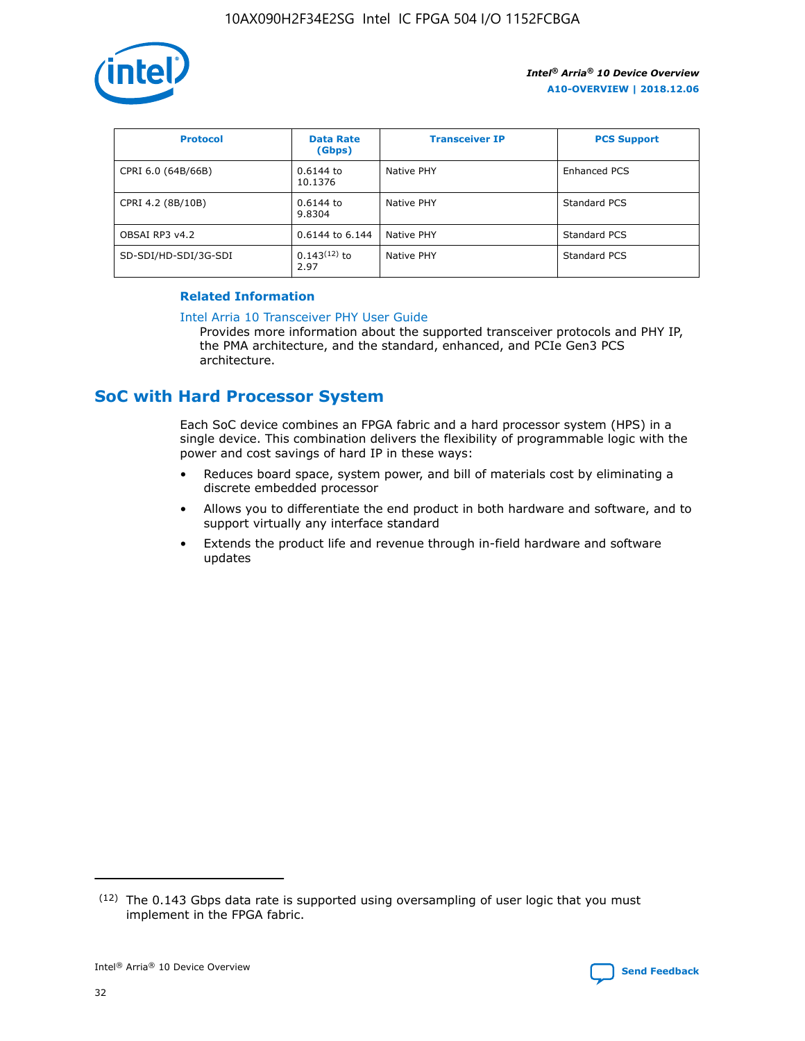| Protocol | Data Rate (Gbps) | Transceiver IP | PCS Support |
|---|---|---|---|
| CPRI 6.0 (64B/66B) | 0.6144 to 10.1376 | Native PHY | Enhanced PCS |
| CPRI 4.2 (8B/10B) | 0.6144 to 9.8304 | Native PHY | Standard PCS |
| OBSAI RP3 v4.2 | 0.6144 to 6.144 | Native PHY | Standard PCS |
| SD-SDI/HD-SDI/3G-SDI | 0.143[12] to 2.97 | Native PHY | Standard PCS |

**Related Information**

Intel Arria 10 Transceiver PHY User Guide

Provides more information about the supported transceiver protocols and PHY IP, the PMA architecture, and the standard, enhanced, and PCIe Gen3 PCS architecture.

## SoC with Hard Processor System

Each SoC device combines an FPGA fabric and a hard processor system (HPS) in a single device. This combination delivers the flexibility of programmable logic with the power and cost savings of hard IP in these ways:

- Reduces board space, system power, and bill of materials cost by eliminating a discrete embedded processor
- Allows you to differentiate the end product in both hardware and software, and to support virtually any interface standard
- Extends the product life and revenue through in-field hardware and software updates

(12) The 0.143 Gbps data rate is supported using oversampling of user logic that you must implement in the FPGA fabric.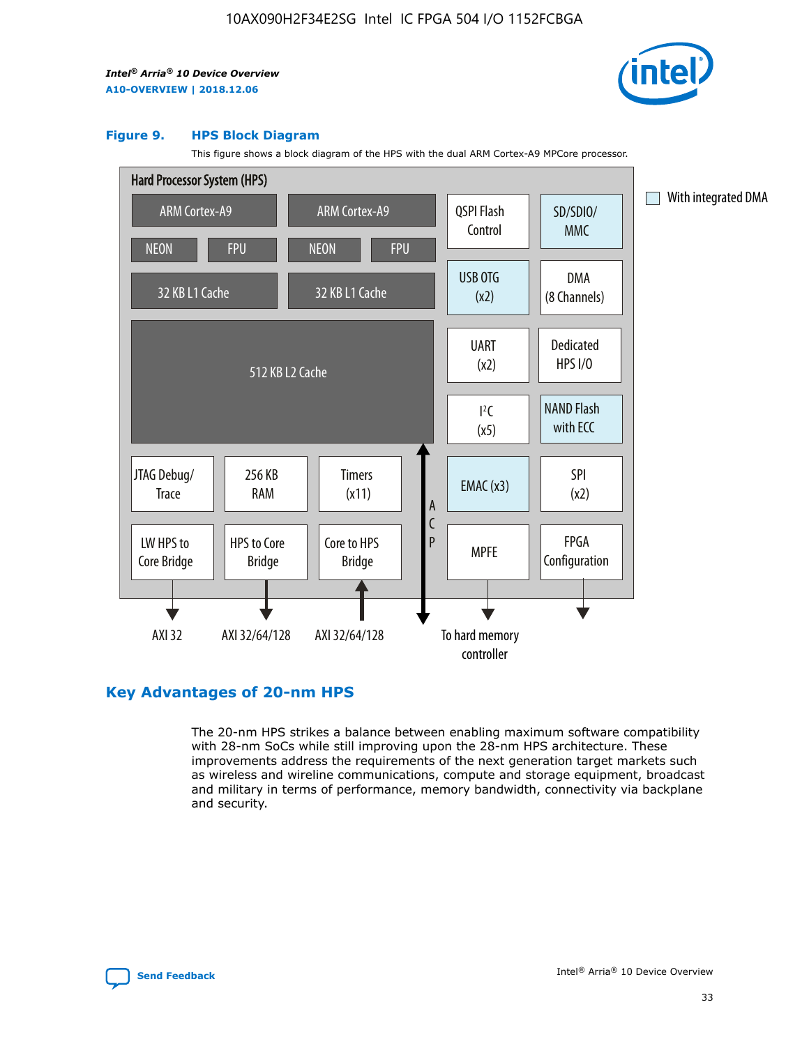**Figure 9. HPS Block Diagram**

This figure shows a block diagram of the HPS with the dual ARM Cortex-A9 MPCore processor.

Hard Processor System (HPS)

- ARM Cortex-A9 (NEON, FPU, 32 KB L1 Cache)
- ARM Cortex-A9 (NEON, FPU, 32 KB L1 Cache)
- 512 KB L2 Cache
- QSPI Flash Control
- SD/SDIO/MMC
- USB OTG (x2)
- DMA (8 Channels)
- UART (x2)
- Dedicated HPS I/O
- I²C (x5)
- NAND Flash with ECC
- JTAG Debug/Trace
- 256 KB RAM
- Timers (x11)
- EMAC (x3)
- SPI (x2)
- LW HPS to Core Bridge — AXI 32
- HPS to Core Bridge — AXI 32/64/128
- Core to HPS Bridge — AXI 32/64/128
- ACP
- MPFE — To hard memory controller
- FPGA Configuration

With integrated DMA

## Key Advantages of 20-nm HPS

The 20-nm HPS strikes a balance between enabling maximum software compatibility with 28-nm SoCs while still improving upon the 28-nm HPS architecture. These improvements address the requirements of the next generation target markets such as wireless and wireline communications, compute and storage equipment, broadcast and military in terms of performance, memory bandwidth, connectivity via backplane and security.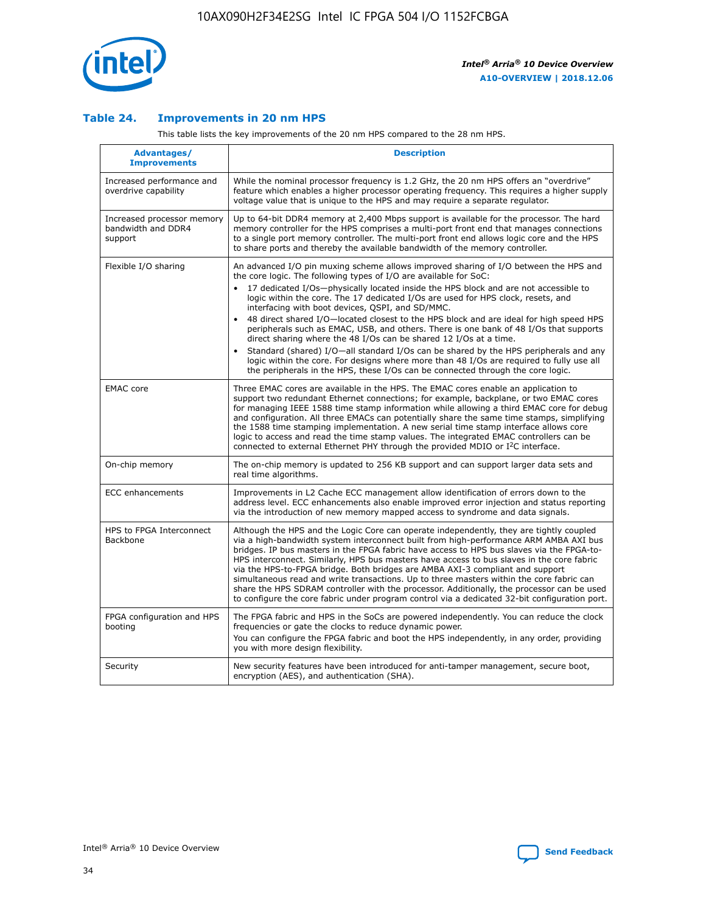### Table 24. Improvements in 20 nm HPS

This table lists the key improvements of the 20 nm HPS compared to the 28 nm HPS.

| Advantages/ Improvements | Description |
|---|---|
| Increased performance and overdrive capability | While the nominal processor frequency is 1.2 GHz, the 20 nm HPS offers an "overdrive" feature which enables a higher processor operating frequency. This requires a higher supply voltage value that is unique to the HPS and may require a separate regulator. |
| Increased processor memory bandwidth and DDR4 support | Up to 64-bit DDR4 memory at 2,400 Mbps support is available for the processor. The hard memory controller for the HPS comprises a multi-port front end that manages connections to a single port memory controller. The multi-port front end allows logic core and the HPS to share ports and thereby the available bandwidth of the memory controller. |
| Flexible I/O sharing | An advanced I/O pin muxing scheme allows improved sharing of I/O between the HPS and the core logic. The following types of I/O are available for SoC:<br>• 17 dedicated I/Os—physically located inside the HPS block and are not accessible to logic within the core. The 17 dedicated I/Os are used for HPS clock, resets, and interfacing with boot devices, QSPI, and SD/MMC.<br>• 48 direct shared I/O—located closest to the HPS block and are ideal for high speed HPS peripherals such as EMAC, USB, and others. There is one bank of 48 I/Os that supports direct sharing where the 48 I/Os can be shared 12 I/Os at a time.<br>• Standard (shared) I/O—all standard I/Os can be shared by the HPS peripherals and any logic within the core. For designs where more than 48 I/Os are required to fully use all the peripherals in the HPS, these I/Os can be connected through the core logic. |
| EMAC core | Three EMAC cores are available in the HPS. The EMAC cores enable an application to support two redundant Ethernet connections; for example, backplane, or two EMAC cores for managing IEEE 1588 time stamp information while allowing a third EMAC core for debug and configuration. All three EMACs can potentially share the same time stamps, simplifying the 1588 time stamping implementation. A new serial time stamp interface allows core logic to access and read the time stamp values. The integrated EMAC controllers can be connected to external Ethernet PHY through the provided MDIO or I$^2$C interface. |
| On-chip memory | The on-chip memory is updated to 256 KB support and can support larger data sets and real time algorithms. |
| ECC enhancements | Improvements in L2 Cache ECC management allow identification of errors down to the address level. ECC enhancements also enable improved error injection and status reporting via the introduction of new memory mapped access to syndrome and data signals. |
| HPS to FPGA Interconnect Backbone | Although the HPS and the Logic Core can operate independently, they are tightly coupled via a high-bandwidth system interconnect built from high-performance ARM AMBA AXI bus bridges. IP bus masters in the FPGA fabric have access to HPS bus slaves via the FPGA-to-HPS interconnect. Similarly, HPS bus masters have access to bus slaves in the core fabric via the HPS-to-FPGA bridge. Both bridges are AMBA AXI-3 compliant and support simultaneous read and write transactions. Up to three masters within the core fabric can share the HPS SDRAM controller with the processor. Additionally, the processor can be used to configure the core fabric under program control via a dedicated 32-bit configuration port. |
| FPGA configuration and HPS booting | The FPGA fabric and HPS in the SoCs are powered independently. You can reduce the clock frequencies or gate the clocks to reduce dynamic power.<br>You can configure the FPGA fabric and boot the HPS independently, in any order, providing you with more design flexibility. |
| Security | New security features have been introduced for anti-tamper management, secure boot, encryption (AES), and authentication (SHA). |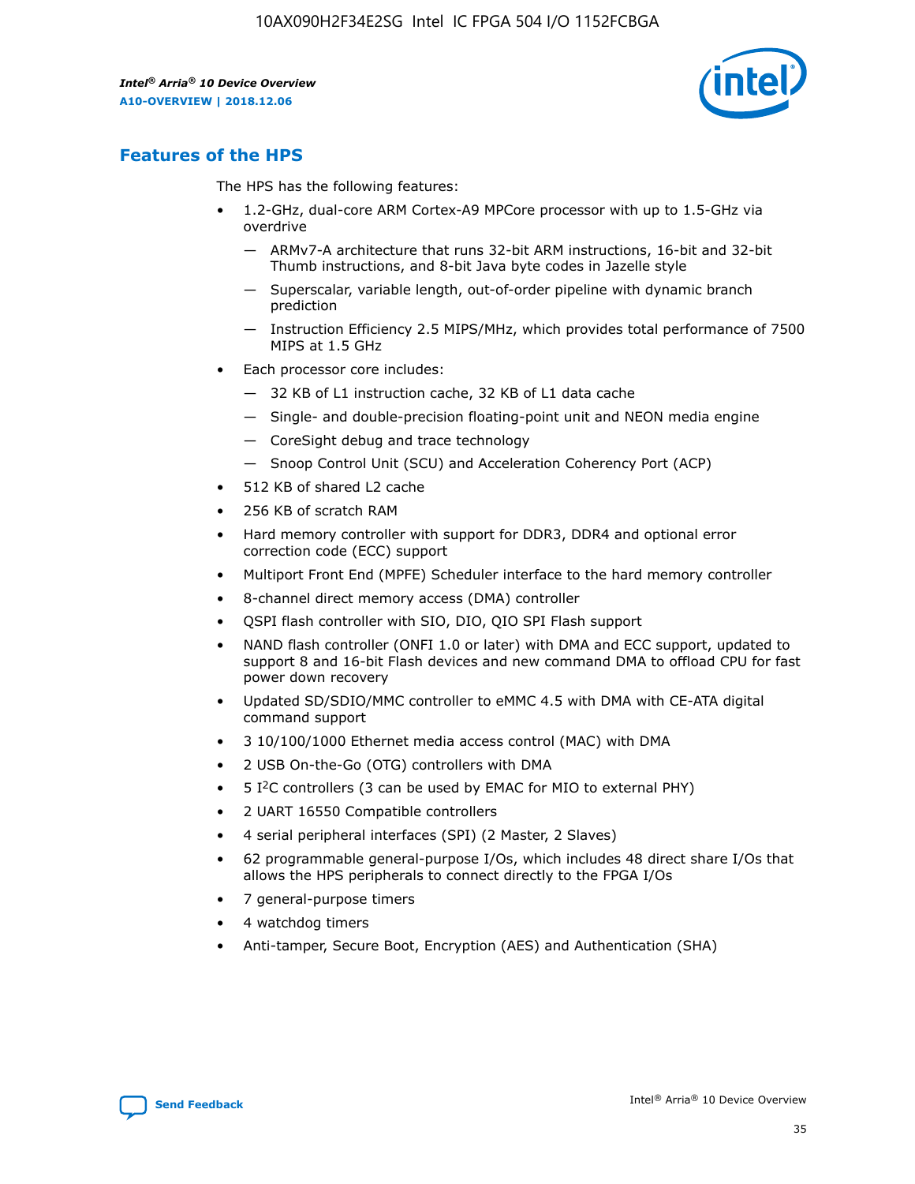## Features of the HPS

The HPS has the following features:

- 1.2-GHz, dual-core ARM Cortex-A9 MPCore processor with up to 1.5-GHz via overdrive
  - — ARMv7-A architecture that runs 32-bit ARM instructions, 16-bit and 32-bit Thumb instructions, and 8-bit Java byte codes in Jazelle style
  - — Superscalar, variable length, out-of-order pipeline with dynamic branch prediction
  - — Instruction Efficiency 2.5 MIPS/MHz, which provides total performance of 7500 MIPS at 1.5 GHz
- Each processor core includes:
  - — 32 KB of L1 instruction cache, 32 KB of L1 data cache
  - — Single- and double-precision floating-point unit and NEON media engine
  - — CoreSight debug and trace technology
  - — Snoop Control Unit (SCU) and Acceleration Coherency Port (ACP)
- 512 KB of shared L2 cache
- 256 KB of scratch RAM
- Hard memory controller with support for DDR3, DDR4 and optional error correction code (ECC) support
- Multiport Front End (MPFE) Scheduler interface to the hard memory controller
- 8-channel direct memory access (DMA) controller
- QSPI flash controller with SIO, DIO, QIO SPI Flash support
- NAND flash controller (ONFI 1.0 or later) with DMA and ECC support, updated to support 8 and 16-bit Flash devices and new command DMA to offload CPU for fast power down recovery
- Updated SD/SDIO/MMC controller to eMMC 4.5 with DMA with CE-ATA digital command support
- 3 10/100/1000 Ethernet media access control (MAC) with DMA
- 2 USB On-the-Go (OTG) controllers with DMA
- 5 I²C controllers (3 can be used by EMAC for MIO to external PHY)
- 2 UART 16550 Compatible controllers
- 4 serial peripheral interfaces (SPI) (2 Master, 2 Slaves)
- 62 programmable general-purpose I/Os, which includes 48 direct share I/Os that allows the HPS peripherals to connect directly to the FPGA I/Os
- 7 general-purpose timers
- 4 watchdog timers
- Anti-tamper, Secure Boot, Encryption (AES) and Authentication (SHA)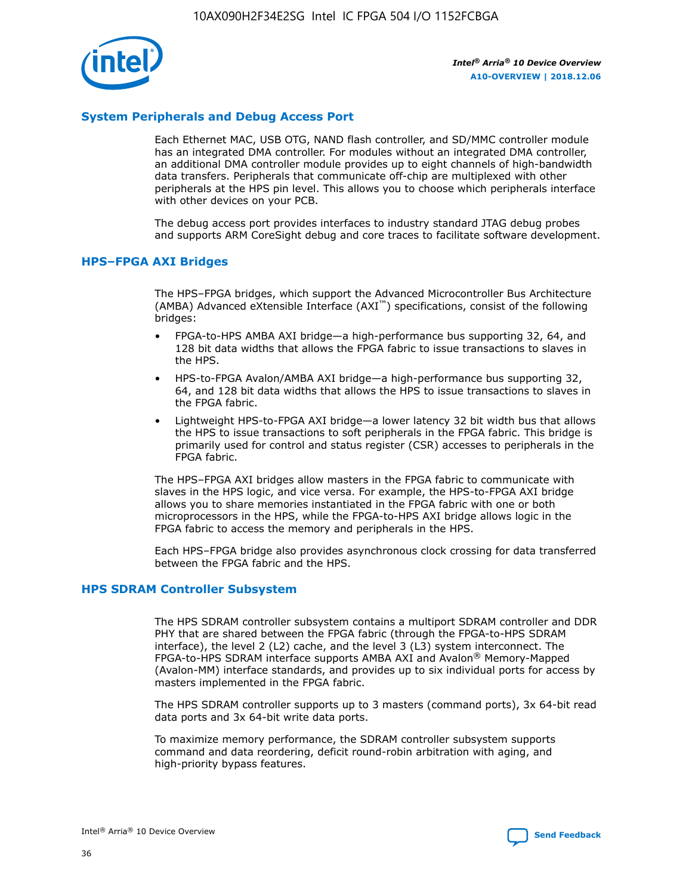## System Peripherals and Debug Access Port

Each Ethernet MAC, USB OTG, NAND flash controller, and SD/MMC controller module has an integrated DMA controller. For modules without an integrated DMA controller, an additional DMA controller module provides up to eight channels of high-bandwidth data transfers. Peripherals that communicate off-chip are multiplexed with other peripherals at the HPS pin level. This allows you to choose which peripherals interface with other devices on your PCB.

The debug access port provides interfaces to industry standard JTAG debug probes and supports ARM CoreSight debug and core traces to facilitate software development.

## HPS–FPGA AXI Bridges

The HPS–FPGA bridges, which support the Advanced Microcontroller Bus Architecture (AMBA) Advanced eXtensible Interface (AXI™) specifications, consist of the following bridges:

- FPGA-to-HPS AMBA AXI bridge—a high-performance bus supporting 32, 64, and 128 bit data widths that allows the FPGA fabric to issue transactions to slaves in the HPS.
- HPS-to-FPGA Avalon/AMBA AXI bridge—a high-performance bus supporting 32, 64, and 128 bit data widths that allows the HPS to issue transactions to slaves in the FPGA fabric.
- Lightweight HPS-to-FPGA AXI bridge—a lower latency 32 bit width bus that allows the HPS to issue transactions to soft peripherals in the FPGA fabric. This bridge is primarily used for control and status register (CSR) accesses to peripherals in the FPGA fabric.

The HPS–FPGA AXI bridges allow masters in the FPGA fabric to communicate with slaves in the HPS logic, and vice versa. For example, the HPS-to-FPGA AXI bridge allows you to share memories instantiated in the FPGA fabric with one or both microprocessors in the HPS, while the FPGA-to-HPS AXI bridge allows logic in the FPGA fabric to access the memory and peripherals in the HPS.

Each HPS–FPGA bridge also provides asynchronous clock crossing for data transferred between the FPGA fabric and the HPS.

## HPS SDRAM Controller Subsystem

The HPS SDRAM controller subsystem contains a multiport SDRAM controller and DDR PHY that are shared between the FPGA fabric (through the FPGA-to-HPS SDRAM interface), the level 2 (L2) cache, and the level 3 (L3) system interconnect. The FPGA-to-HPS SDRAM interface supports AMBA AXI and Avalon® Memory-Mapped (Avalon-MM) interface standards, and provides up to six individual ports for access by masters implemented in the FPGA fabric.

The HPS SDRAM controller supports up to 3 masters (command ports), 3x 64-bit read data ports and 3x 64-bit write data ports.

To maximize memory performance, the SDRAM controller subsystem supports command and data reordering, deficit round-robin arbitration with aging, and high-priority bypass features.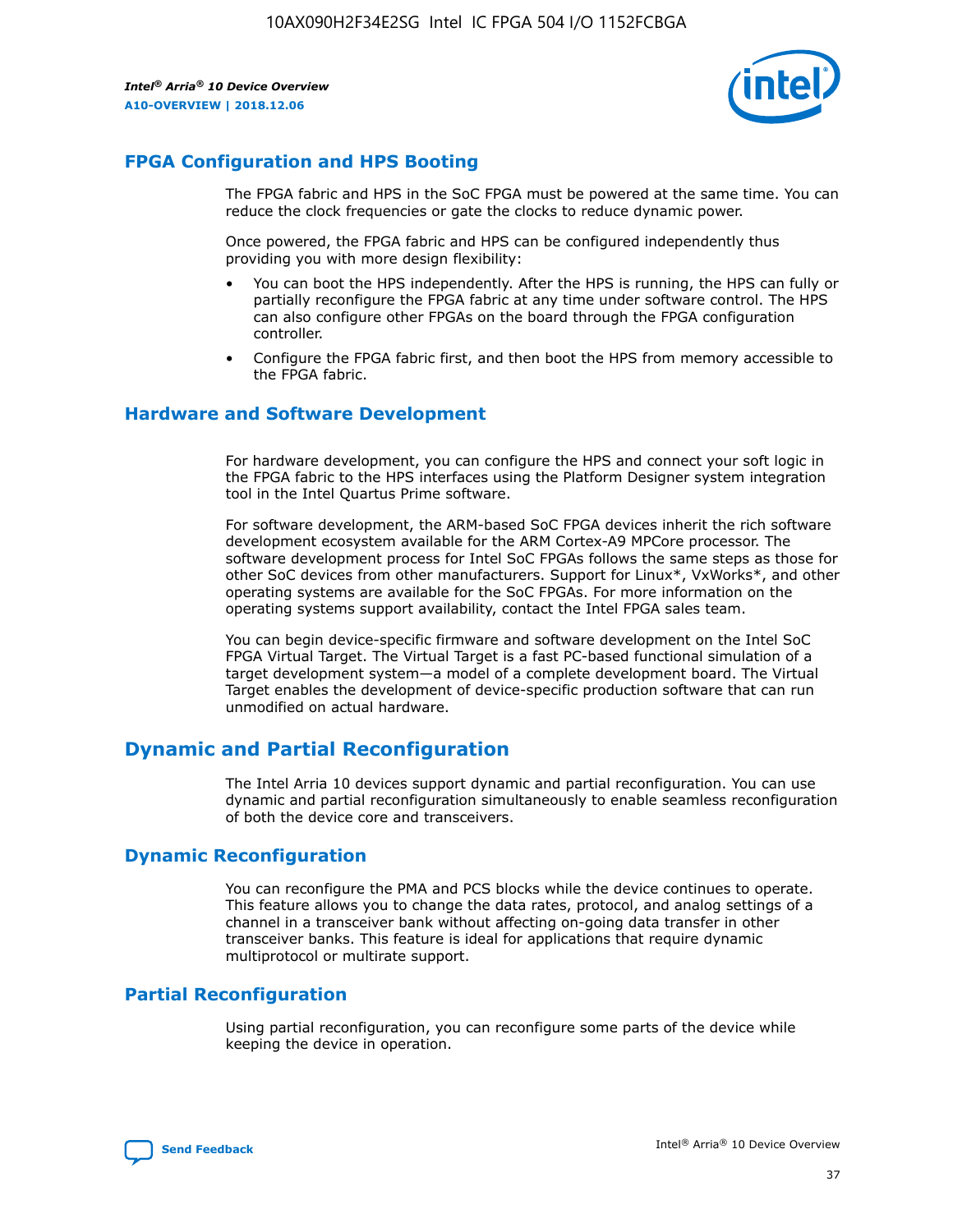## FPGA Configuration and HPS Booting

The FPGA fabric and HPS in the SoC FPGA must be powered at the same time. You can reduce the clock frequencies or gate the clocks to reduce dynamic power.

Once powered, the FPGA fabric and HPS can be configured independently thus providing you with more design flexibility:

- You can boot the HPS independently. After the HPS is running, the HPS can fully or partially reconfigure the FPGA fabric at any time under software control. The HPS can also configure other FPGAs on the board through the FPGA configuration controller.
- Configure the FPGA fabric first, and then boot the HPS from memory accessible to the FPGA fabric.

## Hardware and Software Development

For hardware development, you can configure the HPS and connect your soft logic in the FPGA fabric to the HPS interfaces using the Platform Designer system integration tool in the Intel Quartus Prime software.

For software development, the ARM-based SoC FPGA devices inherit the rich software development ecosystem available for the ARM Cortex-A9 MPCore processor. The software development process for Intel SoC FPGAs follows the same steps as those for other SoC devices from other manufacturers. Support for Linux*, VxWorks*, and other operating systems are available for the SoC FPGAs. For more information on the operating systems support availability, contact the Intel FPGA sales team.

You can begin device-specific firmware and software development on the Intel SoC FPGA Virtual Target. The Virtual Target is a fast PC-based functional simulation of a target development system—a model of a complete development board. The Virtual Target enables the development of device-specific production software that can run unmodified on actual hardware.

# Dynamic and Partial Reconfiguration

The Intel Arria 10 devices support dynamic and partial reconfiguration. You can use dynamic and partial reconfiguration simultaneously to enable seamless reconfiguration of both the device core and transceivers.

## Dynamic Reconfiguration

You can reconfigure the PMA and PCS blocks while the device continues to operate. This feature allows you to change the data rates, protocol, and analog settings of a channel in a transceiver bank without affecting on-going data transfer in other transceiver banks. This feature is ideal for applications that require dynamic multiprotocol or multirate support.

## Partial Reconfiguration

Using partial reconfiguration, you can reconfigure some parts of the device while keeping the device in operation.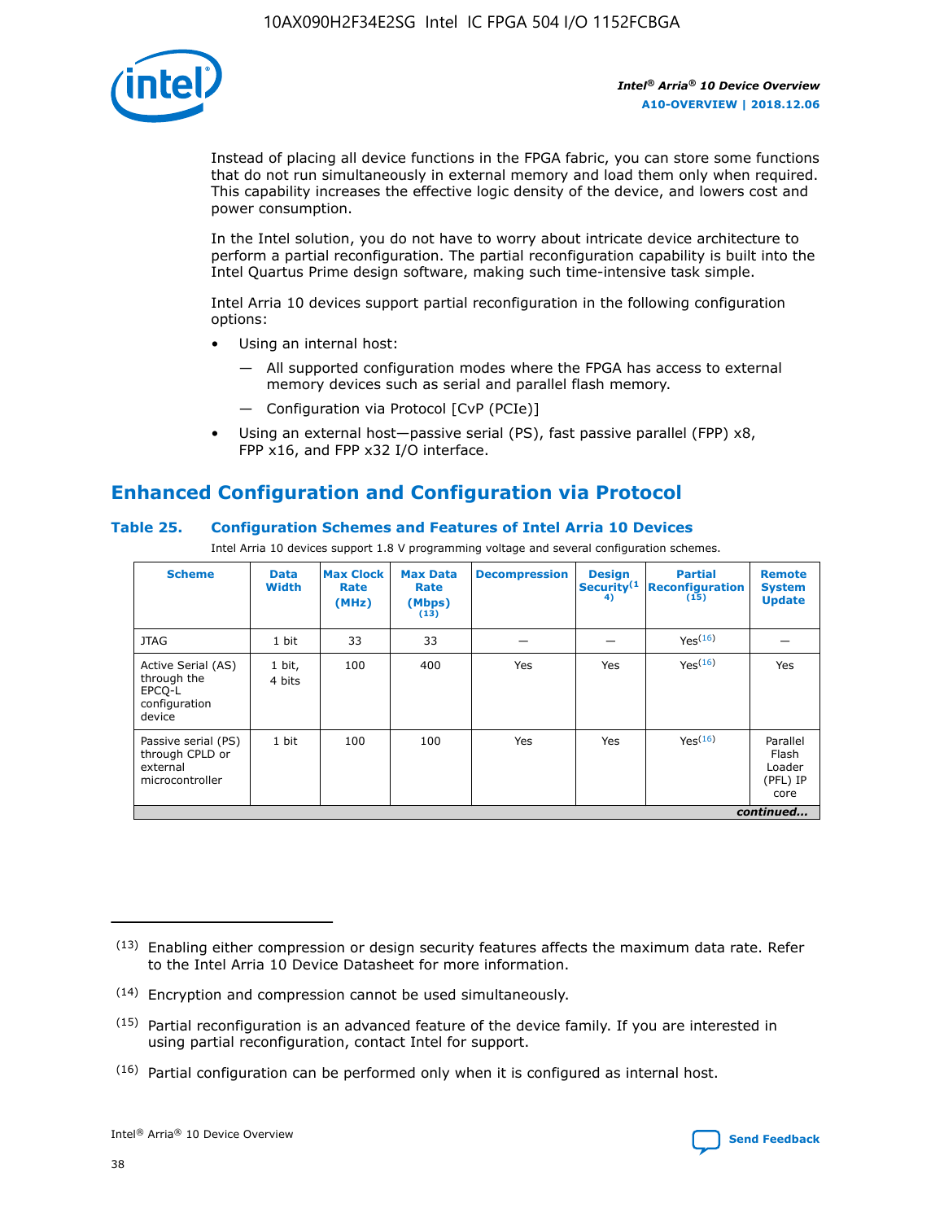Instead of placing all device functions in the FPGA fabric, you can store some functions that do not run simultaneously in external memory and load them only when required. This capability increases the effective logic density of the device, and lowers cost and power consumption.

In the Intel solution, you do not have to worry about intricate device architecture to perform a partial reconfiguration. The partial reconfiguration capability is built into the Intel Quartus Prime design software, making such time-intensive task simple.

Intel Arria 10 devices support partial reconfiguration in the following configuration options:

- Using an internal host:
  - — All supported configuration modes where the FPGA has access to external memory devices such as serial and parallel flash memory.
  - — Configuration via Protocol [CvP (PCIe)]
- Using an external host—passive serial (PS), fast passive parallel (FPP) x8, FPP x16, and FPP x32 I/O interface.

## Enhanced Configuration and Configuration via Protocol

### Table 25. Configuration Schemes and Features of Intel Arria 10 Devices

Intel Arria 10 devices support 1.8 V programming voltage and several configuration schemes.

| Scheme | Data Width | Max Clock Rate (MHz) | Max Data Rate (Mbps) (13) | Decompression | Design Security(14) | Partial Reconfiguration (15) | Remote System Update |
|---|---|---|---|---|---|---|---|
| JTAG | 1 bit | 33 | 33 | — | — | Yes(16) | — |
| Active Serial (AS) through the EPCQ-L configuration device | 1 bit, 4 bits | 100 | 400 | Yes | Yes | Yes(16) | Yes |
| Passive serial (PS) through CPLD or external microcontroller | 1 bit | 100 | 100 | Yes | Yes | Yes(16) | Parallel Flash Loader (PFL) IP core |

*continued...*

(13) Enabling either compression or design security features affects the maximum data rate. Refer to the Intel Arria 10 Device Datasheet for more information.

(14) Encryption and compression cannot be used simultaneously.

(15) Partial reconfiguration is an advanced feature of the device family. If you are interested in using partial reconfiguration, contact Intel for support.

(16) Partial configuration can be performed only when it is configured as internal host.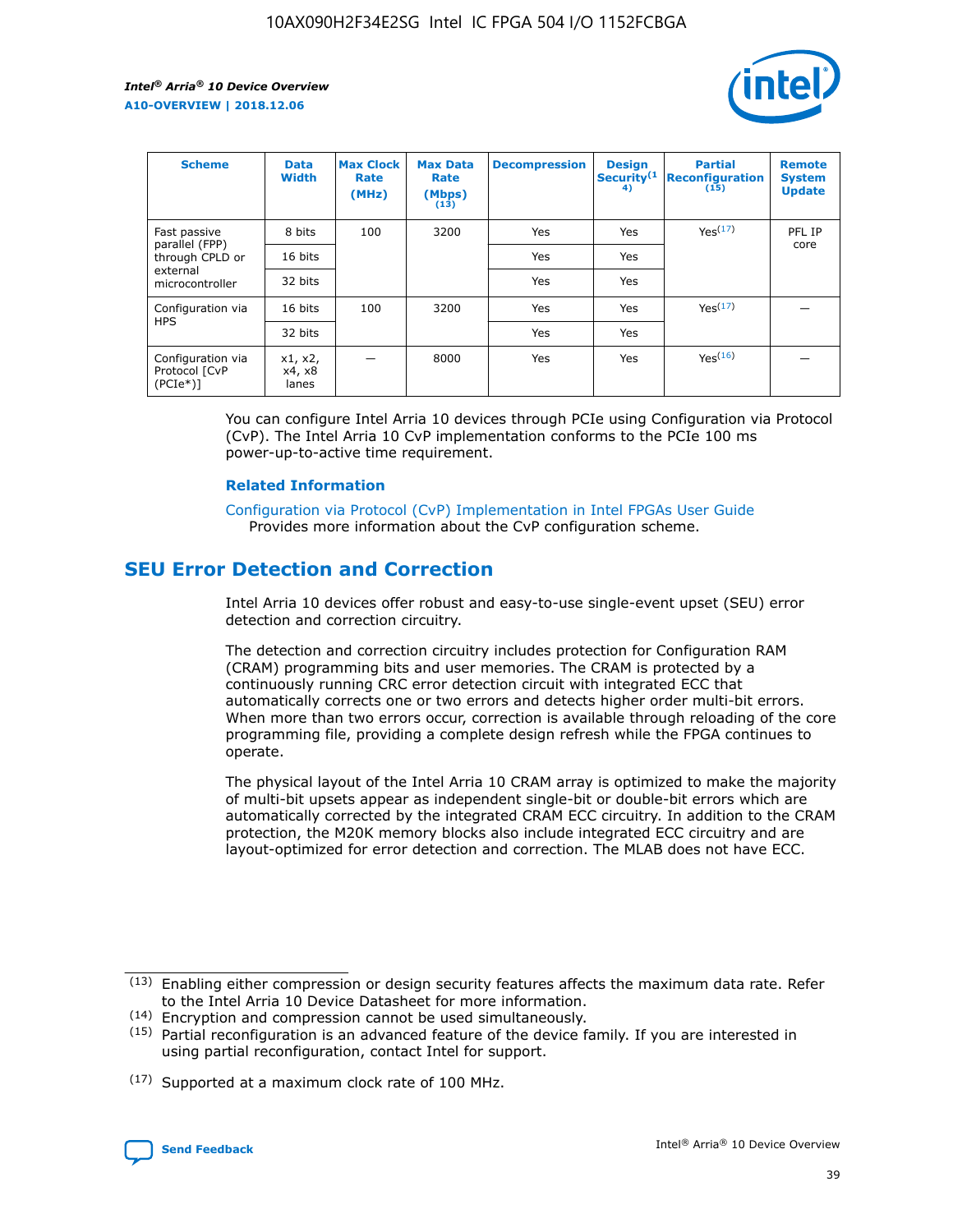| Scheme | Data Width | Max Clock Rate (MHz) | Max Data Rate (Mbps) (13) | Decompression | Design Security(14) | Partial Reconfiguration (15) | Remote System Update |
| --- | --- | --- | --- | --- | --- | --- | --- |
| Fast passive parallel (FPP) through CPLD or external microcontroller | 8 bits | 100 | 3200 | Yes | Yes | Yes(17) | PFL IP core |
| | 16 bits | | | Yes | Yes | | |
| | 32 bits | | | Yes | Yes | | |
| Configuration via HPS | 16 bits | 100 | 3200 | Yes | Yes | Yes(17) | — |
| | 32 bits | | | Yes | Yes | | |
| Configuration via Protocol [CvP (PCIe*)] | x1, x2, x4, x8 lanes | — | 8000 | Yes | Yes | Yes(16) | — |

You can configure Intel Arria 10 devices through PCIe using Configuration via Protocol (CvP). The Intel Arria 10 CvP implementation conforms to the PCIe 100 ms power-up-to-active time requirement.

**Related Information**

Configuration via Protocol (CvP) Implementation in Intel FPGAs User Guide
Provides more information about the CvP configuration scheme.

## SEU Error Detection and Correction

Intel Arria 10 devices offer robust and easy-to-use single-event upset (SEU) error detection and correction circuitry.

The detection and correction circuitry includes protection for Configuration RAM (CRAM) programming bits and user memories. The CRAM is protected by a continuously running CRC error detection circuit with integrated ECC that automatically corrects one or two errors and detects higher order multi-bit errors. When more than two errors occur, correction is available through reloading of the core programming file, providing a complete design refresh while the FPGA continues to operate.

The physical layout of the Intel Arria 10 CRAM array is optimized to make the majority of multi-bit upsets appear as independent single-bit or double-bit errors which are automatically corrected by the integrated CRAM ECC circuitry. In addition to the CRAM protection, the M20K memory blocks also include integrated ECC circuitry and are layout-optimized for error detection and correction. The MLAB does not have ECC.

(13) Enabling either compression or design security features affects the maximum data rate. Refer to the Intel Arria 10 Device Datasheet for more information.

(14) Encryption and compression cannot be used simultaneously.

(15) Partial reconfiguration is an advanced feature of the device family. If you are interested in using partial reconfiguration, contact Intel for support.

(17) Supported at a maximum clock rate of 100 MHz.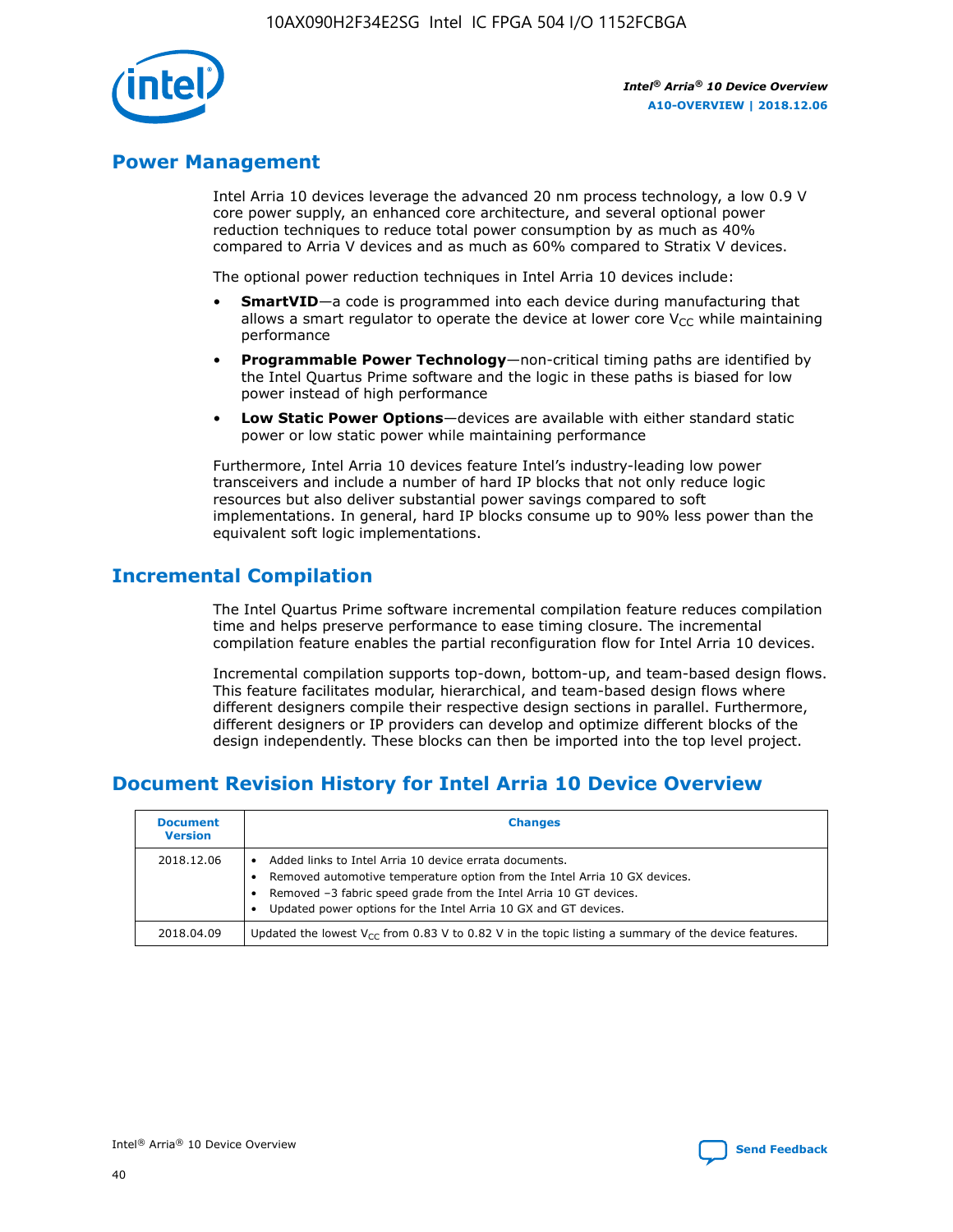## Power Management

Intel Arria 10 devices leverage the advanced 20 nm process technology, a low 0.9 V core power supply, an enhanced core architecture, and several optional power reduction techniques to reduce total power consumption by as much as 40% compared to Arria V devices and as much as 60% compared to Stratix V devices.

The optional power reduction techniques in Intel Arria 10 devices include:

- **SmartVID**—a code is programmed into each device during manufacturing that allows a smart regulator to operate the device at lower core $V_{CC}$ while maintaining performance
- **Programmable Power Technology**—non-critical timing paths are identified by the Intel Quartus Prime software and the logic in these paths is biased for low power instead of high performance
- **Low Static Power Options**—devices are available with either standard static power or low static power while maintaining performance

Furthermore, Intel Arria 10 devices feature Intel's industry-leading low power transceivers and include a number of hard IP blocks that not only reduce logic resources but also deliver substantial power savings compared to soft implementations. In general, hard IP blocks consume up to 90% less power than the equivalent soft logic implementations.

## Incremental Compilation

The Intel Quartus Prime software incremental compilation feature reduces compilation time and helps preserve performance to ease timing closure. The incremental compilation feature enables the partial reconfiguration flow for Intel Arria 10 devices.

Incremental compilation supports top-down, bottom-up, and team-based design flows. This feature facilitates modular, hierarchical, and team-based design flows where different designers compile their respective design sections in parallel. Furthermore, different designers or IP providers can develop and optimize different blocks of the design independently. These blocks can then be imported into the top level project.

## Document Revision History for Intel Arria 10 Device Overview

| Document Version | Changes |
|---|---|
| 2018.12.06 | • Added links to Intel Arria 10 device errata documents.<br>• Removed automotive temperature option from the Intel Arria 10 GX devices.<br>• Removed –3 fabric speed grade from the Intel Arria 10 GT devices.<br>• Updated power options for the Intel Arria 10 GX and GT devices. |
| 2018.04.09 | Updated the lowest $V_{CC}$ from 0.83 V to 0.82 V in the topic listing a summary of the device features. |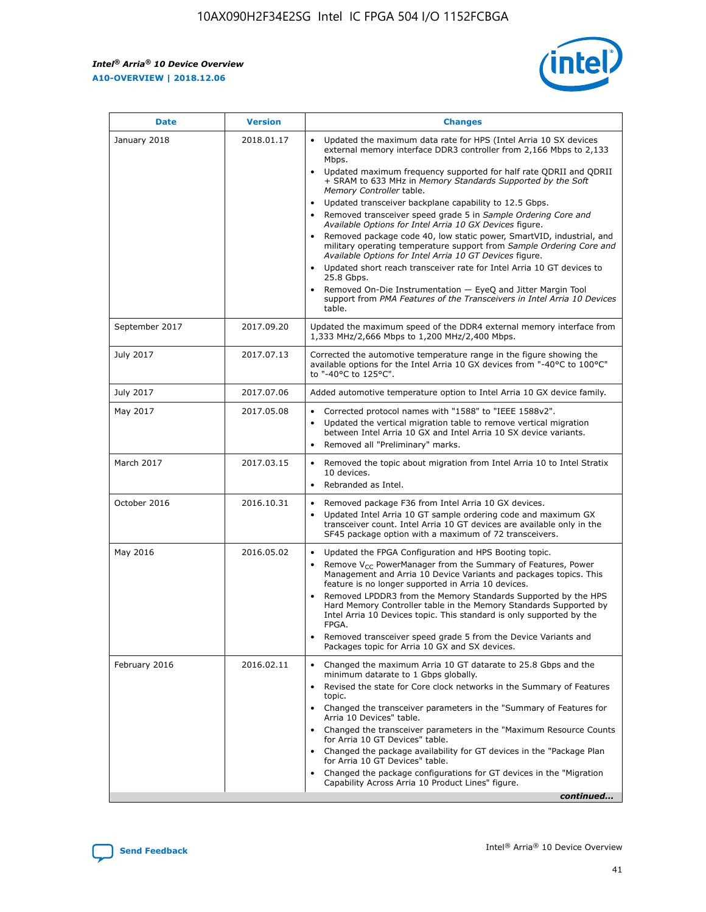| Date | Version | Changes |
| --- | --- | --- |
| January 2018 | 2018.01.17 | • Updated the maximum data rate for HPS (Intel Arria 10 SX devices external memory interface DDR3 controller from 2,166 Mbps to 2,133 Mbps.<br>• Updated maximum frequency supported for half rate QDRII and QDRII + SRAM to 633 MHz in *Memory Standards Supported by the Soft Memory Controller* table.<br>• Updated transceiver backplane capability to 12.5 Gbps.<br>• Removed transceiver speed grade 5 in *Sample Ordering Core and Available Options for Intel Arria 10 GX Devices* figure.<br>• Removed package code 40, low static power, SmartVID, industrial, and military operating temperature support from *Sample Ordering Core and Available Options for Intel Arria 10 GT Devices* figure.<br>• Updated short reach transceiver rate for Intel Arria 10 GT devices to 25.8 Gbps.<br>• Removed On-Die Instrumentation — EyeQ and Jitter Margin Tool support from *PMA Features of the Transceivers in Intel Arria 10 Devices* table. |
| September 2017 | 2017.09.20 | Updated the maximum speed of the DDR4 external memory interface from 1,333 MHz/2,666 Mbps to 1,200 MHz/2,400 Mbps. |
| July 2017 | 2017.07.13 | Corrected the automotive temperature range in the figure showing the available options for the Intel Arria 10 GX devices from "-40°C to 100°C" to "-40°C to 125°C". |
| July 2017 | 2017.07.06 | Added automotive temperature option to Intel Arria 10 GX device family. |
| May 2017 | 2017.05.08 | • Corrected protocol names with "1588" to "IEEE 1588v2".<br>• Updated the vertical migration table to remove vertical migration between Intel Arria 10 GX and Intel Arria 10 SX device variants.<br>• Removed all "Preliminary" marks. |
| March 2017 | 2017.03.15 | • Removed the topic about migration from Intel Arria 10 to Intel Stratix 10 devices.<br>• Rebranded as Intel. |
| October 2016 | 2016.10.31 | • Removed package F36 from Intel Arria 10 GX devices.<br>• Updated Intel Arria 10 GT sample ordering code and maximum GX transceiver count. Intel Arria 10 GT devices are available only in the SF45 package option with a maximum of 72 transceivers. |
| May 2016 | 2016.05.02 | • Updated the FPGA Configuration and HPS Booting topic.<br>• Remove $V_{CC}$ PowerManager from the Summary of Features, Power Management and Arria 10 Device Variants and packages topics. This feature is no longer supported in Arria 10 devices.<br>• Removed LPDDR3 from the Memory Standards Supported by the HPS Hard Memory Controller table in the Memory Standards Supported by Intel Arria 10 Devices topic. This standard is only supported by the FPGA.<br>• Removed transceiver speed grade 5 from the Device Variants and Packages topic for Arria 10 GX and SX devices. |
| February 2016 | 2016.02.11 | • Changed the maximum Arria 10 GT datarate to 25.8 Gbps and the minimum datarate to 1 Gbps globally.<br>• Revised the state for Core clock networks in the Summary of Features topic.<br>• Changed the transceiver parameters in the "Summary of Features for Arria 10 Devices" table.<br>• Changed the transceiver parameters in the "Maximum Resource Counts for Arria 10 GT Devices" table.<br>• Changed the package availability for GT devices in the "Package Plan for Arria 10 GT Devices" table.<br>• Changed the package configurations for GT devices in the "Migration Capability Across Arria 10 Product Lines" figure. |

*continued...*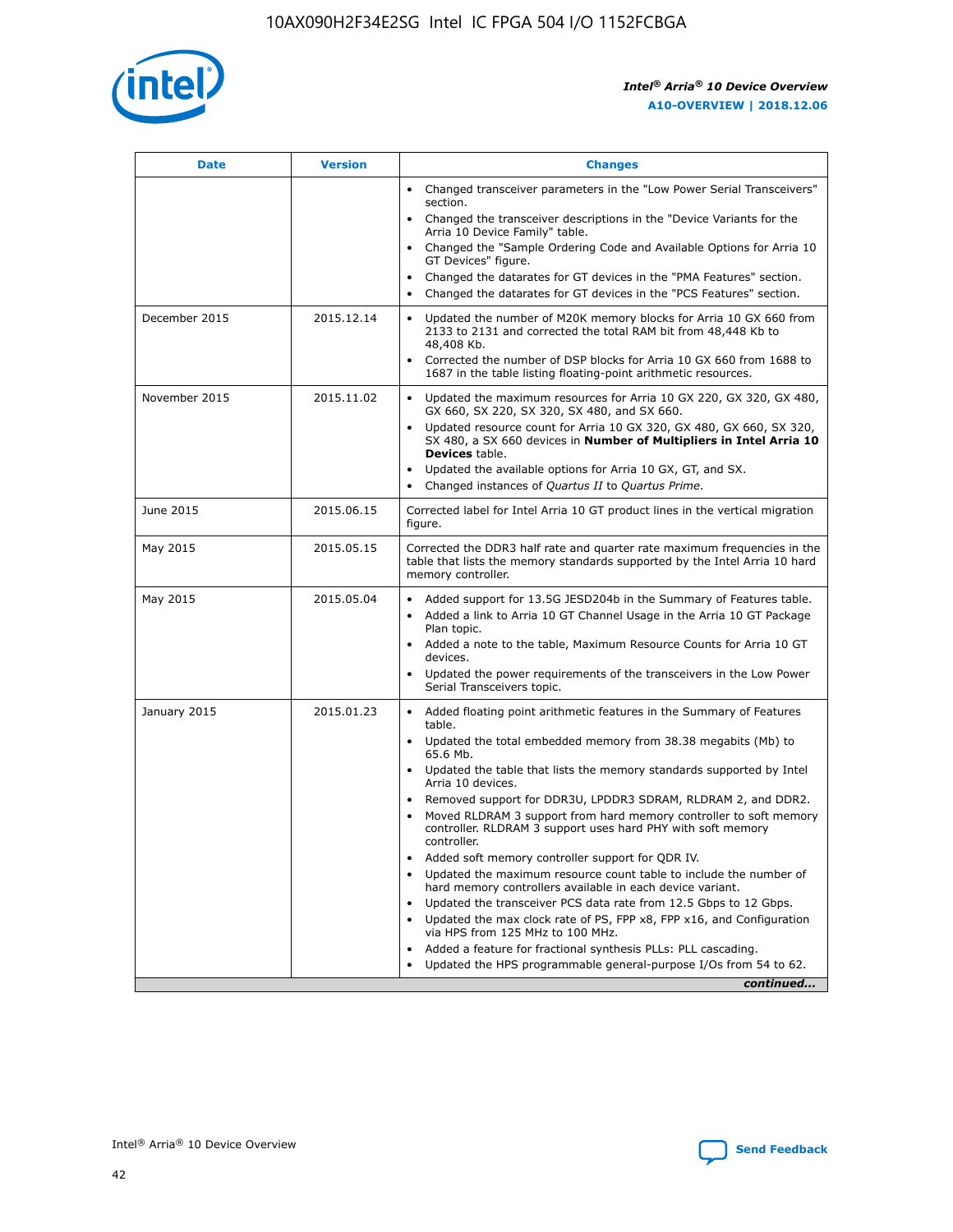| Date | Version | Changes |
| --- | --- | --- |
| | | • Changed transceiver parameters in the "Low Power Serial Transceivers" section.<br>• Changed the transceiver descriptions in the "Device Variants for the Arria 10 Device Family" table.<br>• Changed the "Sample Ordering Code and Available Options for Arria 10 GT Devices" figure.<br>• Changed the datarates for GT devices in the "PMA Features" section.<br>• Changed the datarates for GT devices in the "PCS Features" section. |
| December 2015 | 2015.12.14 | • Updated the number of M20K memory blocks for Arria 10 GX 660 from 2133 to 2131 and corrected the total RAM bit from 48,448 Kb to 48,408 Kb.<br>• Corrected the number of DSP blocks for Arria 10 GX 660 from 1688 to 1687 in the table listing floating-point arithmetic resources. |
| November 2015 | 2015.11.02 | • Updated the maximum resources for Arria 10 GX 220, GX 320, GX 480, GX 660, SX 220, SX 320, SX 480, and SX 660.<br>• Updated resource count for Arria 10 GX 320, GX 480, GX 660, SX 320, SX 480, a SX 660 devices in **Number of Multipliers in Intel Arria 10 Devices** table.<br>• Updated the available options for Arria 10 GX, GT, and SX.<br>• Changed instances of *Quartus II* to *Quartus Prime*. |
| June 2015 | 2015.06.15 | Corrected label for Intel Arria 10 GT product lines in the vertical migration figure. |
| May 2015 | 2015.05.15 | Corrected the DDR3 half rate and quarter rate maximum frequencies in the table that lists the memory standards supported by the Intel Arria 10 hard memory controller. |
| May 2015 | 2015.05.04 | • Added support for 13.5G JESD204b in the Summary of Features table.<br>• Added a link to Arria 10 GT Channel Usage in the Arria 10 GT Package Plan topic.<br>• Added a note to the table, Maximum Resource Counts for Arria 10 GT devices.<br>• Updated the power requirements of the transceivers in the Low Power Serial Transceivers topic. |
| January 2015 | 2015.01.23 | • Added floating point arithmetic features in the Summary of Features table.<br>• Updated the total embedded memory from 38.38 megabits (Mb) to 65.6 Mb.<br>• Updated the table that lists the memory standards supported by Intel Arria 10 devices.<br>• Removed support for DDR3U, LPDDR3 SDRAM, RLDRAM 2, and DDR2.<br>• Moved RLDRAM 3 support from hard memory controller to soft memory controller. RLDRAM 3 support uses hard PHY with soft memory controller.<br>• Added soft memory controller support for QDR IV.<br>• Updated the maximum resource count table to include the number of hard memory controllers available in each device variant.<br>• Updated the transceiver PCS data rate from 12.5 Gbps to 12 Gbps.<br>• Updated the max clock rate of PS, FPP x8, FPP x16, and Configuration via HPS from 125 MHz to 100 MHz.<br>• Added a feature for fractional synthesis PLLs: PLL cascading.<br>• Updated the HPS programmable general-purpose I/Os from 54 to 62. |

*continued...*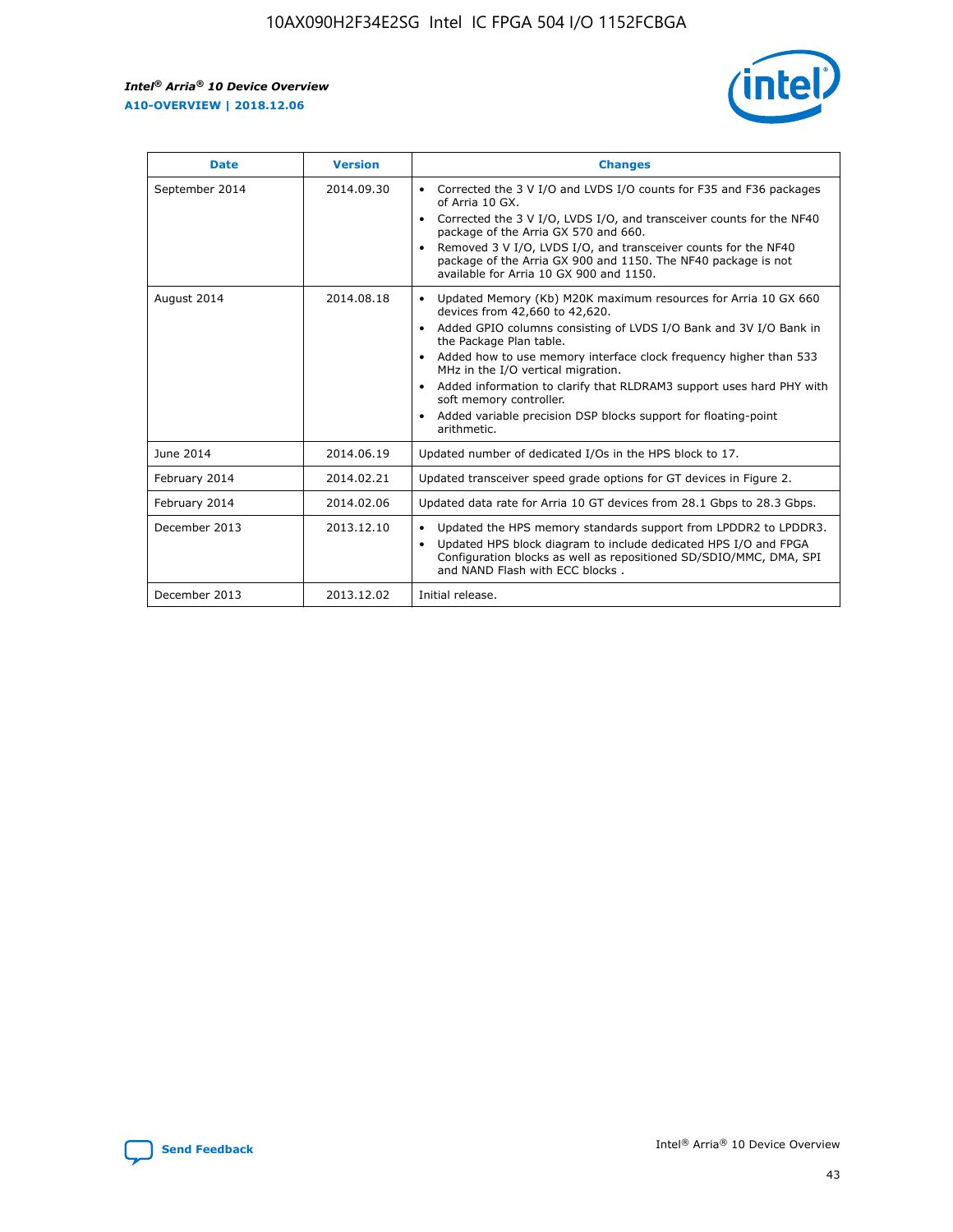| Date | Version | Changes |
| --- | --- | --- |
| September 2014 | 2014.09.30 | • Corrected the 3 V I/O and LVDS I/O counts for F35 and F36 packages of Arria 10 GX.<br>• Corrected the 3 V I/O, LVDS I/O, and transceiver counts for the NF40 package of the Arria GX 570 and 660.<br>• Removed 3 V I/O, LVDS I/O, and transceiver counts for the NF40 package of the Arria GX 900 and 1150. The NF40 package is not available for Arria 10 GX 900 and 1150. |
| August 2014 | 2014.08.18 | • Updated Memory (Kb) M20K maximum resources for Arria 10 GX 660 devices from 42,660 to 42,620.<br>• Added GPIO columns consisting of LVDS I/O Bank and 3V I/O Bank in the Package Plan table.<br>• Added how to use memory interface clock frequency higher than 533 MHz in the I/O vertical migration.<br>• Added information to clarify that RLDRAM3 support uses hard PHY with soft memory controller.<br>• Added variable precision DSP blocks support for floating-point arithmetic. |
| June 2014 | 2014.06.19 | Updated number of dedicated I/Os in the HPS block to 17. |
| February 2014 | 2014.02.21 | Updated transceiver speed grade options for GT devices in Figure 2. |
| February 2014 | 2014.02.06 | Updated data rate for Arria 10 GT devices from 28.1 Gbps to 28.3 Gbps. |
| December 2013 | 2013.12.10 | • Updated the HPS memory standards support from LPDDR2 to LPDDR3.<br>• Updated HPS block diagram to include dedicated HPS I/O and FPGA Configuration blocks as well as repositioned SD/SDIO/MMC, DMA, SPI and NAND Flash with ECC blocks . |
| December 2013 | 2013.12.02 | Initial release. |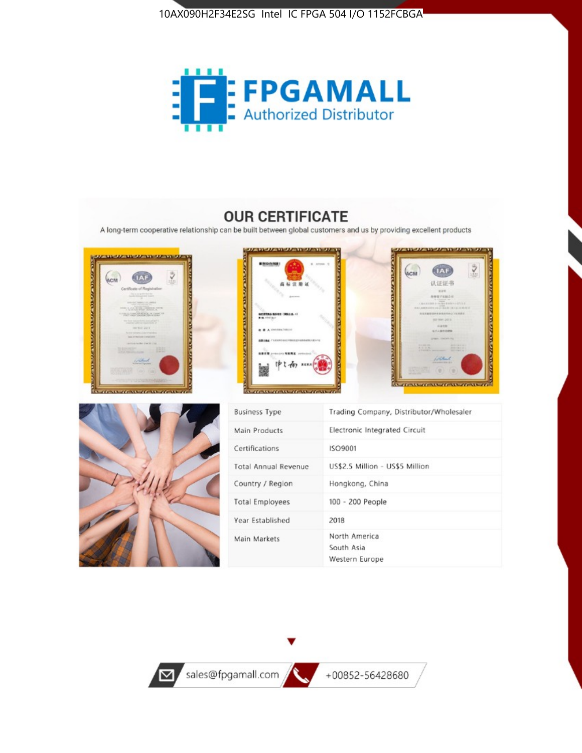10AX090H2F34E2SG Intel IC FPGA 504 I/O 1152FCBGA

FPGAMALL
Authorized Distributor

## OUR CERTIFICATE

A long-term cooperative relationship can be built between global customers and us by providing excellent products

| | |
|---|---|
| Business Type | Trading Company, Distributor/Wholesaler |
| Main Products | Electronic Integrated Circuit |
| Certifications | ISO9001 |
| Total Annual Revenue | US$2.5 Million - US$5 Million |
| Country / Region | Hongkong, China |
| Total Employees | 100 - 200 People |
| Year Established | 2018 |
| Main Markets | North America<br>South Asia<br>Western Europe |

sales@fpgamall.com

+00852-56428680